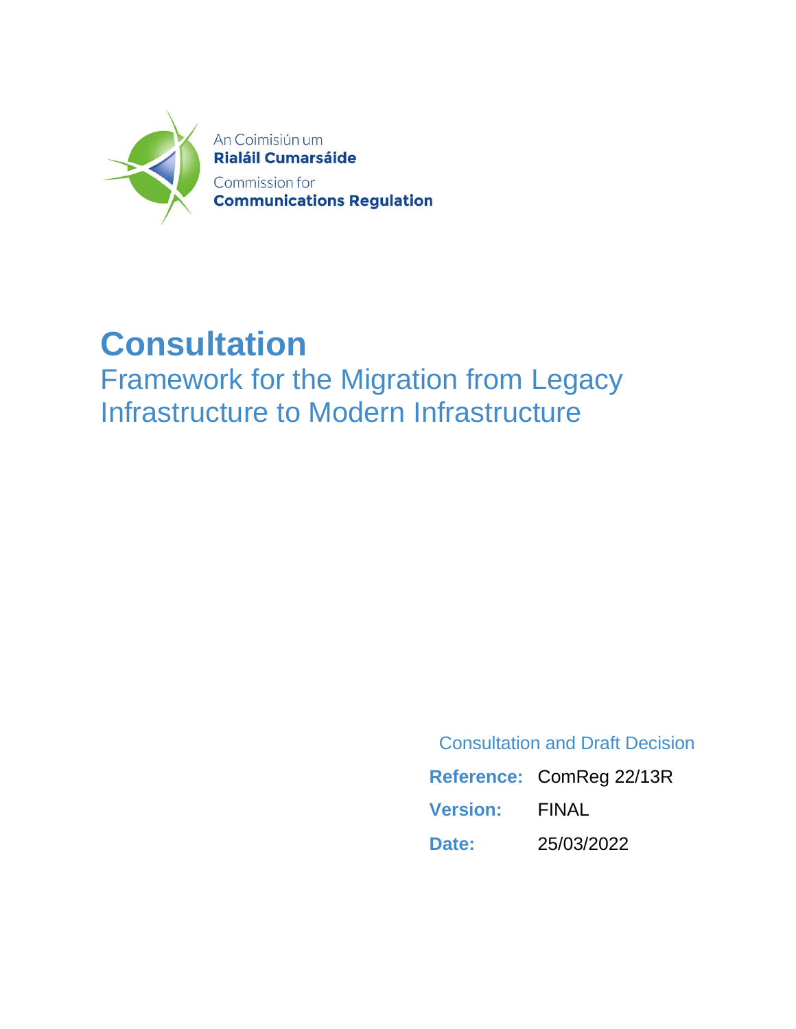An Coimisiún um
**Rialáil Cumarsáide**
Commission for
**Communications Regulation**

# Consultation

## Framework for the Migration from Legacy Infrastructure to Modern Infrastructure

Consultation and Draft Decision

| | |
|---|---|
| **Reference:** | ComReg 22/13R |
| **Version:** | FINAL |
| **Date:** | 25/03/2022 |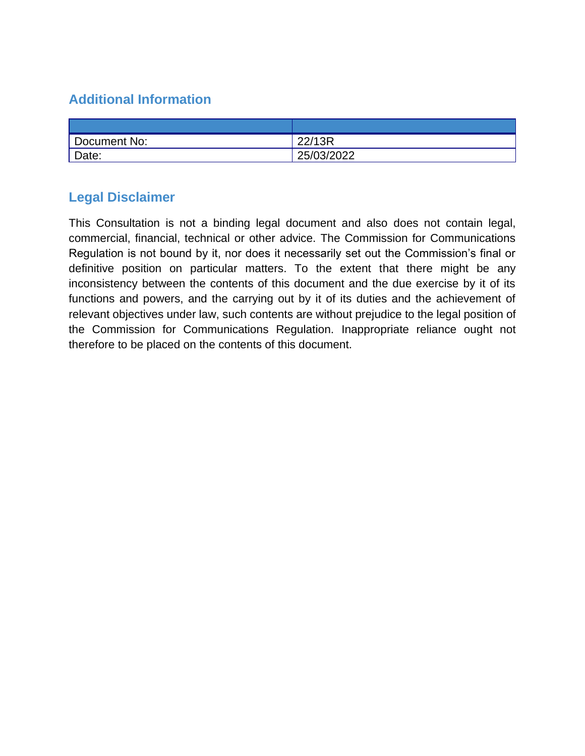## Additional Information

| | |
|---|---|
| Document No: | 22/13R |
| Date: | 25/03/2022 |

## Legal Disclaimer

This Consultation is not a binding legal document and also does not contain legal, commercial, financial, technical or other advice. The Commission for Communications Regulation is not bound by it, nor does it necessarily set out the Commission's final or definitive position on particular matters. To the extent that there might be any inconsistency between the contents of this document and the due exercise by it of its functions and powers, and the carrying out by it of its duties and the achievement of relevant objectives under law, such contents are without prejudice to the legal position of the Commission for Communications Regulation. Inappropriate reliance ought not therefore to be placed on the contents of this document.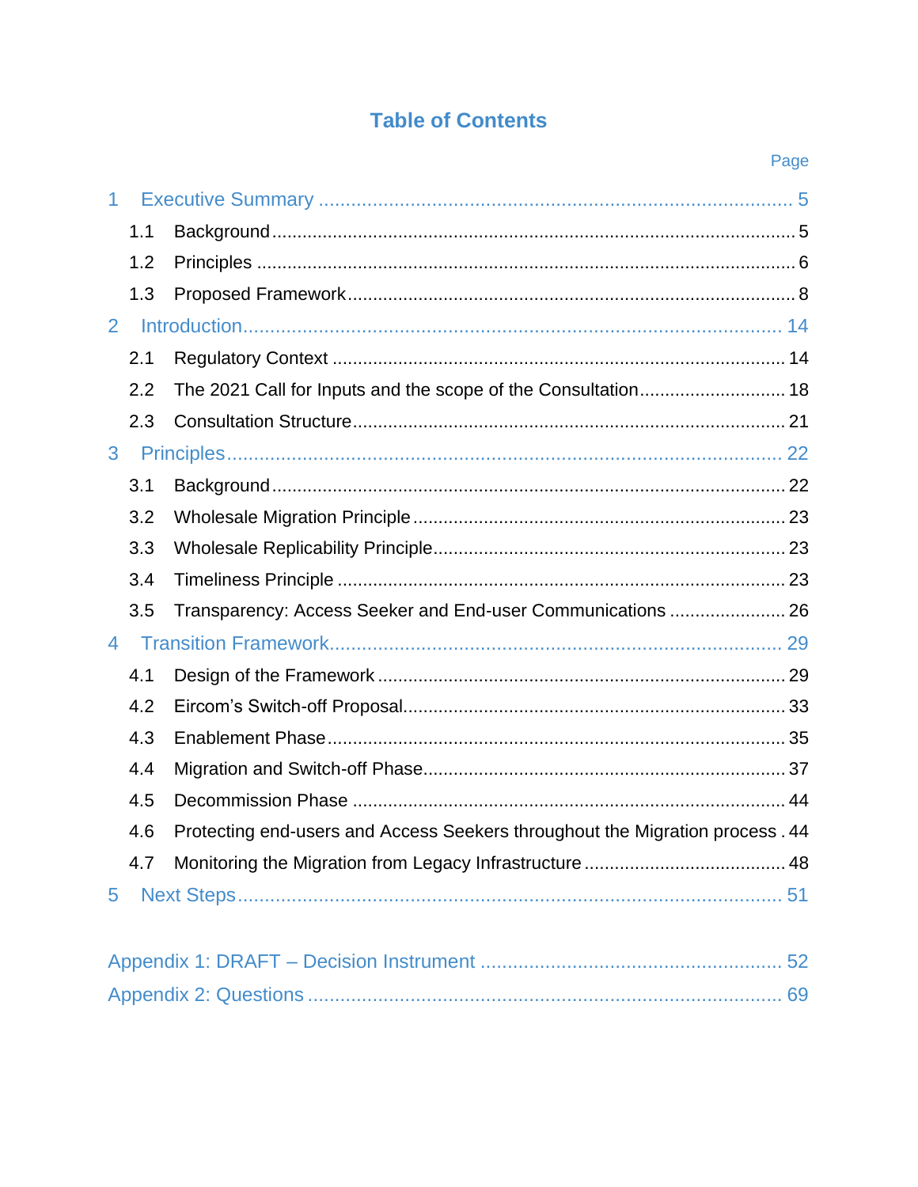# Table of Contents

Page

1 Executive Summary ............................................................................ 5

1.1 Background ............................................................................................ 5

1.2 Principles ................................................................................................ 6

1.3 Proposed Framework ............................................................................. 8

2 Introduction .......................................................................................... 14

2.1 Regulatory Context ............................................................................... 14

2.2 The 2021 Call for Inputs and the scope of the Consultation ................. 18

2.3 Consultation Structure ........................................................................... 21

3 Principles .............................................................................................. 22

3.1 Background ............................................................................................ 22

3.2 Wholesale Migration Principle ............................................................... 23

3.3 Wholesale Replicability Principle ........................................................... 23

3.4 Timeliness Principle ............................................................................... 23

3.5 Transparency: Access Seeker and End-user Communications ............. 26

4 Transition Framework ........................................................................... 29

4.1 Design of the Framework ....................................................................... 29

4.2 Eircom's Switch-off Proposal .................................................................. 33

4.3 Enablement Phase ................................................................................. 35

4.4 Migration and Switch-off Phase ............................................................. 37

4.5 Decommission Phase ............................................................................ 44

4.6 Protecting end-users and Access Seekers throughout the Migration process . 44

4.7 Monitoring the Migration from Legacy Infrastructure .............................. 48

5 Next Steps ............................................................................................. 51

Appendix 1: DRAFT – Decision Instrument .............................................. 52

Appendix 2: Questions ............................................................................... 69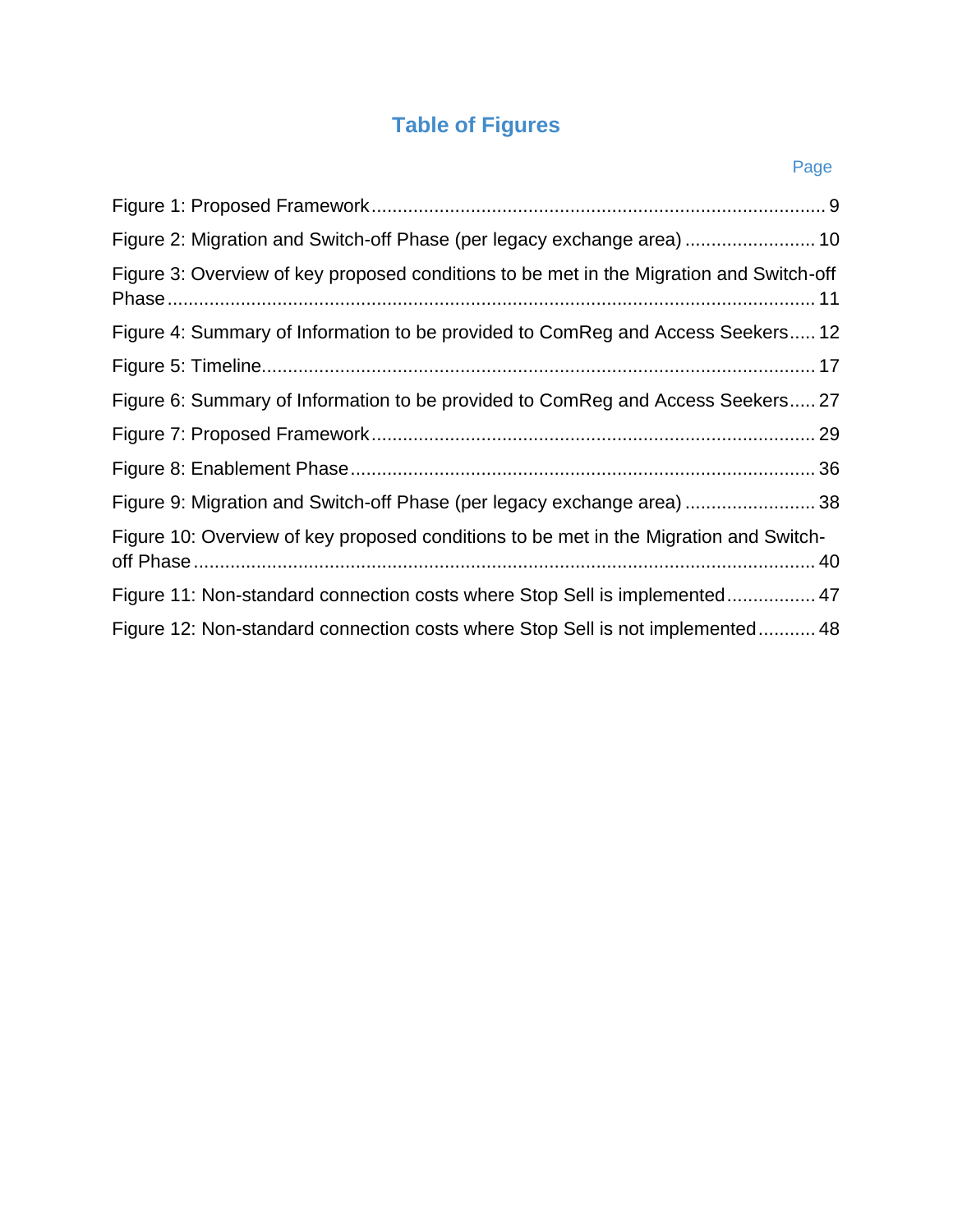# Table of Figures

| | Page |
|---|---|
| Figure 1: Proposed Framework | 9 |
| Figure 2: Migration and Switch-off Phase (per legacy exchange area) | 10 |
| Figure 3: Overview of key proposed conditions to be met in the Migration and Switch-off Phase | 11 |
| Figure 4: Summary of Information to be provided to ComReg and Access Seekers | 12 |
| Figure 5: Timeline | 17 |
| Figure 6: Summary of Information to be provided to ComReg and Access Seekers | 27 |
| Figure 7: Proposed Framework | 29 |
| Figure 8: Enablement Phase | 36 |
| Figure 9: Migration and Switch-off Phase (per legacy exchange area) | 38 |
| Figure 10: Overview of key proposed conditions to be met in the Migration and Switch-off Phase | 40 |
| Figure 11: Non-standard connection costs where Stop Sell is implemented | 47 |
| Figure 12: Non-standard connection costs where Stop Sell is not implemented | 48 |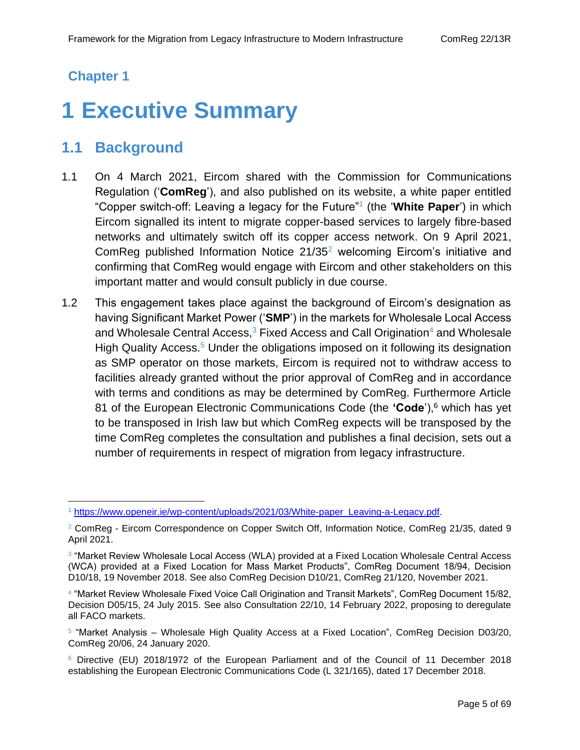## Chapter 1

# 1 Executive Summary

## 1.1 Background

1.1 On 4 March 2021, Eircom shared with the Commission for Communications Regulation ('**ComReg**'), and also published on its website, a white paper entitled "Copper switch-off: Leaving a legacy for the Future"[1] (the '**White Paper**') in which Eircom signalled its intent to migrate copper-based services to largely fibre-based networks and ultimately switch off its copper access network. On 9 April 2021, ComReg published Information Notice 21/35[2] welcoming Eircom's initiative and confirming that ComReg would engage with Eircom and other stakeholders on this important matter and would consult publicly in due course.

1.2 This engagement takes place against the background of Eircom's designation as having Significant Market Power ('**SMP**') in the markets for Wholesale Local Access and Wholesale Central Access,[3] Fixed Access and Call Origination[4] and Wholesale High Quality Access.[5] Under the obligations imposed on it following its designation as SMP operator on those markets, Eircom is required not to withdraw access to facilities already granted without the prior approval of ComReg and in accordance with terms and conditions as may be determined by ComReg. Furthermore Article 81 of the European Electronic Communications Code (the **'Code'**),[6] which has yet to be transposed in Irish law but which ComReg expects will be transposed by the time ComReg completes the consultation and publishes a final decision, sets out a number of requirements in respect of migration from legacy infrastructure.

---

[1] https://www.openeir.ie/wp-content/uploads/2021/03/White-paper_Leaving-a-Legacy.pdf.

[2] ComReg - Eircom Correspondence on Copper Switch Off, Information Notice, ComReg 21/35, dated 9 April 2021.

[3] "Market Review Wholesale Local Access (WLA) provided at a Fixed Location Wholesale Central Access (WCA) provided at a Fixed Location for Mass Market Products", ComReg Document 18/94, Decision D10/18, 19 November 2018. See also ComReg Decision D10/21, ComReg 21/120, November 2021.

[4] "Market Review Wholesale Fixed Voice Call Origination and Transit Markets", ComReg Document 15/82, Decision D05/15, 24 July 2015. See also Consultation 22/10, 14 February 2022, proposing to deregulate all FACO markets.

[5] "Market Analysis – Wholesale High Quality Access at a Fixed Location", ComReg Decision D03/20, ComReg 20/06, 24 January 2020.

[6] Directive (EU) 2018/1972 of the European Parliament and of the Council of 11 December 2018 establishing the European Electronic Communications Code (L 321/165), dated 17 December 2018.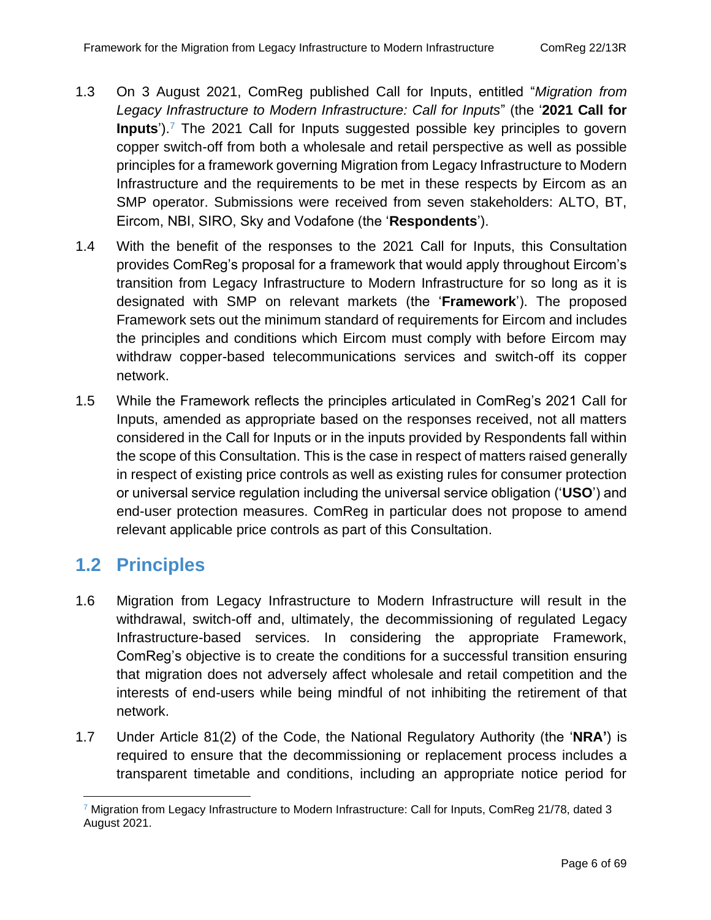1.3 On 3 August 2021, ComReg published Call for Inputs, entitled "*Migration from Legacy Infrastructure to Modern Infrastructure: Call for Inputs*" (the '**2021 Call for Inputs**').[7] The 2021 Call for Inputs suggested possible key principles to govern copper switch-off from both a wholesale and retail perspective as well as possible principles for a framework governing Migration from Legacy Infrastructure to Modern Infrastructure and the requirements to be met in these respects by Eircom as an SMP operator. Submissions were received from seven stakeholders: ALTO, BT, Eircom, NBI, SIRO, Sky and Vodafone (the '**Respondents**').

1.4 With the benefit of the responses to the 2021 Call for Inputs, this Consultation provides ComReg's proposal for a framework that would apply throughout Eircom's transition from Legacy Infrastructure to Modern Infrastructure for so long as it is designated with SMP on relevant markets (the '**Framework**'). The proposed Framework sets out the minimum standard of requirements for Eircom and includes the principles and conditions which Eircom must comply with before Eircom may withdraw copper-based telecommunications services and switch-off its copper network.

1.5 While the Framework reflects the principles articulated in ComReg's 2021 Call for Inputs, amended as appropriate based on the responses received, not all matters considered in the Call for Inputs or in the inputs provided by Respondents fall within the scope of this Consultation. This is the case in respect of matters raised generally in respect of existing price controls as well as existing rules for consumer protection or universal service regulation including the universal service obligation ('**USO**') and end-user protection measures. ComReg in particular does not propose to amend relevant applicable price controls as part of this Consultation.

## 1.2 Principles

1.6 Migration from Legacy Infrastructure to Modern Infrastructure will result in the withdrawal, switch-off and, ultimately, the decommissioning of regulated Legacy Infrastructure-based services. In considering the appropriate Framework, ComReg's objective is to create the conditions for a successful transition ensuring that migration does not adversely affect wholesale and retail competition and the interests of end-users while being mindful of not inhibiting the retirement of that network.

1.7 Under Article 81(2) of the Code, the National Regulatory Authority (the '**NRA'**) is required to ensure that the decommissioning or replacement process includes a transparent timetable and conditions, including an appropriate notice period for

[7] Migration from Legacy Infrastructure to Modern Infrastructure: Call for Inputs, ComReg 21/78, dated 3 August 2021.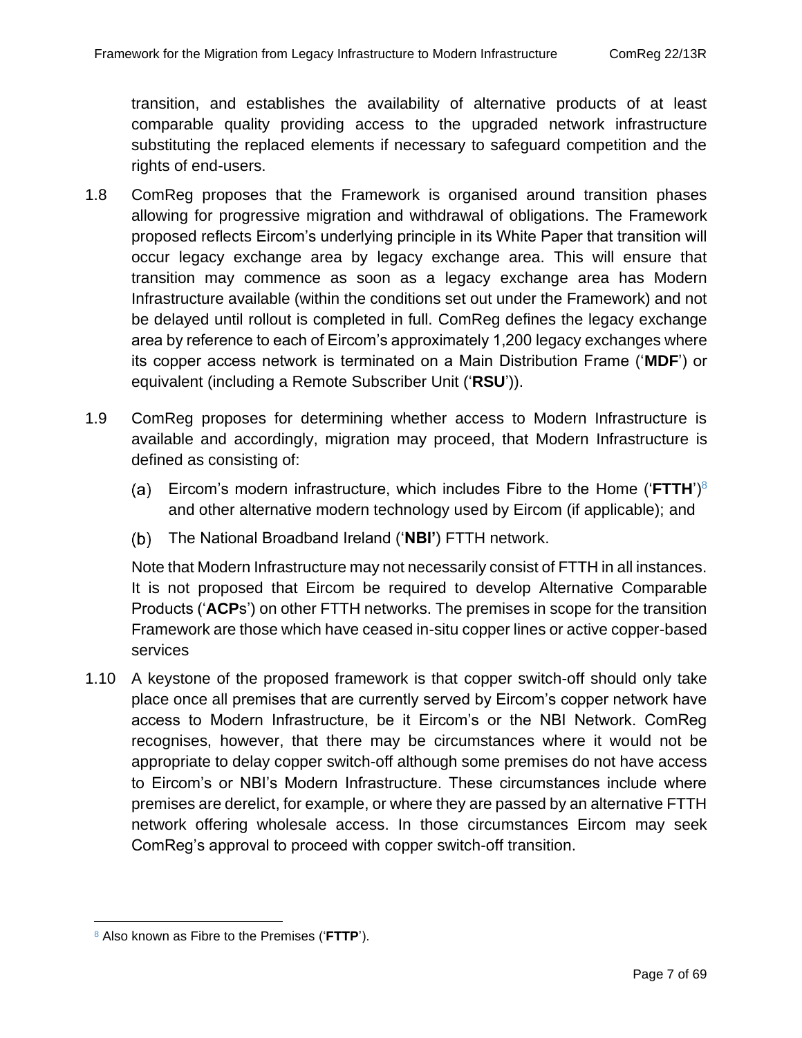transition, and establishes the availability of alternative products of at least comparable quality providing access to the upgraded network infrastructure substituting the replaced elements if necessary to safeguard competition and the rights of end-users.

1.8 ComReg proposes that the Framework is organised around transition phases allowing for progressive migration and withdrawal of obligations. The Framework proposed reflects Eircom's underlying principle in its White Paper that transition will occur legacy exchange area by legacy exchange area. This will ensure that transition may commence as soon as a legacy exchange area has Modern Infrastructure available (within the conditions set out under the Framework) and not be delayed until rollout is completed in full. ComReg defines the legacy exchange area by reference to each of Eircom's approximately 1,200 legacy exchanges where its copper access network is terminated on a Main Distribution Frame ('**MDF**') or equivalent (including a Remote Subscriber Unit ('**RSU**')).

1.9 ComReg proposes for determining whether access to Modern Infrastructure is available and accordingly, migration may proceed, that Modern Infrastructure is defined as consisting of:

(a) Eircom's modern infrastructure, which includes Fibre to the Home ('**FTTH**')[8] and other alternative modern technology used by Eircom (if applicable); and

(b) The National Broadband Ireland ('**NBI'**) FTTH network.

Note that Modern Infrastructure may not necessarily consist of FTTH in all instances. It is not proposed that Eircom be required to develop Alternative Comparable Products ('**ACPs**') on other FTTH networks. The premises in scope for the transition Framework are those which have ceased in-situ copper lines or active copper-based services

1.10 A keystone of the proposed framework is that copper switch-off should only take place once all premises that are currently served by Eircom's copper network have access to Modern Infrastructure, be it Eircom's or the NBI Network. ComReg recognises, however, that there may be circumstances where it would not be appropriate to delay copper switch-off although some premises do not have access to Eircom's or NBI's Modern Infrastructure. These circumstances include where premises are derelict, for example, or where they are passed by an alternative FTTH network offering wholesale access. In those circumstances Eircom may seek ComReg's approval to proceed with copper switch-off transition.

[8] Also known as Fibre to the Premises ('**FTTP**').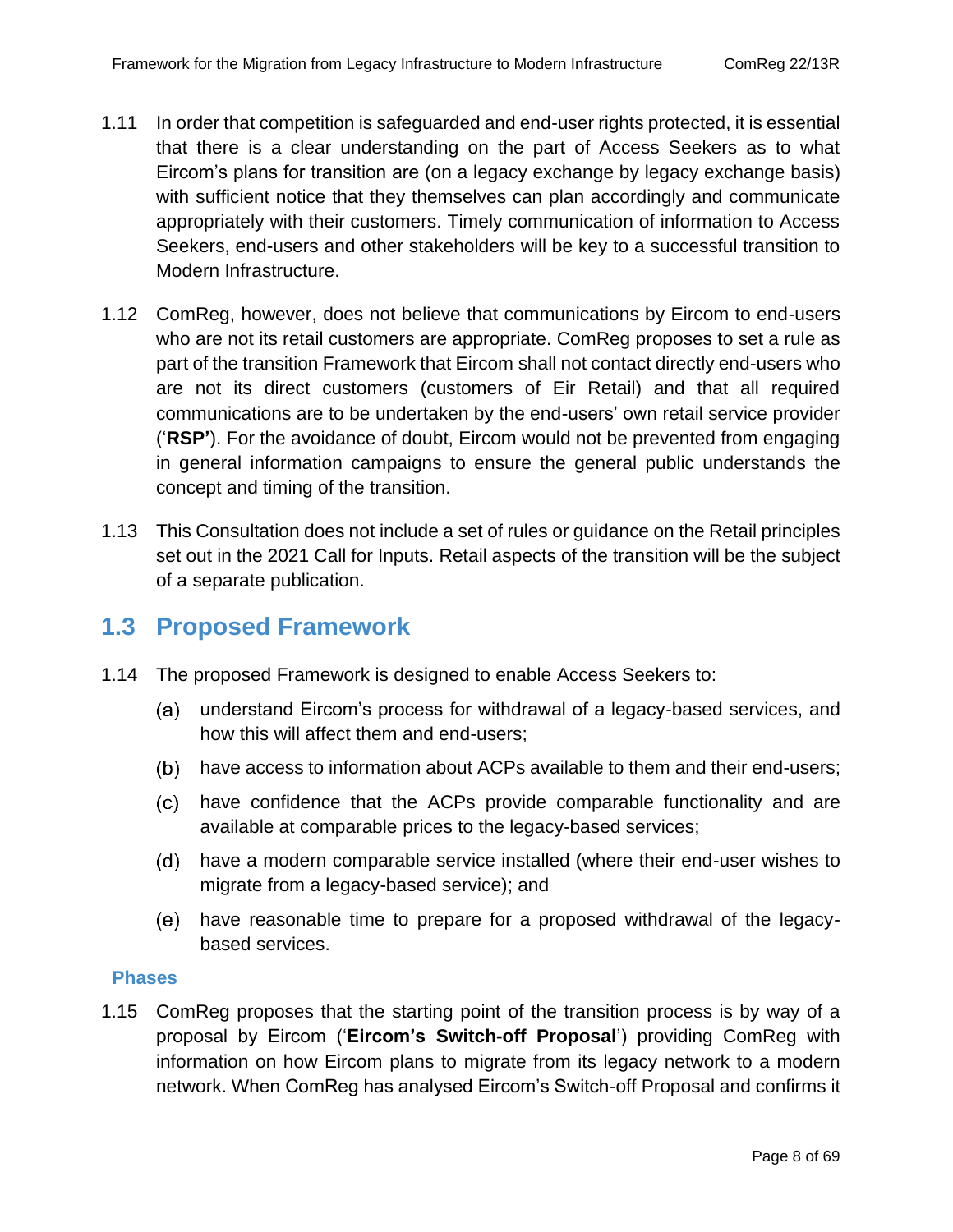1.11 In order that competition is safeguarded and end-user rights protected, it is essential that there is a clear understanding on the part of Access Seekers as to what Eircom's plans for transition are (on a legacy exchange by legacy exchange basis) with sufficient notice that they themselves can plan accordingly and communicate appropriately with their customers. Timely communication of information to Access Seekers, end-users and other stakeholders will be key to a successful transition to Modern Infrastructure.

1.12 ComReg, however, does not believe that communications by Eircom to end-users who are not its retail customers are appropriate. ComReg proposes to set a rule as part of the transition Framework that Eircom shall not contact directly end-users who are not its direct customers (customers of Eir Retail) and that all required communications are to be undertaken by the end-users' own retail service provider ('**RSP'**). For the avoidance of doubt, Eircom would not be prevented from engaging in general information campaigns to ensure the general public understands the concept and timing of the transition.

1.13 This Consultation does not include a set of rules or guidance on the Retail principles set out in the 2021 Call for Inputs. Retail aspects of the transition will be the subject of a separate publication.

## 1.3 Proposed Framework

1.14 The proposed Framework is designed to enable Access Seekers to:

(a) understand Eircom's process for withdrawal of a legacy-based services, and how this will affect them and end-users;

(b) have access to information about ACPs available to them and their end-users;

(c) have confidence that the ACPs provide comparable functionality and are available at comparable prices to the legacy-based services;

(d) have a modern comparable service installed (where their end-user wishes to migrate from a legacy-based service); and

(e) have reasonable time to prepare for a proposed withdrawal of the legacy-based services.

### Phases

1.15 ComReg proposes that the starting point of the transition process is by way of a proposal by Eircom ('**Eircom's Switch-off Proposal**') providing ComReg with information on how Eircom plans to migrate from its legacy network to a modern network. When ComReg has analysed Eircom's Switch-off Proposal and confirms it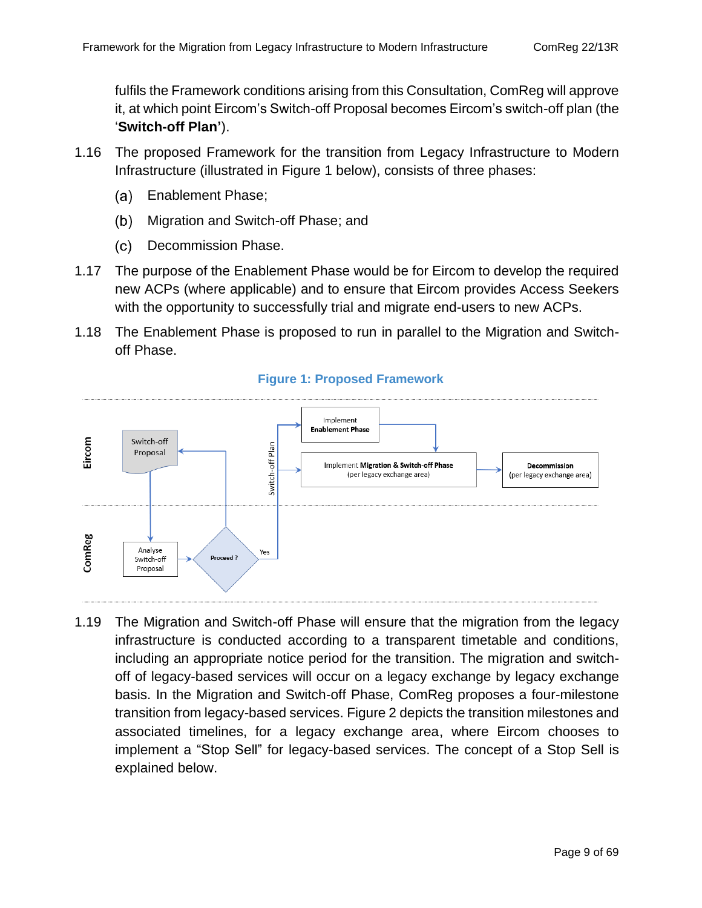fulfils the Framework conditions arising from this Consultation, ComReg will approve it, at which point Eircom's Switch-off Proposal becomes Eircom's switch-off plan (the '**Switch-off Plan'**).

1.16 The proposed Framework for the transition from Legacy Infrastructure to Modern Infrastructure (illustrated in Figure 1 below), consists of three phases:

   (a) Enablement Phase;

   (b) Migration and Switch-off Phase; and

   (c) Decommission Phase.

1.17 The purpose of the Enablement Phase would be for Eircom to develop the required new ACPs (where applicable) and to ensure that Eircom provides Access Seekers with the opportunity to successfully trial and migrate end-users to new ACPs.

1.18 The Enablement Phase is proposed to run in parallel to the Migration and Switch-off Phase.

**Figure 1: Proposed Framework**

1.19 The Migration and Switch-off Phase will ensure that the migration from the legacy infrastructure is conducted according to a transparent timetable and conditions, including an appropriate notice period for the transition. The migration and switch-off of legacy-based services will occur on a legacy exchange by legacy exchange basis. In the Migration and Switch-off Phase, ComReg proposes a four-milestone transition from legacy-based services. Figure 2 depicts the transition milestones and associated timelines, for a legacy exchange area, where Eircom chooses to implement a "Stop Sell" for legacy-based services. The concept of a Stop Sell is explained below.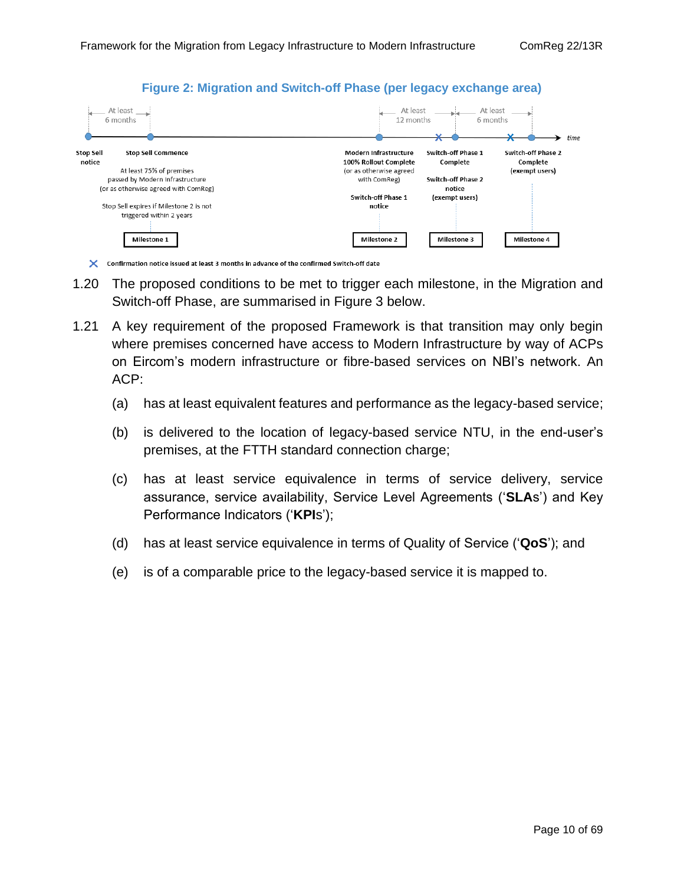**Figure 2: Migration and Switch-off Phase (per legacy exchange area)**

At least 6 months | At least 12 months | At least 6 months

Stop Sell notice

Stop Sell Commence — At least 75% of premises passed by Modern Infrastructure (or as otherwise agreed with ComReg). Stop Sell expires if Milestone 2 is not triggered within 2 years — Milestone 1

Modern Infrastructure 100% Rollout Complete (or as otherwise agreed with ComReg). Switch-off Phase 1 notice — Milestone 2

Switch-off Phase 1 Complete. Switch-off Phase 2 notice (exempt users) — Milestone 3

Switch-off Phase 2 Complete (exempt users) — Milestone 4

✕ Confirmation notice issued at least 3 months in advance of the confirmed Switch-off date

1.20 The proposed conditions to be met to trigger each milestone, in the Migration and Switch-off Phase, are summarised in Figure 3 below.

1.21 A key requirement of the proposed Framework is that transition may only begin where premises concerned have access to Modern Infrastructure by way of ACPs on Eircom's modern infrastructure or fibre-based services on NBI's network. An ACP:

(a) has at least equivalent features and performance as the legacy-based service;

(b) is delivered to the location of legacy-based service NTU, in the end-user's premises, at the FTTH standard connection charge;

(c) has at least service equivalence in terms of service delivery, service assurance, service availability, Service Level Agreements ('**SLA**s') and Key Performance Indicators ('**KPI**s');

(d) has at least service equivalence in terms of Quality of Service ('**QoS**'); and

(e) is of a comparable price to the legacy-based service it is mapped to.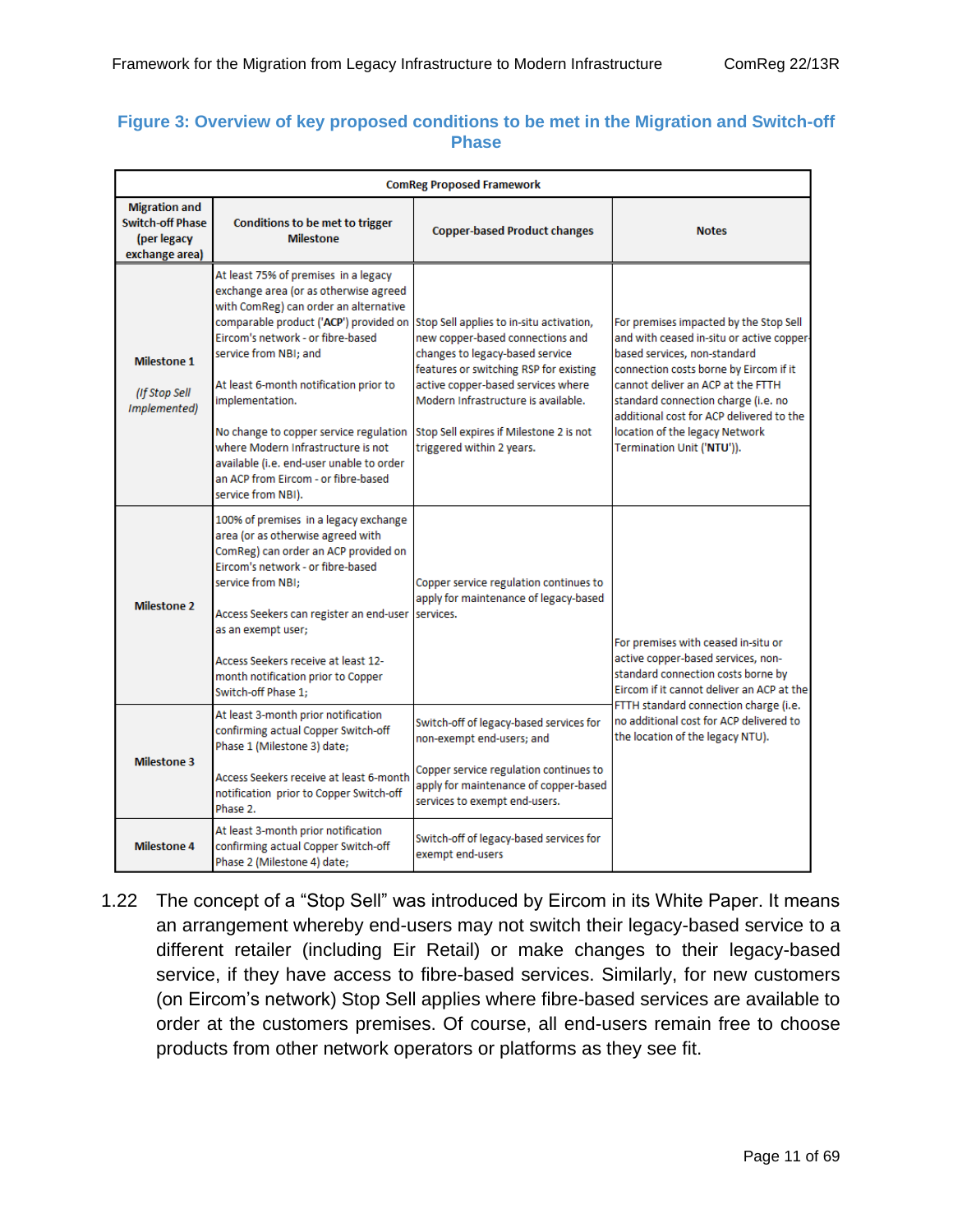**Figure 3: Overview of key proposed conditions to be met in the Migration and Switch-off Phase**

| ComReg Proposed Framework | | | |
|---|---|---|---|
| **Migration and Switch-off Phase (per legacy exchange area)** | **Conditions to be met to trigger Milestone** | **Copper-based Product changes** | **Notes** |
| **Milestone 1** *(If Stop Sell Implemented)* | At least 75% of premises in a legacy exchange area (or as otherwise agreed with ComReg) can order an alternative comparable product ('**ACP**') provided on Eircom's network - or fibre-based service from NBI; and<br><br>At least 6-month notification prior to implementation.<br><br>No change to copper service regulation where Modern Infrastructure is not available (i.e. end-user unable to order an ACP from Eircom - or fibre-based service from NBI). | Stop Sell applies to in-situ activation, new copper-based connections and changes to legacy-based service features or switching RSP for existing active copper-based services where Modern Infrastructure is available.<br><br>Stop Sell expires if Milestone 2 is not triggered within 2 years. | For premises impacted by the Stop Sell and with ceased in-situ or active copper-based services, non-standard connection costs borne by Eircom if it cannot deliver an ACP at the FTTH standard connection charge (i.e. no additional cost for ACP delivered to the location of the legacy Network Termination Unit ('**NTU**')). |
| **Milestone 2** | 100% of premises in a legacy exchange area (or as otherwise agreed with ComReg) can order an ACP provided on Eircom's network - or fibre-based service from NBI;<br><br>Access Seekers can register an end-user as an exempt user;<br><br>Access Seekers receive at least 12-month notification prior to Copper Switch-off Phase 1; | Copper service regulation continues to apply for maintenance of legacy-based services. | For premises with ceased in-situ or active copper-based services, non-standard connection costs borne by Eircom if it cannot deliver an ACP at the FTTH standard connection charge (i.e. no additional cost for ACP delivered to the location of the legacy NTU). |
| **Milestone 3** | At least 3-month prior notification confirming actual Copper Switch-off Phase 1 (Milestone 3) date;<br><br>Access Seekers receive at least 6-month notification prior to Copper Switch-off Phase 2. | Switch-off of legacy-based services for non-exempt end-users; and<br><br>Copper service regulation continues to apply for maintenance of copper-based services to exempt end-users. | |
| **Milestone 4** | At least 3-month prior notification confirming actual Copper Switch-off Phase 2 (Milestone 4) date; | Switch-off of legacy-based services for exempt end-users | |

1.22 The concept of a "Stop Sell" was introduced by Eircom in its White Paper. It means an arrangement whereby end-users may not switch their legacy-based service to a different retailer (including Eir Retail) or make changes to their legacy-based service, if they have access to fibre-based services. Similarly, for new customers (on Eircom's network) Stop Sell applies where fibre-based services are available to order at the customers premises. Of course, all end-users remain free to choose products from other network operators or platforms as they see fit.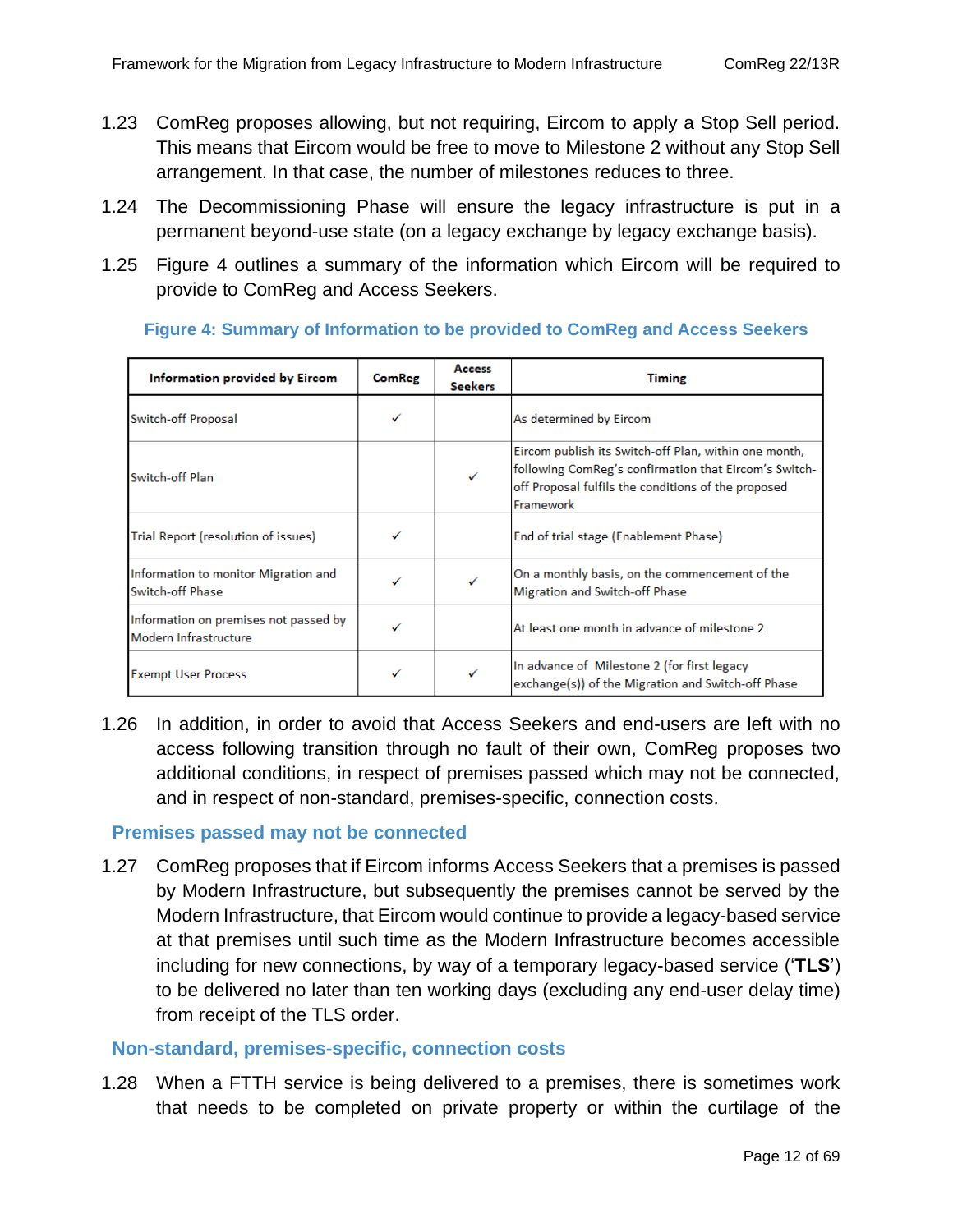1.23 ComReg proposes allowing, but not requiring, Eircom to apply a Stop Sell period. This means that Eircom would be free to move to Milestone 2 without any Stop Sell arrangement. In that case, the number of milestones reduces to three.

1.24 The Decommissioning Phase will ensure the legacy infrastructure is put in a permanent beyond-use state (on a legacy exchange by legacy exchange basis).

1.25 Figure 4 outlines a summary of the information which Eircom will be required to provide to ComReg and Access Seekers.

**Figure 4: Summary of Information to be provided to ComReg and Access Seekers**

| Information provided by Eircom | ComReg | Access Seekers | Timing |
|---|---|---|---|
| Switch-off Proposal | ✓ | | As determined by Eircom |
| Switch-off Plan | | ✓ | Eircom publish its Switch-off Plan, within one month, following ComReg's confirmation that Eircom's Switch-off Proposal fulfils the conditions of the proposed Framework |
| Trial Report (resolution of issues) | ✓ | | End of trial stage (Enablement Phase) |
| Information to monitor Migration and Switch-off Phase | ✓ | ✓ | On a monthly basis, on the commencement of the Migration and Switch-off Phase |
| Information on premises not passed by Modern Infrastructure | ✓ | | At least one month in advance of milestone 2 |
| Exempt User Process | ✓ | ✓ | In advance of Milestone 2 (for first legacy exchange(s)) of the Migration and Switch-off Phase |

1.26 In addition, in order to avoid that Access Seekers and end-users are left with no access following transition through no fault of their own, ComReg proposes two additional conditions, in respect of premises passed which may not be connected, and in respect of non-standard, premises-specific, connection costs.

## Premises passed may not be connected

1.27 ComReg proposes that if Eircom informs Access Seekers that a premises is passed by Modern Infrastructure, but subsequently the premises cannot be served by the Modern Infrastructure, that Eircom would continue to provide a legacy-based service at that premises until such time as the Modern Infrastructure becomes accessible including for new connections, by way of a temporary legacy-based service ('**TLS**') to be delivered no later than ten working days (excluding any end-user delay time) from receipt of the TLS order.

## Non-standard, premises-specific, connection costs

1.28 When a FTTH service is being delivered to a premises, there is sometimes work that needs to be completed on private property or within the curtilage of the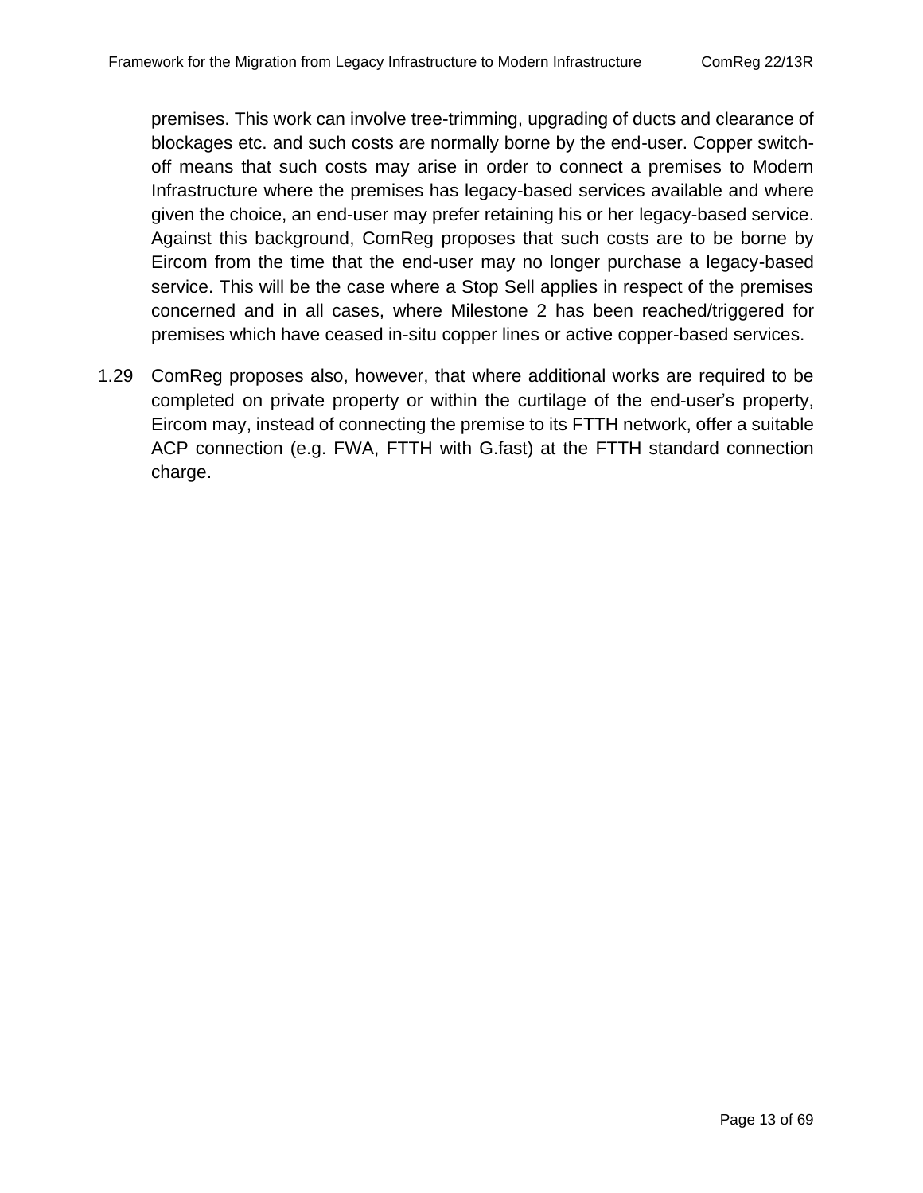premises. This work can involve tree-trimming, upgrading of ducts and clearance of blockages etc. and such costs are normally borne by the end-user. Copper switch-off means that such costs may arise in order to connect a premises to Modern Infrastructure where the premises has legacy-based services available and where given the choice, an end-user may prefer retaining his or her legacy-based service. Against this background, ComReg proposes that such costs are to be borne by Eircom from the time that the end-user may no longer purchase a legacy-based service. This will be the case where a Stop Sell applies in respect of the premises concerned and in all cases, where Milestone 2 has been reached/triggered for premises which have ceased in-situ copper lines or active copper-based services.

1.29 ComReg proposes also, however, that where additional works are required to be completed on private property or within the curtilage of the end-user's property, Eircom may, instead of connecting the premise to its FTTH network, offer a suitable ACP connection (e.g. FWA, FTTH with G.fast) at the FTTH standard connection charge.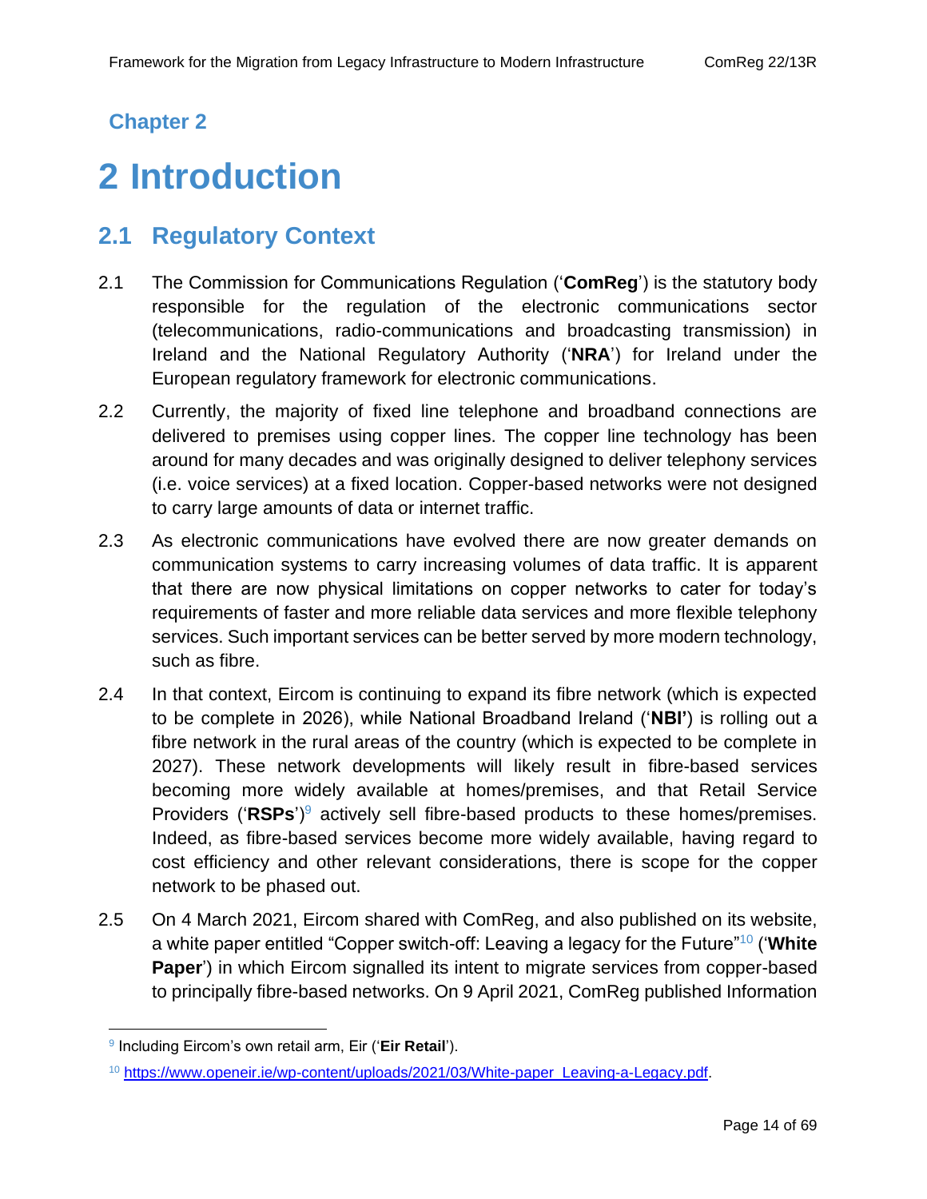## Chapter 2

# 2 Introduction

## 2.1 Regulatory Context

2.1 The Commission for Communications Regulation ('**ComReg**') is the statutory body responsible for the regulation of the electronic communications sector (telecommunications, radio-communications and broadcasting transmission) in Ireland and the National Regulatory Authority ('**NRA**') for Ireland under the European regulatory framework for electronic communications.

2.2 Currently, the majority of fixed line telephone and broadband connections are delivered to premises using copper lines. The copper line technology has been around for many decades and was originally designed to deliver telephony services (i.e. voice services) at a fixed location. Copper-based networks were not designed to carry large amounts of data or internet traffic.

2.3 As electronic communications have evolved there are now greater demands on communication systems to carry increasing volumes of data traffic. It is apparent that there are now physical limitations on copper networks to cater for today's requirements of faster and more reliable data services and more flexible telephony services. Such important services can be better served by more modern technology, such as fibre.

2.4 In that context, Eircom is continuing to expand its fibre network (which is expected to be complete in 2026), while National Broadband Ireland ('**NBI'**) is rolling out a fibre network in the rural areas of the country (which is expected to be complete in 2027). These network developments will likely result in fibre-based services becoming more widely available at homes/premises, and that Retail Service Providers ('**RSPs**')[9] actively sell fibre-based products to these homes/premises. Indeed, as fibre-based services become more widely available, having regard to cost efficiency and other relevant considerations, there is scope for the copper network to be phased out.

2.5 On 4 March 2021, Eircom shared with ComReg, and also published on its website, a white paper entitled "Copper switch-off: Leaving a legacy for the Future"[10] ('**White Paper**') in which Eircom signalled its intent to migrate services from copper-based to principally fibre-based networks. On 9 April 2021, ComReg published Information

---

[9] Including Eircom's own retail arm, Eir ('**Eir Retail**').

[10] https://www.openeir.ie/wp-content/uploads/2021/03/White-paper_Leaving-a-Legacy.pdf.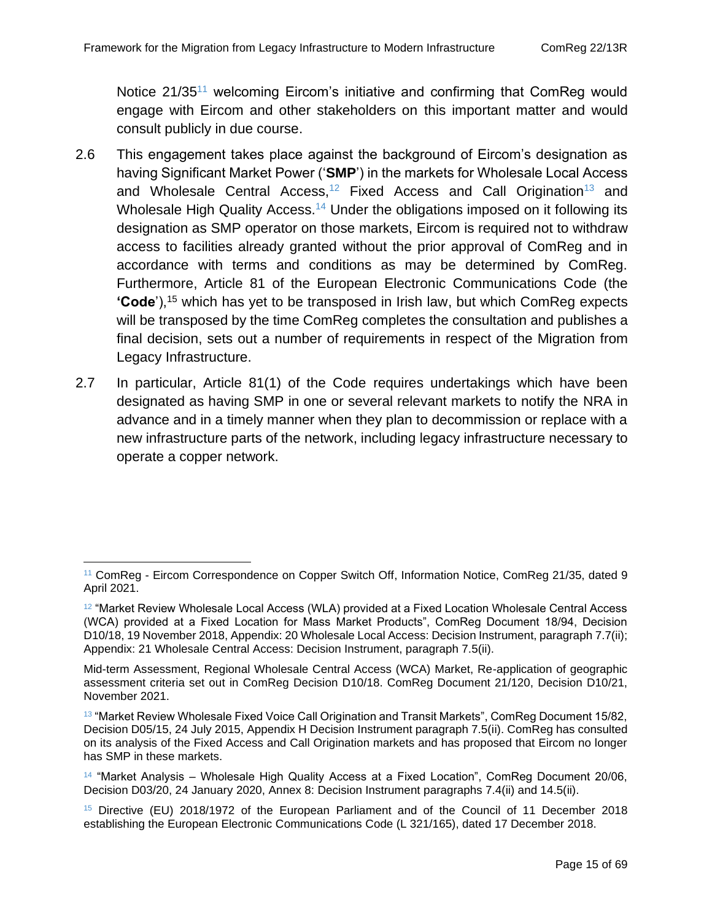Notice 21/35[11] welcoming Eircom's initiative and confirming that ComReg would engage with Eircom and other stakeholders on this important matter and would consult publicly in due course.

2.6 This engagement takes place against the background of Eircom's designation as having Significant Market Power ('**SMP**') in the markets for Wholesale Local Access and Wholesale Central Access,[12] Fixed Access and Call Origination[13] and Wholesale High Quality Access.[14] Under the obligations imposed on it following its designation as SMP operator on those markets, Eircom is required not to withdraw access to facilities already granted without the prior approval of ComReg and in accordance with terms and conditions as may be determined by ComReg. Furthermore, Article 81 of the European Electronic Communications Code (the **'Code**'),[15] which has yet to be transposed in Irish law, but which ComReg expects will be transposed by the time ComReg completes the consultation and publishes a final decision, sets out a number of requirements in respect of the Migration from Legacy Infrastructure.

2.7 In particular, Article 81(1) of the Code requires undertakings which have been designated as having SMP in one or several relevant markets to notify the NRA in advance and in a timely manner when they plan to decommission or replace with a new infrastructure parts of the network, including legacy infrastructure necessary to operate a copper network.

---

[11] ComReg - Eircom Correspondence on Copper Switch Off, Information Notice, ComReg 21/35, dated 9 April 2021.

[12] "Market Review Wholesale Local Access (WLA) provided at a Fixed Location Wholesale Central Access (WCA) provided at a Fixed Location for Mass Market Products", ComReg Document 18/94, Decision D10/18, 19 November 2018, Appendix: 20 Wholesale Local Access: Decision Instrument, paragraph 7.7(ii); Appendix: 21 Wholesale Central Access: Decision Instrument, paragraph 7.5(ii).

Mid-term Assessment, Regional Wholesale Central Access (WCA) Market, Re-application of geographic assessment criteria set out in ComReg Decision D10/18. ComReg Document 21/120, Decision D10/21, November 2021.

[13] "Market Review Wholesale Fixed Voice Call Origination and Transit Markets", ComReg Document 15/82, Decision D05/15, 24 July 2015, Appendix H Decision Instrument paragraph 7.5(ii). ComReg has consulted on its analysis of the Fixed Access and Call Origination markets and has proposed that Eircom no longer has SMP in these markets.

[14] "Market Analysis – Wholesale High Quality Access at a Fixed Location", ComReg Document 20/06, Decision D03/20, 24 January 2020, Annex 8: Decision Instrument paragraphs 7.4(ii) and 14.5(ii).

[15] Directive (EU) 2018/1972 of the European Parliament and of the Council of 11 December 2018 establishing the European Electronic Communications Code (L 321/165), dated 17 December 2018.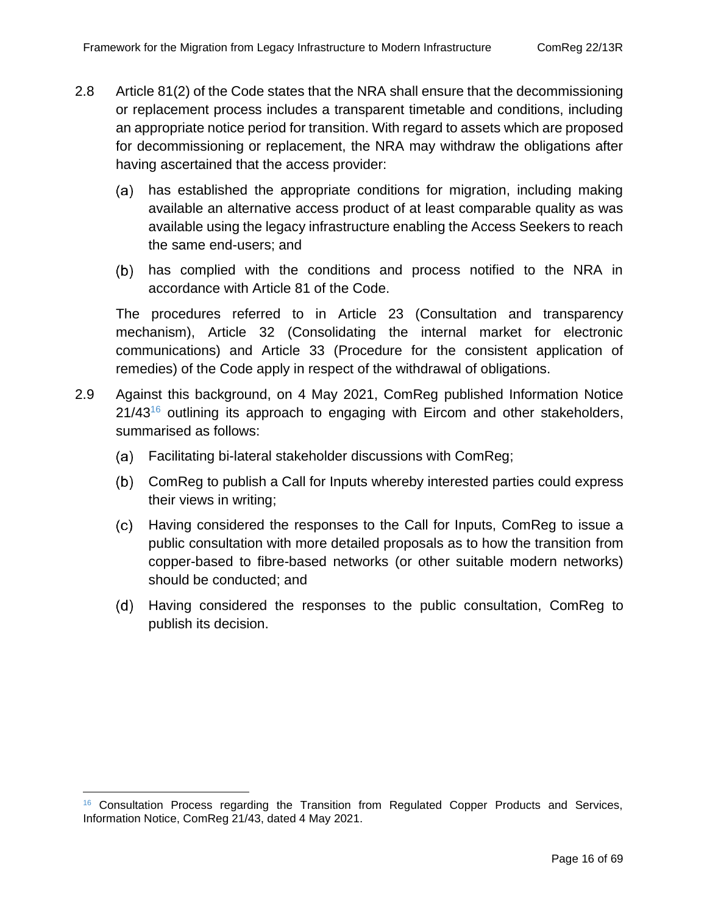2.8 Article 81(2) of the Code states that the NRA shall ensure that the decommissioning or replacement process includes a transparent timetable and conditions, including an appropriate notice period for transition. With regard to assets which are proposed for decommissioning or replacement, the NRA may withdraw the obligations after having ascertained that the access provider:

(a) has established the appropriate conditions for migration, including making available an alternative access product of at least comparable quality as was available using the legacy infrastructure enabling the Access Seekers to reach the same end-users; and

(b) has complied with the conditions and process notified to the NRA in accordance with Article 81 of the Code.

The procedures referred to in Article 23 (Consultation and transparency mechanism), Article 32 (Consolidating the internal market for electronic communications) and Article 33 (Procedure for the consistent application of remedies) of the Code apply in respect of the withdrawal of obligations.

2.9 Against this background, on 4 May 2021, ComReg published Information Notice 21/43[16] outlining its approach to engaging with Eircom and other stakeholders, summarised as follows:

(a) Facilitating bi-lateral stakeholder discussions with ComReg;

(b) ComReg to publish a Call for Inputs whereby interested parties could express their views in writing;

(c) Having considered the responses to the Call for Inputs, ComReg to issue a public consultation with more detailed proposals as to how the transition from copper-based to fibre-based networks (or other suitable modern networks) should be conducted; and

(d) Having considered the responses to the public consultation, ComReg to publish its decision.

[16] Consultation Process regarding the Transition from Regulated Copper Products and Services, Information Notice, ComReg 21/43, dated 4 May 2021.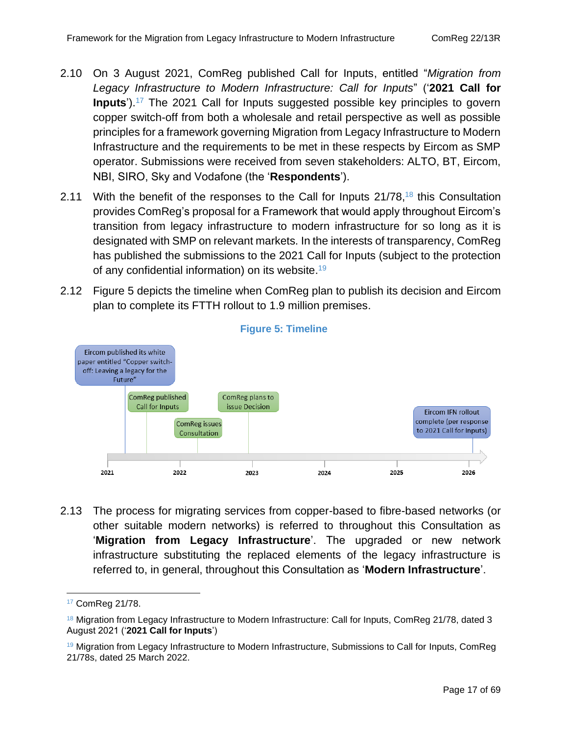2.10 On 3 August 2021, ComReg published Call for Inputs, entitled "*Migration from Legacy Infrastructure to Modern Infrastructure: Call for Inputs*" ('**2021 Call for Inputs**').[17] The 2021 Call for Inputs suggested possible key principles to govern copper switch-off from both a wholesale and retail perspective as well as possible principles for a framework governing Migration from Legacy Infrastructure to Modern Infrastructure and the requirements to be met in these respects by Eircom as SMP operator. Submissions were received from seven stakeholders: ALTO, BT, Eircom, NBI, SIRO, Sky and Vodafone (the '**Respondents**').

2.11 With the benefit of the responses to the Call for Inputs 21/78,[18] this Consultation provides ComReg's proposal for a Framework that would apply throughout Eircom's transition from legacy infrastructure to modern infrastructure for so long as it is designated with SMP on relevant markets. In the interests of transparency, ComReg has published the submissions to the 2021 Call for Inputs (subject to the protection of any confidential information) on its website.[19]

2.12 Figure 5 depicts the timeline when ComReg plan to publish its decision and Eircom plan to complete its FTTH rollout to 1.9 million premises.

**Figure 5: Timeline**

| Date (approx.) | Event |
| --- | --- |
| 2021 | Eircom published its white paper entitled "Copper switch-off: Leaving a legacy for the Future" |
| 2021 | ComReg published Call for Inputs |
| 2022 | ComReg issues Consultation |
| 2022/2023 | ComReg plans to issue Decision |
| 2026 | Eircom IFN rollout complete (per response to 2021 Call for Inputs) |

2.13 The process for migrating services from copper-based to fibre-based networks (or other suitable modern networks) is referred to throughout this Consultation as '**Migration from Legacy Infrastructure**'. The upgraded or new network infrastructure substituting the replaced elements of the legacy infrastructure is referred to, in general, throughout this Consultation as '**Modern Infrastructure**'.

---

[17] ComReg 21/78.

[18] Migration from Legacy Infrastructure to Modern Infrastructure: Call for Inputs, ComReg 21/78, dated 3 August 2021 ('**2021 Call for Inputs**')

[19] Migration from Legacy Infrastructure to Modern Infrastructure, Submissions to Call for Inputs, ComReg 21/78s, dated 25 March 2022.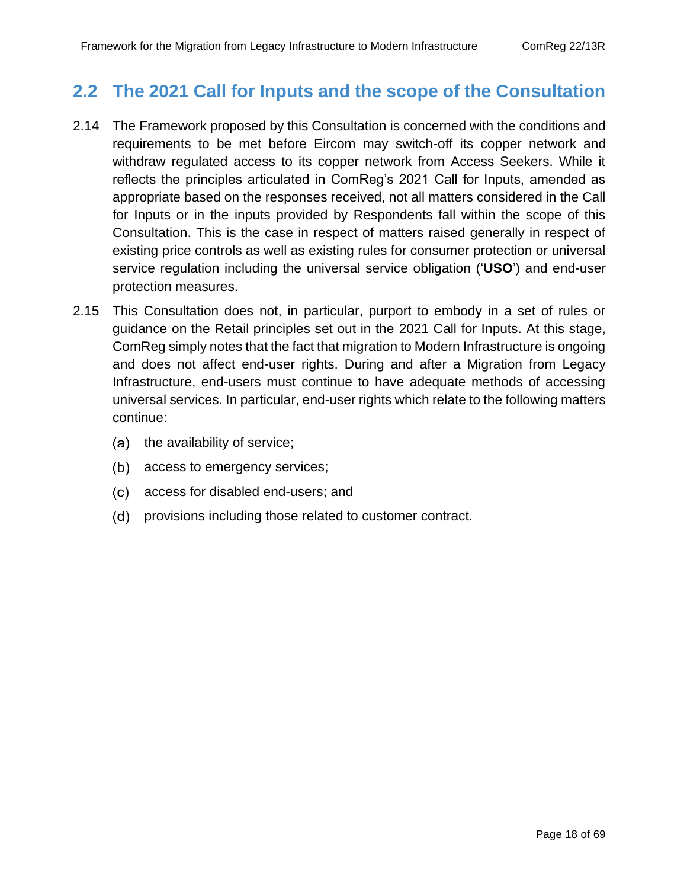## 2.2 The 2021 Call for Inputs and the scope of the Consultation

2.14 The Framework proposed by this Consultation is concerned with the conditions and requirements to be met before Eircom may switch-off its copper network and withdraw regulated access to its copper network from Access Seekers. While it reflects the principles articulated in ComReg's 2021 Call for Inputs, amended as appropriate based on the responses received, not all matters considered in the Call for Inputs or in the inputs provided by Respondents fall within the scope of this Consultation. This is the case in respect of matters raised generally in respect of existing price controls as well as existing rules for consumer protection or universal service regulation including the universal service obligation ('**USO**') and end-user protection measures.

2.15 This Consultation does not, in particular, purport to embody in a set of rules or guidance on the Retail principles set out in the 2021 Call for Inputs. At this stage, ComReg simply notes that the fact that migration to Modern Infrastructure is ongoing and does not affect end-user rights. During and after a Migration from Legacy Infrastructure, end-users must continue to have adequate methods of accessing universal services. In particular, end-user rights which relate to the following matters continue:

(a) the availability of service;

(b) access to emergency services;

(c) access for disabled end-users; and

(d) provisions including those related to customer contract.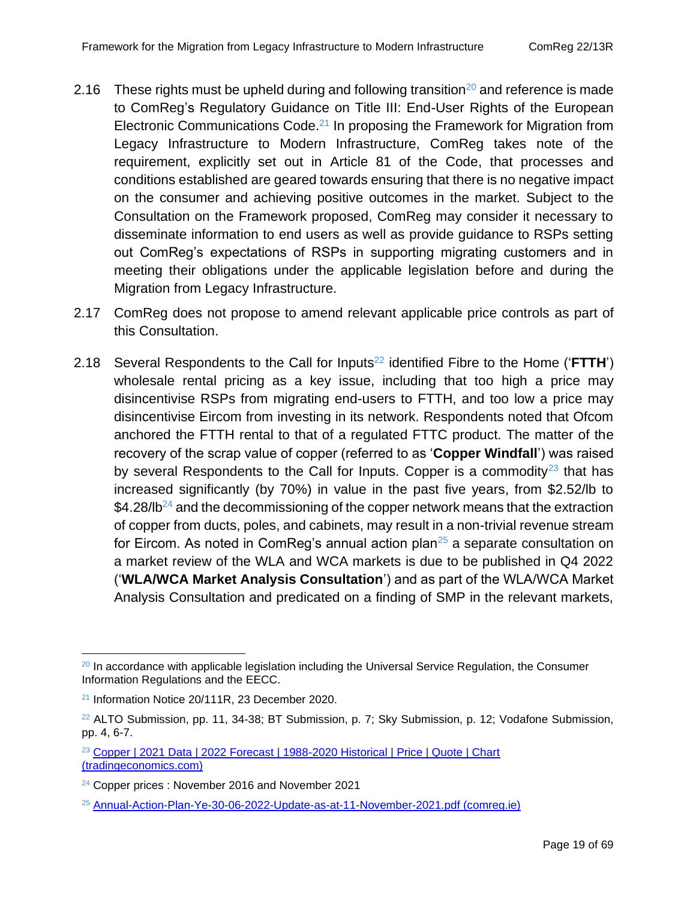2.16 These rights must be upheld during and following transition[20] and reference is made to ComReg's Regulatory Guidance on Title III: End-User Rights of the European Electronic Communications Code.[21] In proposing the Framework for Migration from Legacy Infrastructure to Modern Infrastructure, ComReg takes note of the requirement, explicitly set out in Article 81 of the Code, that processes and conditions established are geared towards ensuring that there is no negative impact on the consumer and achieving positive outcomes in the market. Subject to the Consultation on the Framework proposed, ComReg may consider it necessary to disseminate information to end users as well as provide guidance to RSPs setting out ComReg's expectations of RSPs in supporting migrating customers and in meeting their obligations under the applicable legislation before and during the Migration from Legacy Infrastructure.

2.17 ComReg does not propose to amend relevant applicable price controls as part of this Consultation.

2.18 Several Respondents to the Call for Inputs[22] identified Fibre to the Home ('**FTTH**') wholesale rental pricing as a key issue, including that too high a price may disincentivise RSPs from migrating end-users to FTTH, and too low a price may disincentivise Eircom from investing in its network. Respondents noted that Ofcom anchored the FTTH rental to that of a regulated FTTC product. The matter of the recovery of the scrap value of copper (referred to as '**Copper Windfall**') was raised by several Respondents to the Call for Inputs. Copper is a commodity[23] that has increased significantly (by 70%) in value in the past five years, from $2.52/lb to $4.28/lb[24] and the decommissioning of the copper network means that the extraction of copper from ducts, poles, and cabinets, may result in a non-trivial revenue stream for Eircom. As noted in ComReg's annual action plan[25] a separate consultation on a market review of the WLA and WCA markets is due to be published in Q4 2022 ('**WLA/WCA Market Analysis Consultation**') and as part of the WLA/WCA Market Analysis Consultation and predicated on a finding of SMP in the relevant markets,

---

[20] In accordance with applicable legislation including the Universal Service Regulation, the Consumer Information Regulations and the EECC.

[21] Information Notice 20/111R, 23 December 2020.

[22] ALTO Submission, pp. 11, 34-38; BT Submission, p. 7; Sky Submission, p. 12; Vodafone Submission, pp. 4, 6-7.

[23] Copper | 2021 Data | 2022 Forecast | 1988-2020 Historical | Price | Quote | Chart (tradingeconomics.com)

[24] Copper prices : November 2016 and November 2021

[25] Annual-Action-Plan-Ye-30-06-2022-Update-as-at-11-November-2021.pdf (comreg.ie)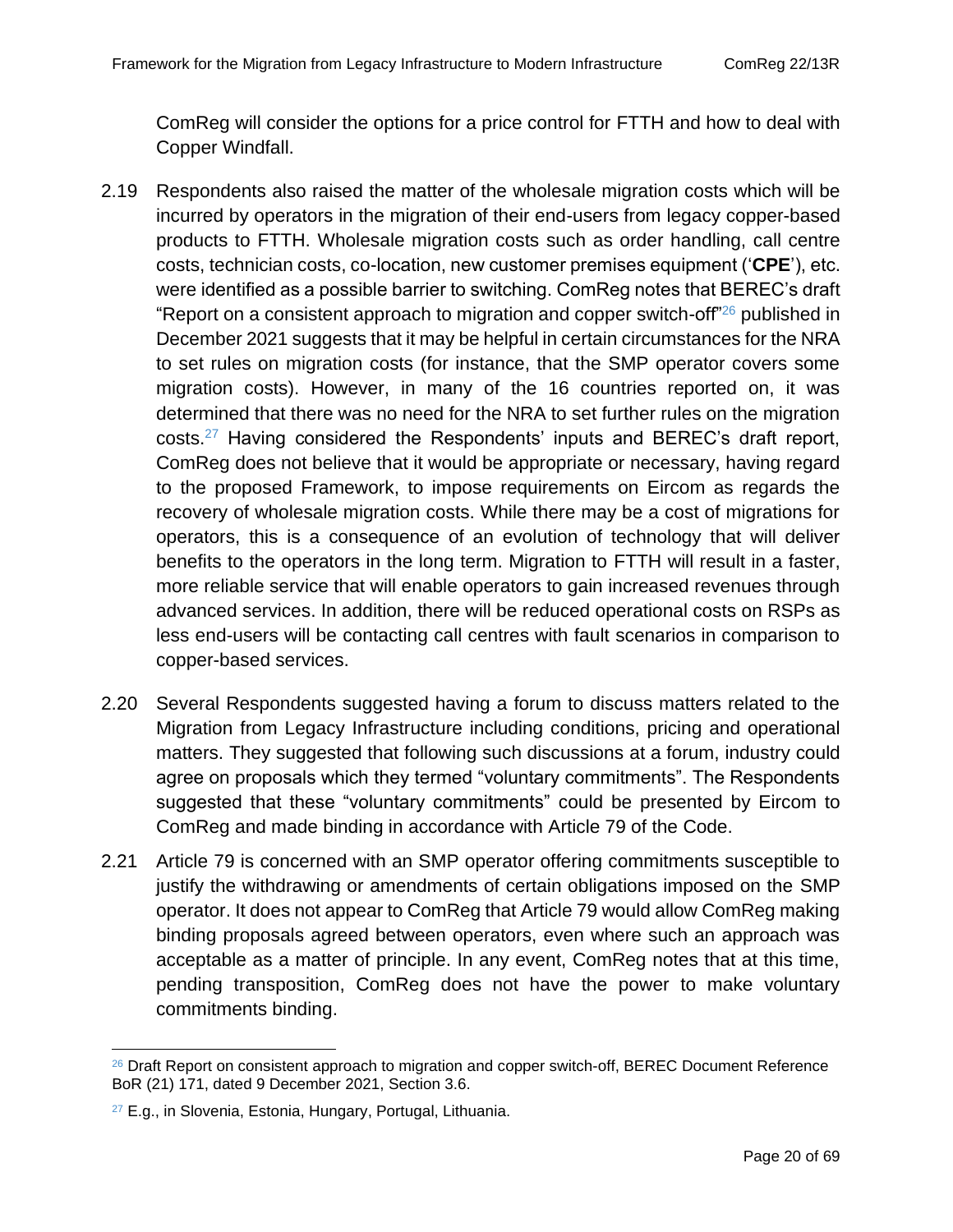ComReg will consider the options for a price control for FTTH and how to deal with Copper Windfall.

2.19 Respondents also raised the matter of the wholesale migration costs which will be incurred by operators in the migration of their end-users from legacy copper-based products to FTTH. Wholesale migration costs such as order handling, call centre costs, technician costs, co-location, new customer premises equipment ('**CPE**'), etc. were identified as a possible barrier to switching. ComReg notes that BEREC's draft "Report on a consistent approach to migration and copper switch-off"[26] published in December 2021 suggests that it may be helpful in certain circumstances for the NRA to set rules on migration costs (for instance, that the SMP operator covers some migration costs). However, in many of the 16 countries reported on, it was determined that there was no need for the NRA to set further rules on the migration costs.[27] Having considered the Respondents' inputs and BEREC's draft report, ComReg does not believe that it would be appropriate or necessary, having regard to the proposed Framework, to impose requirements on Eircom as regards the recovery of wholesale migration costs. While there may be a cost of migrations for operators, this is a consequence of an evolution of technology that will deliver benefits to the operators in the long term. Migration to FTTH will result in a faster, more reliable service that will enable operators to gain increased revenues through advanced services. In addition, there will be reduced operational costs on RSPs as less end-users will be contacting call centres with fault scenarios in comparison to copper-based services.

2.20 Several Respondents suggested having a forum to discuss matters related to the Migration from Legacy Infrastructure including conditions, pricing and operational matters. They suggested that following such discussions at a forum, industry could agree on proposals which they termed "voluntary commitments". The Respondents suggested that these "voluntary commitments" could be presented by Eircom to ComReg and made binding in accordance with Article 79 of the Code.

2.21 Article 79 is concerned with an SMP operator offering commitments susceptible to justify the withdrawing or amendments of certain obligations imposed on the SMP operator. It does not appear to ComReg that Article 79 would allow ComReg making binding proposals agreed between operators, even where such an approach was acceptable as a matter of principle. In any event, ComReg notes that at this time, pending transposition, ComReg does not have the power to make voluntary commitments binding.

---

[26] Draft Report on consistent approach to migration and copper switch-off, BEREC Document Reference BoR (21) 171, dated 9 December 2021, Section 3.6.

[27] E.g., in Slovenia, Estonia, Hungary, Portugal, Lithuania.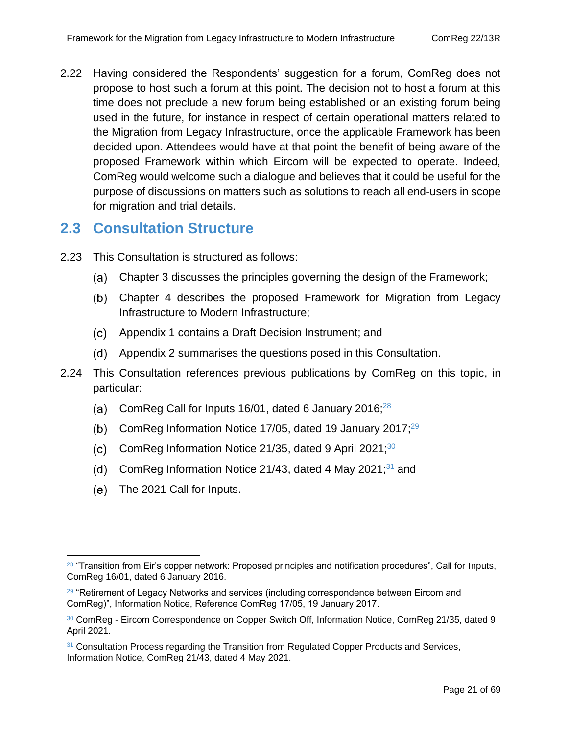2.22 Having considered the Respondents' suggestion for a forum, ComReg does not propose to host such a forum at this point. The decision not to host a forum at this time does not preclude a new forum being established or an existing forum being used in the future, for instance in respect of certain operational matters related to the Migration from Legacy Infrastructure, once the applicable Framework has been decided upon. Attendees would have at that point the benefit of being aware of the proposed Framework within which Eircom will be expected to operate. Indeed, ComReg would welcome such a dialogue and believes that it could be useful for the purpose of discussions on matters such as solutions to reach all end-users in scope for migration and trial details.

## 2.3 Consultation Structure

2.23 This Consultation is structured as follows:

(a) Chapter 3 discusses the principles governing the design of the Framework;

(b) Chapter 4 describes the proposed Framework for Migration from Legacy Infrastructure to Modern Infrastructure;

(c) Appendix 1 contains a Draft Decision Instrument; and

(d) Appendix 2 summarises the questions posed in this Consultation.

2.24 This Consultation references previous publications by ComReg on this topic, in particular:

(a) ComReg Call for Inputs 16/01, dated 6 January 2016;[28]

(b) ComReg Information Notice 17/05, dated 19 January 2017;[29]

(c) ComReg Information Notice 21/35, dated 9 April 2021;[30]

(d) ComReg Information Notice 21/43, dated 4 May 2021;[31] and

(e) The 2021 Call for Inputs.

---

[28] "Transition from Eir's copper network: Proposed principles and notification procedures", Call for Inputs, ComReg 16/01, dated 6 January 2016.

[29] "Retirement of Legacy Networks and services (including correspondence between Eircom and ComReg)", Information Notice, Reference ComReg 17/05, 19 January 2017.

[30] ComReg - Eircom Correspondence on Copper Switch Off, Information Notice, ComReg 21/35, dated 9 April 2021.

[31] Consultation Process regarding the Transition from Regulated Copper Products and Services, Information Notice, ComReg 21/43, dated 4 May 2021.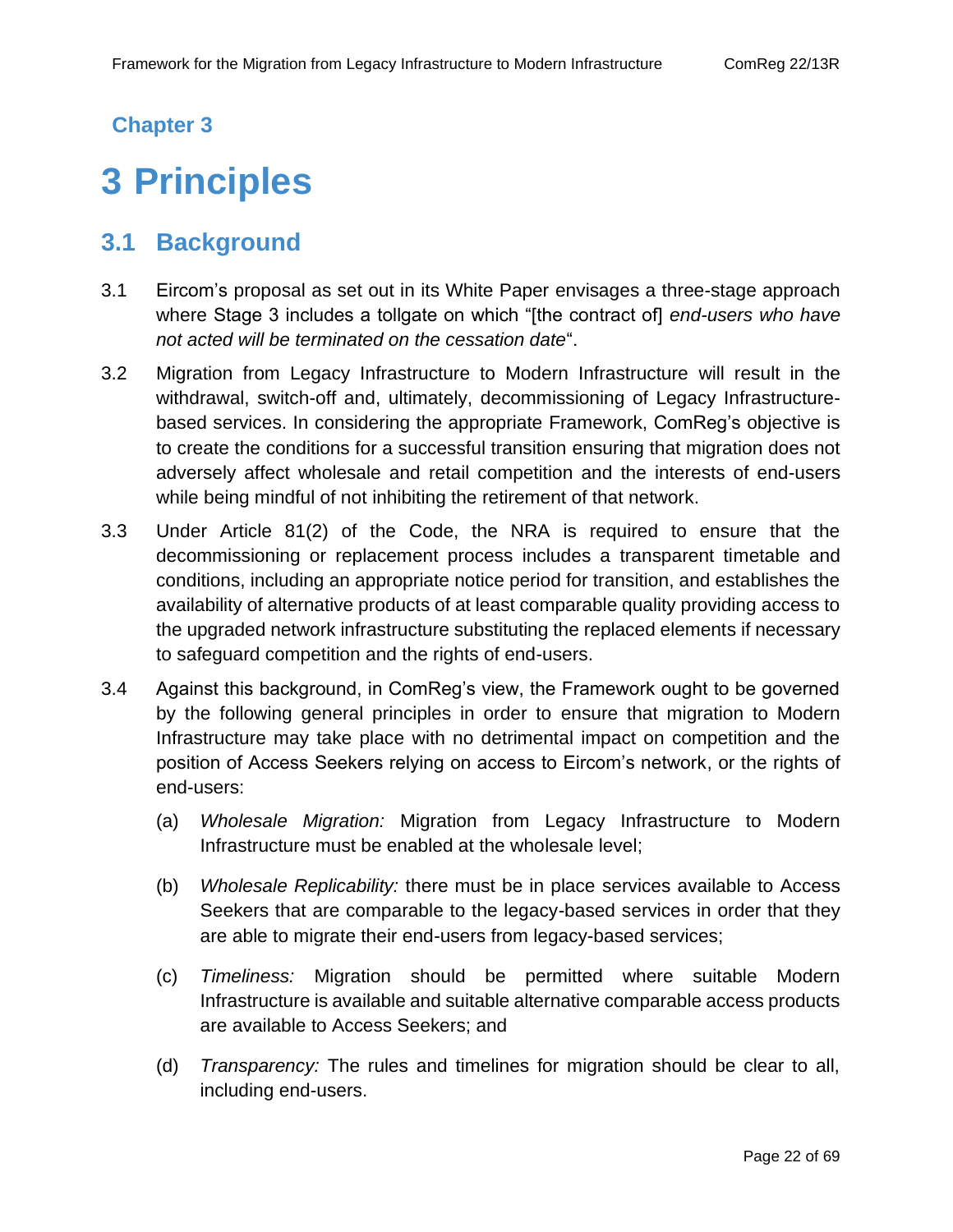Chapter 3

# 3 Principles

## 3.1 Background

3.1 Eircom's proposal as set out in its White Paper envisages a three-stage approach where Stage 3 includes a tollgate on which "[the contract of] *end-users who have not acted will be terminated on the cessation date*".

3.2 Migration from Legacy Infrastructure to Modern Infrastructure will result in the withdrawal, switch-off and, ultimately, decommissioning of Legacy Infrastructure-based services. In considering the appropriate Framework, ComReg's objective is to create the conditions for a successful transition ensuring that migration does not adversely affect wholesale and retail competition and the interests of end-users while being mindful of not inhibiting the retirement of that network.

3.3 Under Article 81(2) of the Code, the NRA is required to ensure that the decommissioning or replacement process includes a transparent timetable and conditions, including an appropriate notice period for transition, and establishes the availability of alternative products of at least comparable quality providing access to the upgraded network infrastructure substituting the replaced elements if necessary to safeguard competition and the rights of end-users.

3.4 Against this background, in ComReg's view, the Framework ought to be governed by the following general principles in order to ensure that migration to Modern Infrastructure may take place with no detrimental impact on competition and the position of Access Seekers relying on access to Eircom's network, or the rights of end-users:

(a) *Wholesale Migration:* Migration from Legacy Infrastructure to Modern Infrastructure must be enabled at the wholesale level;

(b) *Wholesale Replicability:* there must be in place services available to Access Seekers that are comparable to the legacy-based services in order that they are able to migrate their end-users from legacy-based services;

(c) *Timeliness:* Migration should be permitted where suitable Modern Infrastructure is available and suitable alternative comparable access products are available to Access Seekers; and

(d) *Transparency:* The rules and timelines for migration should be clear to all, including end-users.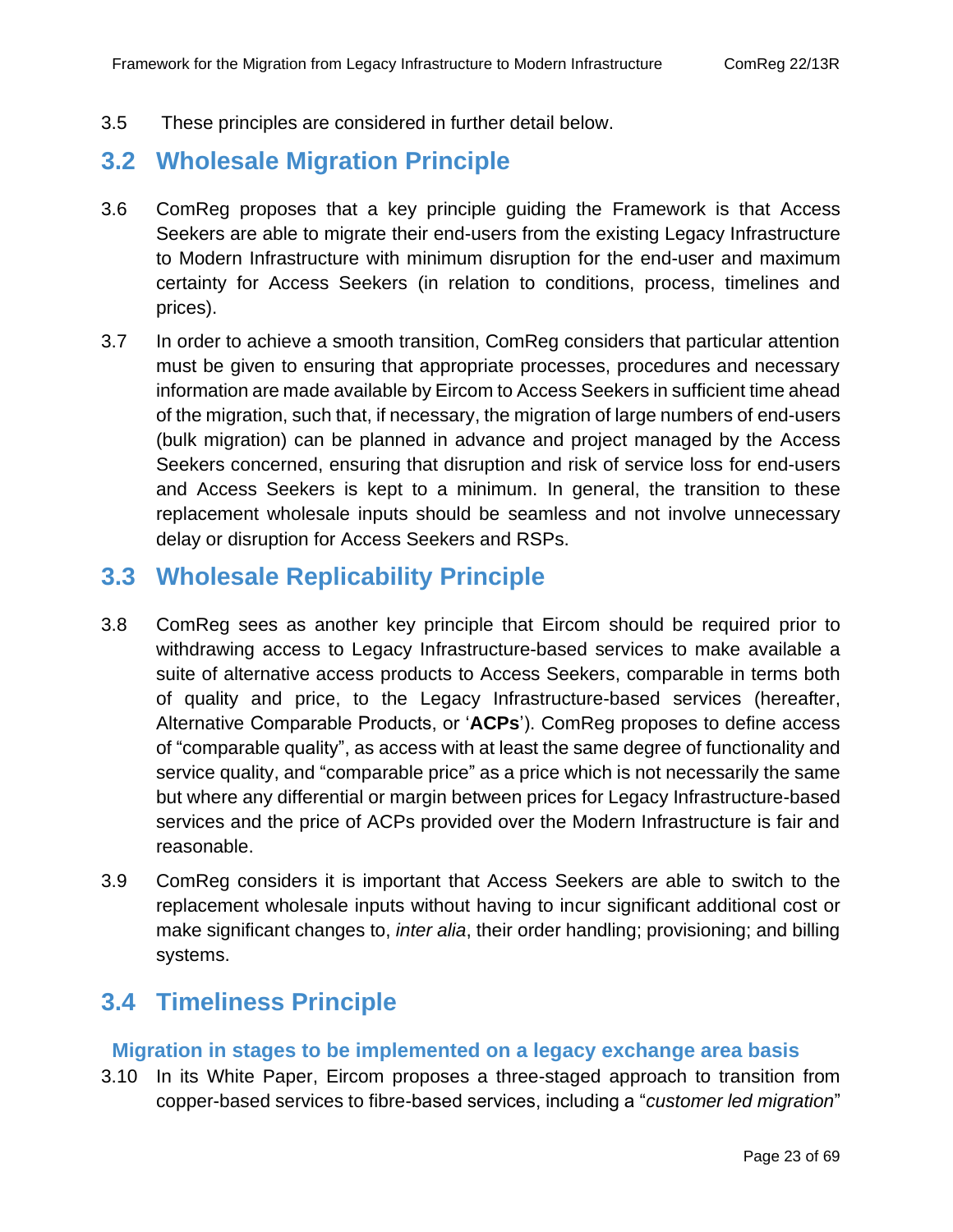3.5 These principles are considered in further detail below.

## 3.2 Wholesale Migration Principle

3.6 ComReg proposes that a key principle guiding the Framework is that Access Seekers are able to migrate their end-users from the existing Legacy Infrastructure to Modern Infrastructure with minimum disruption for the end-user and maximum certainty for Access Seekers (in relation to conditions, process, timelines and prices).

3.7 In order to achieve a smooth transition, ComReg considers that particular attention must be given to ensuring that appropriate processes, procedures and necessary information are made available by Eircom to Access Seekers in sufficient time ahead of the migration, such that, if necessary, the migration of large numbers of end-users (bulk migration) can be planned in advance and project managed by the Access Seekers concerned, ensuring that disruption and risk of service loss for end-users and Access Seekers is kept to a minimum. In general, the transition to these replacement wholesale inputs should be seamless and not involve unnecessary delay or disruption for Access Seekers and RSPs.

## 3.3 Wholesale Replicability Principle

3.8 ComReg sees as another key principle that Eircom should be required prior to withdrawing access to Legacy Infrastructure-based services to make available a suite of alternative access products to Access Seekers, comparable in terms both of quality and price, to the Legacy Infrastructure-based services (hereafter, Alternative Comparable Products, or '**ACPs**'). ComReg proposes to define access of "comparable quality", as access with at least the same degree of functionality and service quality, and "comparable price" as a price which is not necessarily the same but where any differential or margin between prices for Legacy Infrastructure-based services and the price of ACPs provided over the Modern Infrastructure is fair and reasonable.

3.9 ComReg considers it is important that Access Seekers are able to switch to the replacement wholesale inputs without having to incur significant additional cost or make significant changes to, *inter alia*, their order handling; provisioning; and billing systems.

## 3.4 Timeliness Principle

### Migration in stages to be implemented on a legacy exchange area basis

3.10 In its White Paper, Eircom proposes a three-staged approach to transition from copper-based services to fibre-based services, including a "*customer led migration*"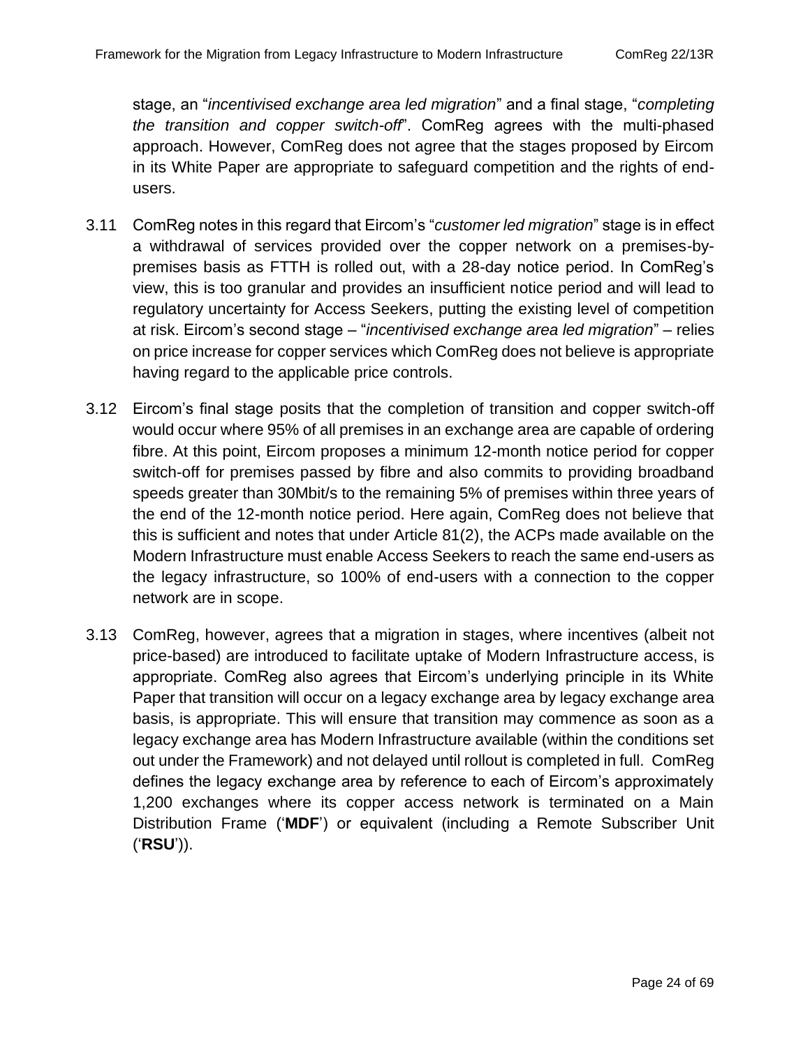stage, an "*incentivised exchange area led migration*" and a final stage, "*completing the transition and copper switch-off*". ComReg agrees with the multi-phased approach. However, ComReg does not agree that the stages proposed by Eircom in its White Paper are appropriate to safeguard competition and the rights of end-users.

3.11 ComReg notes in this regard that Eircom's "*customer led migration*" stage is in effect a withdrawal of services provided over the copper network on a premises-by-premises basis as FTTH is rolled out, with a 28-day notice period. In ComReg's view, this is too granular and provides an insufficient notice period and will lead to regulatory uncertainty for Access Seekers, putting the existing level of competition at risk. Eircom's second stage – "*incentivised exchange area led migration*" – relies on price increase for copper services which ComReg does not believe is appropriate having regard to the applicable price controls.

3.12 Eircom's final stage posits that the completion of transition and copper switch-off would occur where 95% of all premises in an exchange area are capable of ordering fibre. At this point, Eircom proposes a minimum 12-month notice period for copper switch-off for premises passed by fibre and also commits to providing broadband speeds greater than 30Mbit/s to the remaining 5% of premises within three years of the end of the 12-month notice period. Here again, ComReg does not believe that this is sufficient and notes that under Article 81(2), the ACPs made available on the Modern Infrastructure must enable Access Seekers to reach the same end-users as the legacy infrastructure, so 100% of end-users with a connection to the copper network are in scope.

3.13 ComReg, however, agrees that a migration in stages, where incentives (albeit not price-based) are introduced to facilitate uptake of Modern Infrastructure access, is appropriate. ComReg also agrees that Eircom's underlying principle in its White Paper that transition will occur on a legacy exchange area by legacy exchange area basis, is appropriate. This will ensure that transition may commence as soon as a legacy exchange area has Modern Infrastructure available (within the conditions set out under the Framework) and not delayed until rollout is completed in full. ComReg defines the legacy exchange area by reference to each of Eircom's approximately 1,200 exchanges where its copper access network is terminated on a Main Distribution Frame ('**MDF**') or equivalent (including a Remote Subscriber Unit ('**RSU**')).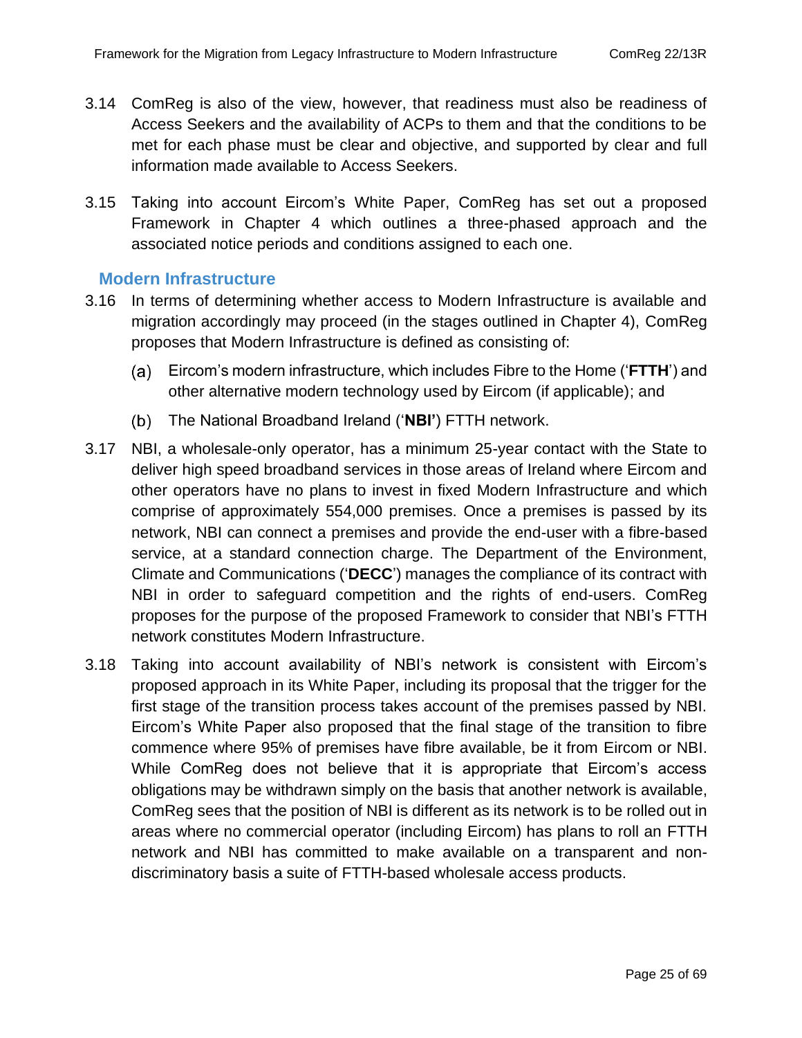3.14 ComReg is also of the view, however, that readiness must also be readiness of Access Seekers and the availability of ACPs to them and that the conditions to be met for each phase must be clear and objective, and supported by clear and full information made available to Access Seekers.

3.15 Taking into account Eircom's White Paper, ComReg has set out a proposed Framework in Chapter 4 which outlines a three-phased approach and the associated notice periods and conditions assigned to each one.

## Modern Infrastructure

3.16 In terms of determining whether access to Modern Infrastructure is available and migration accordingly may proceed (in the stages outlined in Chapter 4), ComReg proposes that Modern Infrastructure is defined as consisting of:

(a) Eircom's modern infrastructure, which includes Fibre to the Home ('**FTTH**') and other alternative modern technology used by Eircom (if applicable); and

(b) The National Broadband Ireland ('**NBI'**) FTTH network.

3.17 NBI, a wholesale-only operator, has a minimum 25-year contact with the State to deliver high speed broadband services in those areas of Ireland where Eircom and other operators have no plans to invest in fixed Modern Infrastructure and which comprise of approximately 554,000 premises. Once a premises is passed by its network, NBI can connect a premises and provide the end-user with a fibre-based service, at a standard connection charge. The Department of the Environment, Climate and Communications ('**DECC**') manages the compliance of its contract with NBI in order to safeguard competition and the rights of end-users. ComReg proposes for the purpose of the proposed Framework to consider that NBI's FTTH network constitutes Modern Infrastructure.

3.18 Taking into account availability of NBI's network is consistent with Eircom's proposed approach in its White Paper, including its proposal that the trigger for the first stage of the transition process takes account of the premises passed by NBI. Eircom's White Paper also proposed that the final stage of the transition to fibre commence where 95% of premises have fibre available, be it from Eircom or NBI. While ComReg does not believe that it is appropriate that Eircom's access obligations may be withdrawn simply on the basis that another network is available, ComReg sees that the position of NBI is different as its network is to be rolled out in areas where no commercial operator (including Eircom) has plans to roll an FTTH network and NBI has committed to make available on a transparent and non-discriminatory basis a suite of FTTH-based wholesale access products.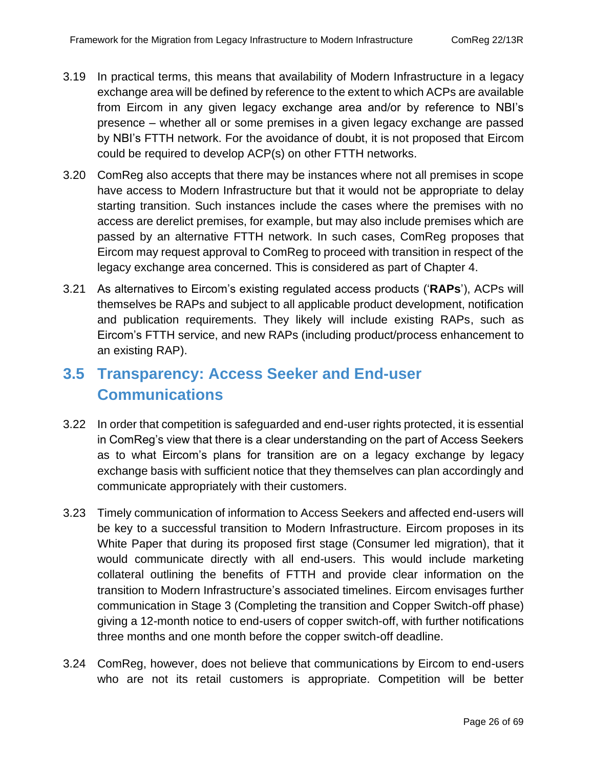3.19 In practical terms, this means that availability of Modern Infrastructure in a legacy exchange area will be defined by reference to the extent to which ACPs are available from Eircom in any given legacy exchange area and/or by reference to NBI's presence – whether all or some premises in a given legacy exchange are passed by NBI's FTTH network. For the avoidance of doubt, it is not proposed that Eircom could be required to develop ACP(s) on other FTTH networks.

3.20 ComReg also accepts that there may be instances where not all premises in scope have access to Modern Infrastructure but that it would not be appropriate to delay starting transition. Such instances include the cases where the premises with no access are derelict premises, for example, but may also include premises which are passed by an alternative FTTH network. In such cases, ComReg proposes that Eircom may request approval to ComReg to proceed with transition in respect of the legacy exchange area concerned. This is considered as part of Chapter 4.

3.21 As alternatives to Eircom's existing regulated access products ('**RAPs**'), ACPs will themselves be RAPs and subject to all applicable product development, notification and publication requirements. They likely will include existing RAPs, such as Eircom's FTTH service, and new RAPs (including product/process enhancement to an existing RAP).

## 3.5 Transparency: Access Seeker and End-user Communications

3.22 In order that competition is safeguarded and end-user rights protected, it is essential in ComReg's view that there is a clear understanding on the part of Access Seekers as to what Eircom's plans for transition are on a legacy exchange by legacy exchange basis with sufficient notice that they themselves can plan accordingly and communicate appropriately with their customers.

3.23 Timely communication of information to Access Seekers and affected end-users will be key to a successful transition to Modern Infrastructure. Eircom proposes in its White Paper that during its proposed first stage (Consumer led migration), that it would communicate directly with all end-users. This would include marketing collateral outlining the benefits of FTTH and provide clear information on the transition to Modern Infrastructure's associated timelines. Eircom envisages further communication in Stage 3 (Completing the transition and Copper Switch-off phase) giving a 12-month notice to end-users of copper switch-off, with further notifications three months and one month before the copper switch-off deadline.

3.24 ComReg, however, does not believe that communications by Eircom to end-users who are not its retail customers is appropriate. Competition will be better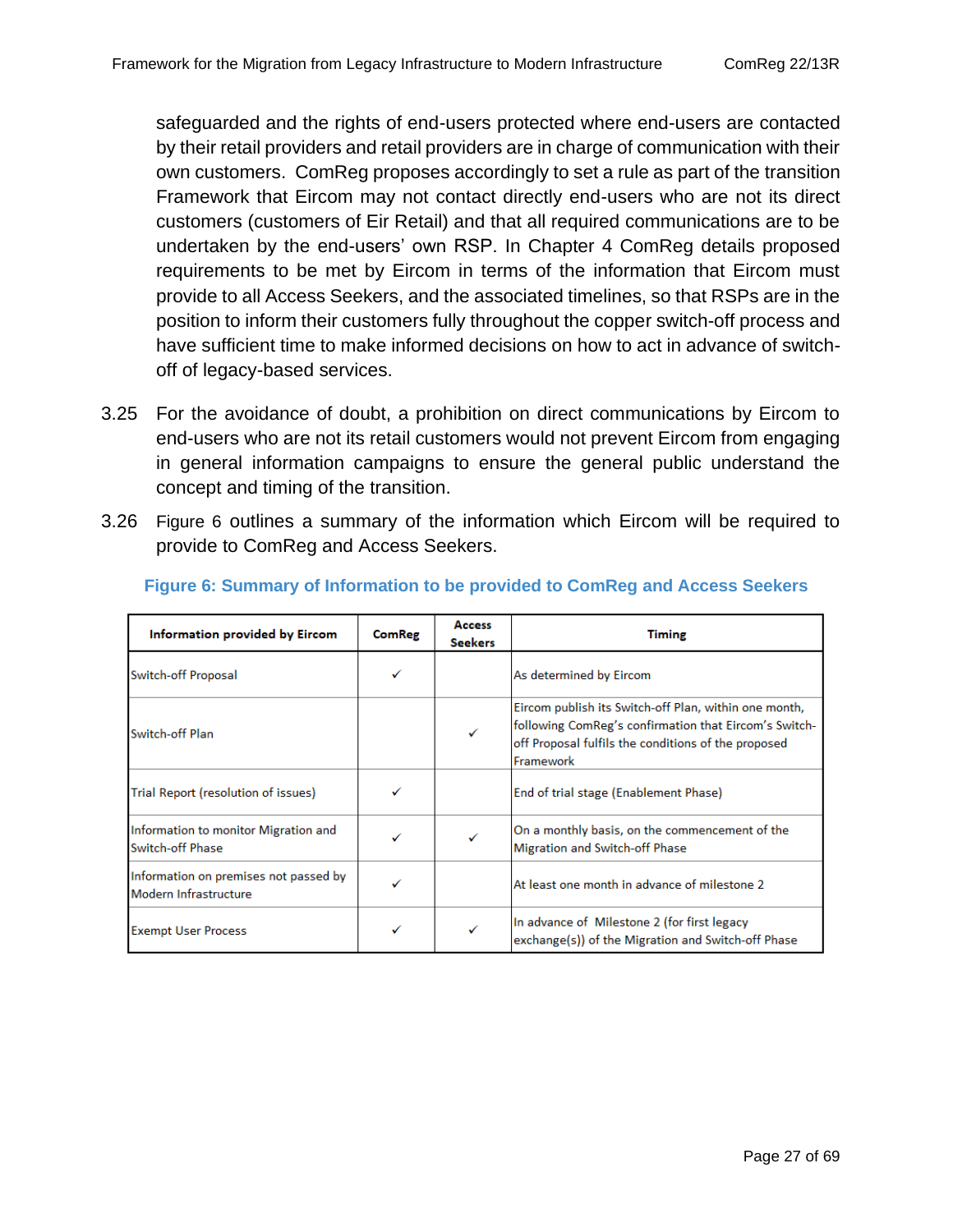safeguarded and the rights of end-users protected where end-users are contacted by their retail providers and retail providers are in charge of communication with their own customers. ComReg proposes accordingly to set a rule as part of the transition Framework that Eircom may not contact directly end-users who are not its direct customers (customers of Eir Retail) and that all required communications are to be undertaken by the end-users' own RSP. In Chapter 4 ComReg details proposed requirements to be met by Eircom in terms of the information that Eircom must provide to all Access Seekers, and the associated timelines, so that RSPs are in the position to inform their customers fully throughout the copper switch-off process and have sufficient time to make informed decisions on how to act in advance of switch-off of legacy-based services.

3.25 For the avoidance of doubt, a prohibition on direct communications by Eircom to end-users who are not its retail customers would not prevent Eircom from engaging in general information campaigns to ensure the general public understand the concept and timing of the transition.

3.26 Figure 6 outlines a summary of the information which Eircom will be required to provide to ComReg and Access Seekers.

**Figure 6: Summary of Information to be provided to ComReg and Access Seekers**

| Information provided by Eircom | ComReg | Access Seekers | Timing |
|---|---|---|---|
| Switch-off Proposal | ✓ | | As determined by Eircom |
| Switch-off Plan | | ✓ | Eircom publish its Switch-off Plan, within one month, following ComReg's confirmation that Eircom's Switch-off Proposal fulfils the conditions of the proposed Framework |
| Trial Report (resolution of issues) | ✓ | | End of trial stage (Enablement Phase) |
| Information to monitor Migration and Switch-off Phase | ✓ | ✓ | On a monthly basis, on the commencement of the Migration and Switch-off Phase |
| Information on premises not passed by Modern Infrastructure | ✓ | | At least one month in advance of milestone 2 |
| Exempt User Process | ✓ | ✓ | In advance of Milestone 2 (for first legacy exchange(s)) of the Migration and Switch-off Phase |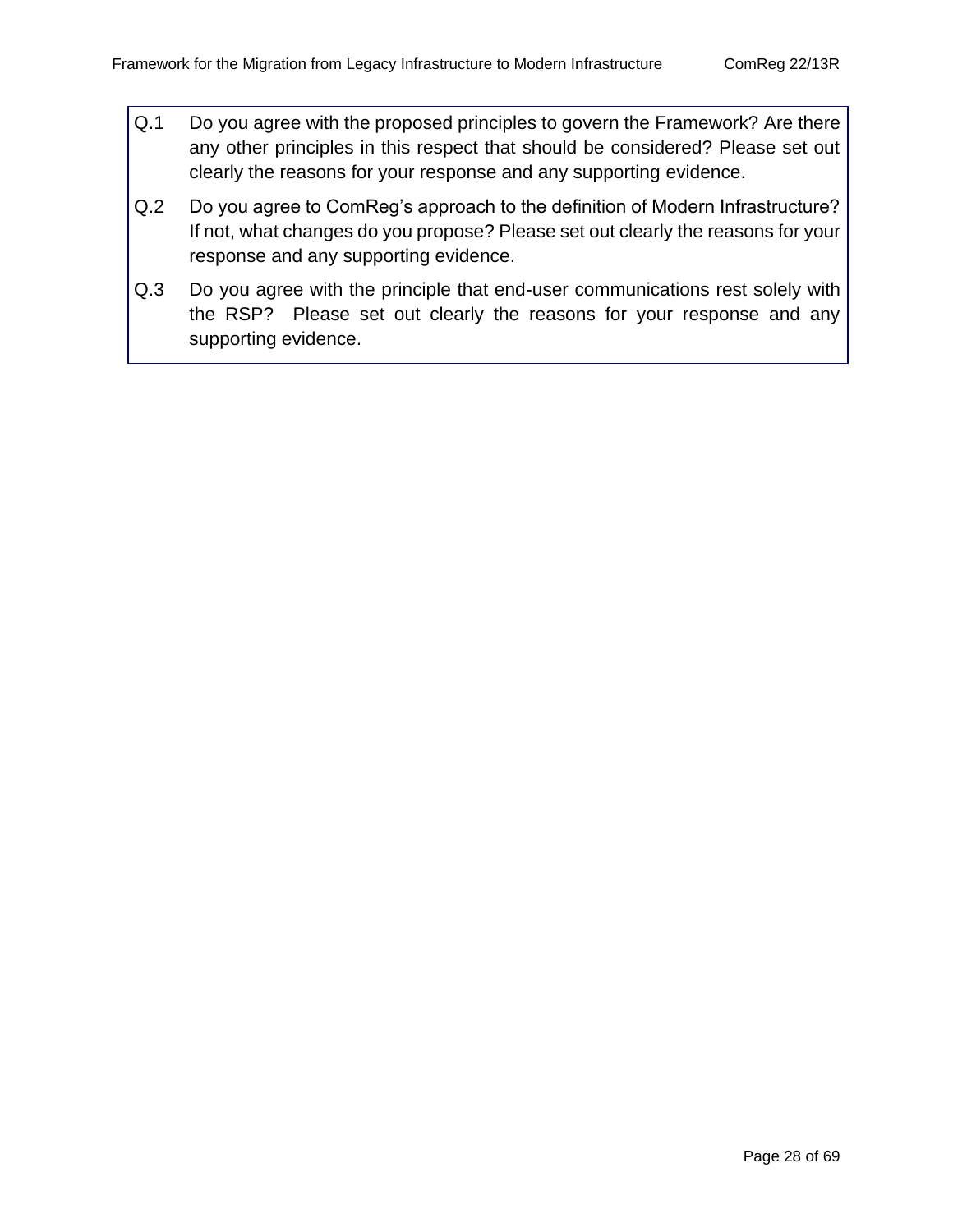Q.1 Do you agree with the proposed principles to govern the Framework? Are there any other principles in this respect that should be considered? Please set out clearly the reasons for your response and any supporting evidence.

Q.2 Do you agree to ComReg's approach to the definition of Modern Infrastructure? If not, what changes do you propose? Please set out clearly the reasons for your response and any supporting evidence.

Q.3 Do you agree with the principle that end-user communications rest solely with the RSP? Please set out clearly the reasons for your response and any supporting evidence.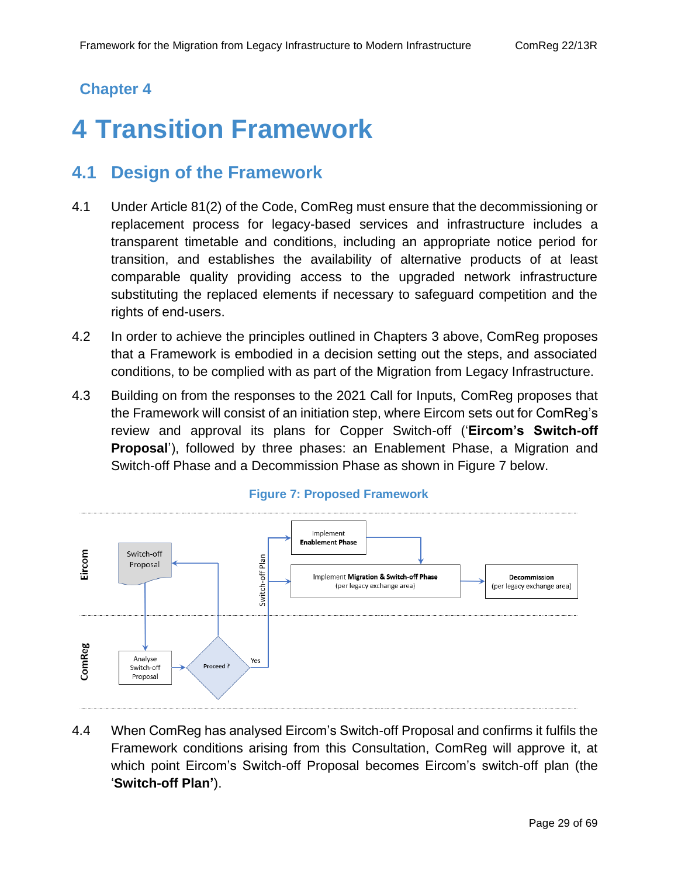Chapter 4

# 4 Transition Framework

## 4.1 Design of the Framework

4.1 Under Article 81(2) of the Code, ComReg must ensure that the decommissioning or replacement process for legacy-based services and infrastructure includes a transparent timetable and conditions, including an appropriate notice period for transition, and establishes the availability of alternative products of at least comparable quality providing access to the upgraded network infrastructure substituting the replaced elements if necessary to safeguard competition and the rights of end-users.

4.2 In order to achieve the principles outlined in Chapters 3 above, ComReg proposes that a Framework is embodied in a decision setting out the steps, and associated conditions, to be complied with as part of the Migration from Legacy Infrastructure.

4.3 Building on from the responses to the 2021 Call for Inputs, ComReg proposes that the Framework will consist of an initiation step, where Eircom sets out for ComReg's review and approval its plans for Copper Switch-off ('**Eircom's Switch-off Proposal**'), followed by three phases: an Enablement Phase, a Migration and Switch-off Phase and a Decommission Phase as shown in Figure 7 below.

**Figure 7: Proposed Framework**

4.4 When ComReg has analysed Eircom's Switch-off Proposal and confirms it fulfils the Framework conditions arising from this Consultation, ComReg will approve it, at which point Eircom's Switch-off Proposal becomes Eircom's switch-off plan (the '**Switch-off Plan'**).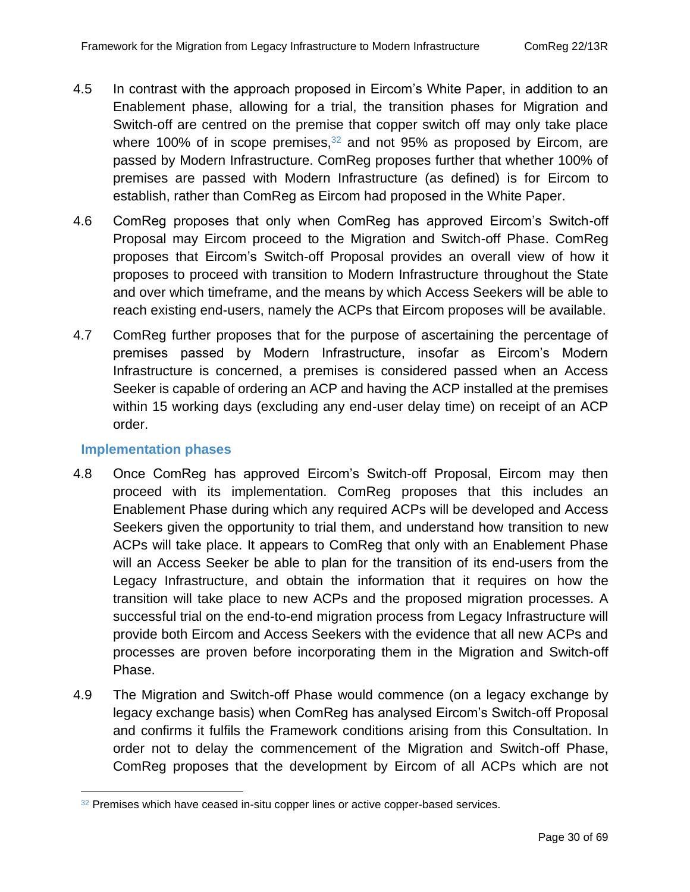4.5 In contrast with the approach proposed in Eircom's White Paper, in addition to an Enablement phase, allowing for a trial, the transition phases for Migration and Switch-off are centred on the premise that copper switch off may only take place where 100% of in scope premises,[32] and not 95% as proposed by Eircom, are passed by Modern Infrastructure. ComReg proposes further that whether 100% of premises are passed with Modern Infrastructure (as defined) is for Eircom to establish, rather than ComReg as Eircom had proposed in the White Paper.

4.6 ComReg proposes that only when ComReg has approved Eircom's Switch-off Proposal may Eircom proceed to the Migration and Switch-off Phase. ComReg proposes that Eircom's Switch-off Proposal provides an overall view of how it proposes to proceed with transition to Modern Infrastructure throughout the State and over which timeframe, and the means by which Access Seekers will be able to reach existing end-users, namely the ACPs that Eircom proposes will be available.

4.7 ComReg further proposes that for the purpose of ascertaining the percentage of premises passed by Modern Infrastructure, insofar as Eircom's Modern Infrastructure is concerned, a premises is considered passed when an Access Seeker is capable of ordering an ACP and having the ACP installed at the premises within 15 working days (excluding any end-user delay time) on receipt of an ACP order.

### Implementation phases

4.8 Once ComReg has approved Eircom's Switch-off Proposal, Eircom may then proceed with its implementation. ComReg proposes that this includes an Enablement Phase during which any required ACPs will be developed and Access Seekers given the opportunity to trial them, and understand how transition to new ACPs will take place. It appears to ComReg that only with an Enablement Phase will an Access Seeker be able to plan for the transition of its end-users from the Legacy Infrastructure, and obtain the information that it requires on how the transition will take place to new ACPs and the proposed migration processes. A successful trial on the end-to-end migration process from Legacy Infrastructure will provide both Eircom and Access Seekers with the evidence that all new ACPs and processes are proven before incorporating them in the Migration and Switch-off Phase.

4.9 The Migration and Switch-off Phase would commence (on a legacy exchange by legacy exchange basis) when ComReg has analysed Eircom's Switch-off Proposal and confirms it fulfils the Framework conditions arising from this Consultation. In order not to delay the commencement of the Migration and Switch-off Phase, ComReg proposes that the development by Eircom of all ACPs which are not

---

[32] Premises which have ceased in-situ copper lines or active copper-based services.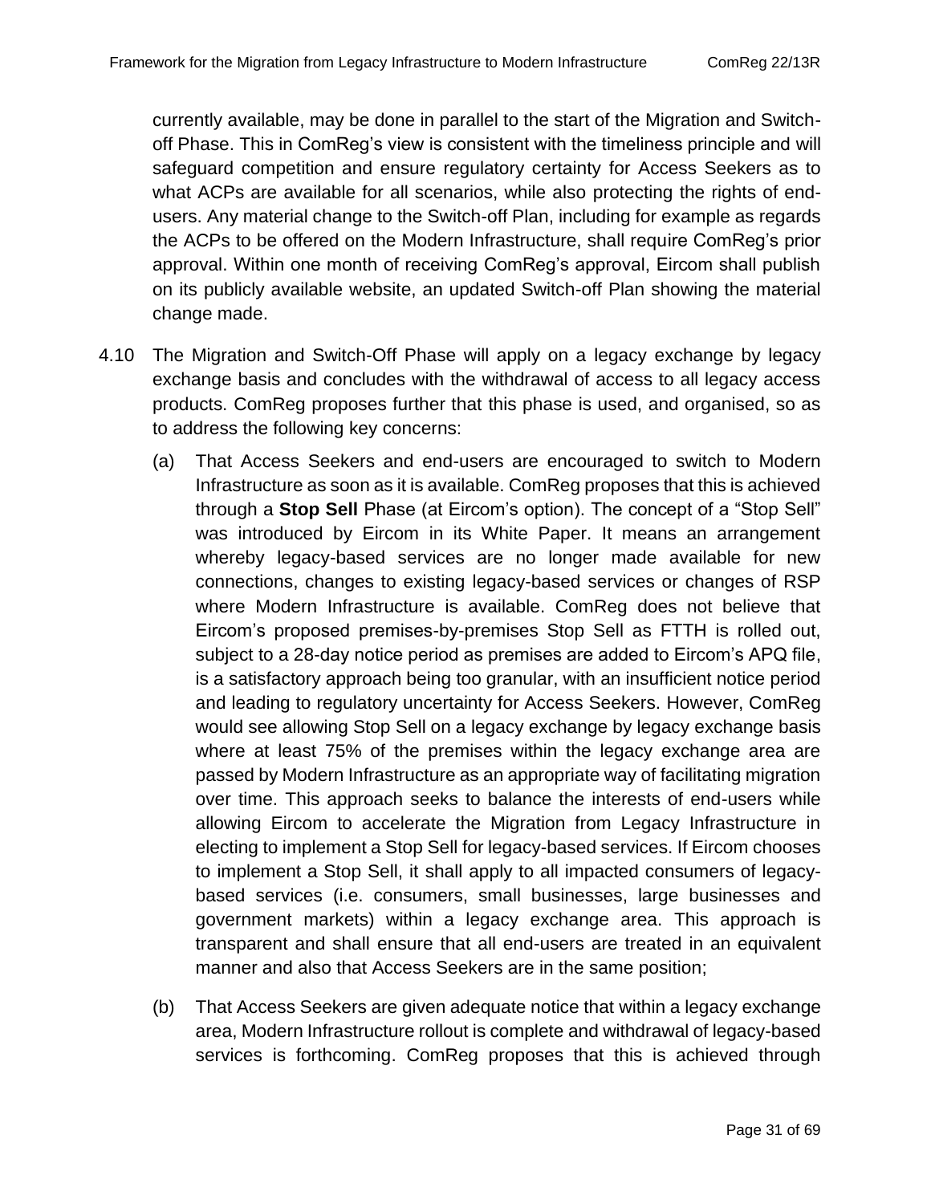currently available, may be done in parallel to the start of the Migration and Switch-off Phase. This in ComReg's view is consistent with the timeliness principle and will safeguard competition and ensure regulatory certainty for Access Seekers as to what ACPs are available for all scenarios, while also protecting the rights of end-users. Any material change to the Switch-off Plan, including for example as regards the ACPs to be offered on the Modern Infrastructure, shall require ComReg's prior approval. Within one month of receiving ComReg's approval, Eircom shall publish on its publicly available website, an updated Switch-off Plan showing the material change made.

4.10 The Migration and Switch-Off Phase will apply on a legacy exchange by legacy exchange basis and concludes with the withdrawal of access to all legacy access products. ComReg proposes further that this phase is used, and organised, so as to address the following key concerns:

(a) That Access Seekers and end-users are encouraged to switch to Modern Infrastructure as soon as it is available. ComReg proposes that this is achieved through a **Stop Sell** Phase (at Eircom's option). The concept of a "Stop Sell" was introduced by Eircom in its White Paper. It means an arrangement whereby legacy-based services are no longer made available for new connections, changes to existing legacy-based services or changes of RSP where Modern Infrastructure is available. ComReg does not believe that Eircom's proposed premises-by-premises Stop Sell as FTTH is rolled out, subject to a 28-day notice period as premises are added to Eircom's APQ file, is a satisfactory approach being too granular, with an insufficient notice period and leading to regulatory uncertainty for Access Seekers. However, ComReg would see allowing Stop Sell on a legacy exchange by legacy exchange basis where at least 75% of the premises within the legacy exchange area are passed by Modern Infrastructure as an appropriate way of facilitating migration over time. This approach seeks to balance the interests of end-users while allowing Eircom to accelerate the Migration from Legacy Infrastructure in electing to implement a Stop Sell for legacy-based services. If Eircom chooses to implement a Stop Sell, it shall apply to all impacted consumers of legacy-based services (i.e. consumers, small businesses, large businesses and government markets) within a legacy exchange area. This approach is transparent and shall ensure that all end-users are treated in an equivalent manner and also that Access Seekers are in the same position;

(b) That Access Seekers are given adequate notice that within a legacy exchange area, Modern Infrastructure rollout is complete and withdrawal of legacy-based services is forthcoming. ComReg proposes that this is achieved through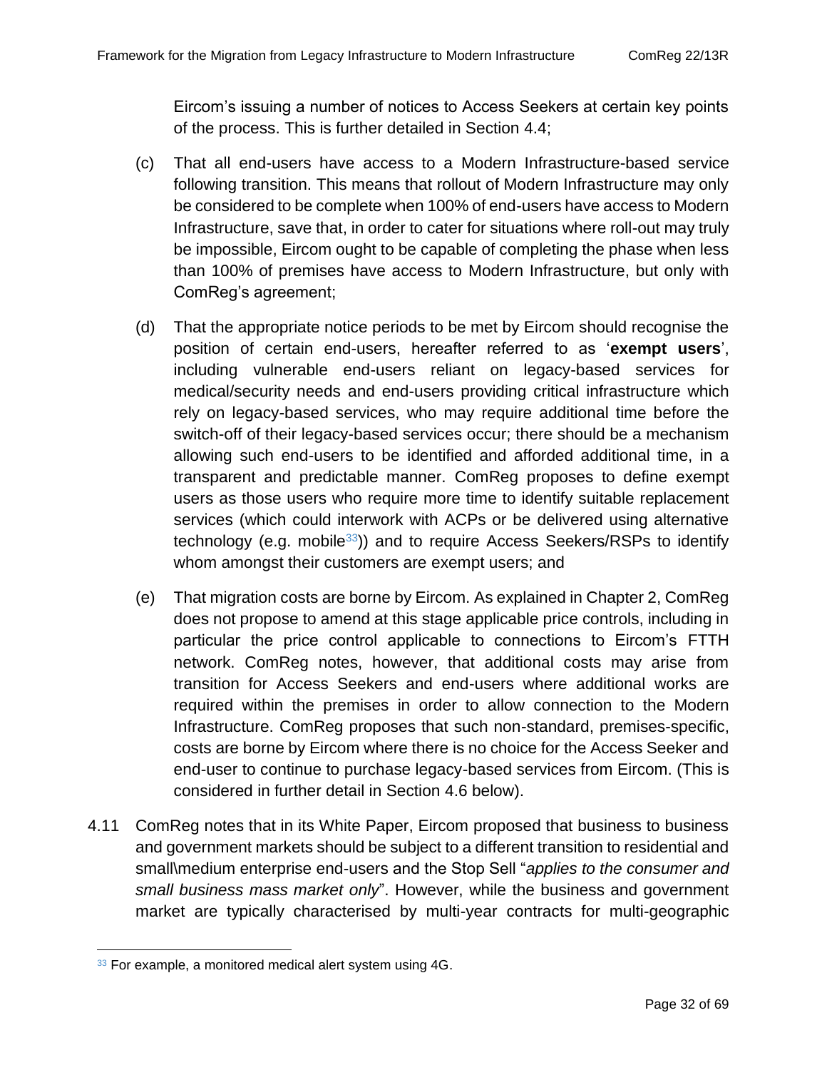Eircom's issuing a number of notices to Access Seekers at certain key points of the process. This is further detailed in Section 4.4;

(c) That all end-users have access to a Modern Infrastructure-based service following transition. This means that rollout of Modern Infrastructure may only be considered to be complete when 100% of end-users have access to Modern Infrastructure, save that, in order to cater for situations where roll-out may truly be impossible, Eircom ought to be capable of completing the phase when less than 100% of premises have access to Modern Infrastructure, but only with ComReg's agreement;

(d) That the appropriate notice periods to be met by Eircom should recognise the position of certain end-users, hereafter referred to as '**exempt users**', including vulnerable end-users reliant on legacy-based services for medical/security needs and end-users providing critical infrastructure which rely on legacy-based services, who may require additional time before the switch-off of their legacy-based services occur; there should be a mechanism allowing such end-users to be identified and afforded additional time, in a transparent and predictable manner. ComReg proposes to define exempt users as those users who require more time to identify suitable replacement services (which could interwork with ACPs or be delivered using alternative technology (e.g. mobile[33])) and to require Access Seekers/RSPs to identify whom amongst their customers are exempt users; and

(e) That migration costs are borne by Eircom. As explained in Chapter 2, ComReg does not propose to amend at this stage applicable price controls, including in particular the price control applicable to connections to Eircom's FTTH network. ComReg notes, however, that additional costs may arise from transition for Access Seekers and end-users where additional works are required within the premises in order to allow connection to the Modern Infrastructure. ComReg proposes that such non-standard, premises-specific, costs are borne by Eircom where there is no choice for the Access Seeker and end-user to continue to purchase legacy-based services from Eircom. (This is considered in further detail in Section 4.6 below).

4.11 ComReg notes that in its White Paper, Eircom proposed that business to business and government markets should be subject to a different transition to residential and small\medium enterprise end-users and the Stop Sell "*applies to the consumer and small business mass market only*". However, while the business and government market are typically characterised by multi-year contracts for multi-geographic

---

[33] For example, a monitored medical alert system using 4G.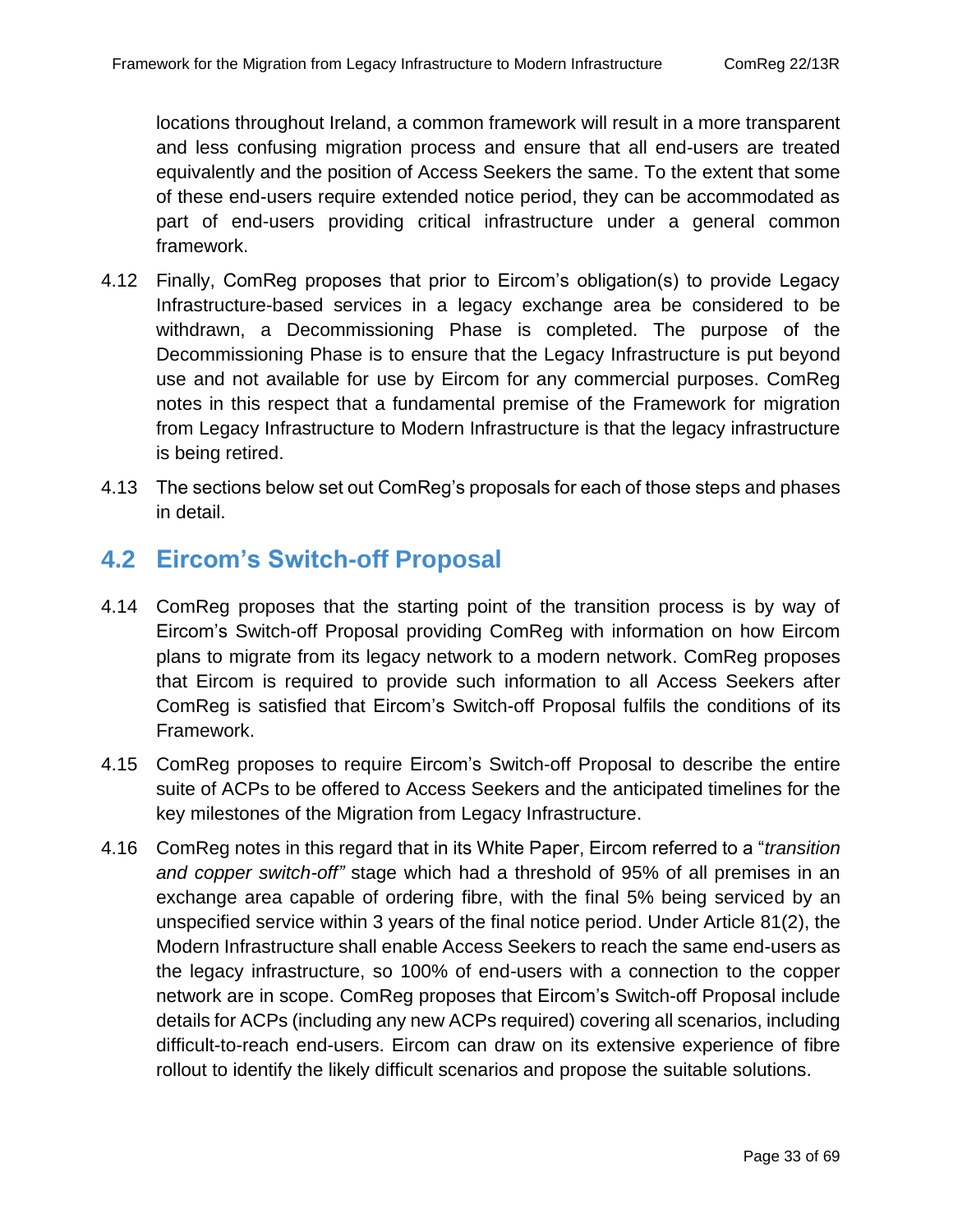locations throughout Ireland, a common framework will result in a more transparent and less confusing migration process and ensure that all end-users are treated equivalently and the position of Access Seekers the same. To the extent that some of these end-users require extended notice period, they can be accommodated as part of end-users providing critical infrastructure under a general common framework.

4.12 Finally, ComReg proposes that prior to Eircom's obligation(s) to provide Legacy Infrastructure-based services in a legacy exchange area be considered to be withdrawn, a Decommissioning Phase is completed. The purpose of the Decommissioning Phase is to ensure that the Legacy Infrastructure is put beyond use and not available for use by Eircom for any commercial purposes. ComReg notes in this respect that a fundamental premise of the Framework for migration from Legacy Infrastructure to Modern Infrastructure is that the legacy infrastructure is being retired.

4.13 The sections below set out ComReg's proposals for each of those steps and phases in detail.

## 4.2 Eircom's Switch-off Proposal

4.14 ComReg proposes that the starting point of the transition process is by way of Eircom's Switch-off Proposal providing ComReg with information on how Eircom plans to migrate from its legacy network to a modern network. ComReg proposes that Eircom is required to provide such information to all Access Seekers after ComReg is satisfied that Eircom's Switch-off Proposal fulfils the conditions of its Framework.

4.15 ComReg proposes to require Eircom's Switch-off Proposal to describe the entire suite of ACPs to be offered to Access Seekers and the anticipated timelines for the key milestones of the Migration from Legacy Infrastructure.

4.16 ComReg notes in this regard that in its White Paper, Eircom referred to a "*transition and copper switch-off"* stage which had a threshold of 95% of all premises in an exchange area capable of ordering fibre, with the final 5% being serviced by an unspecified service within 3 years of the final notice period. Under Article 81(2), the Modern Infrastructure shall enable Access Seekers to reach the same end-users as the legacy infrastructure, so 100% of end-users with a connection to the copper network are in scope. ComReg proposes that Eircom's Switch-off Proposal include details for ACPs (including any new ACPs required) covering all scenarios, including difficult-to-reach end-users. Eircom can draw on its extensive experience of fibre rollout to identify the likely difficult scenarios and propose the suitable solutions.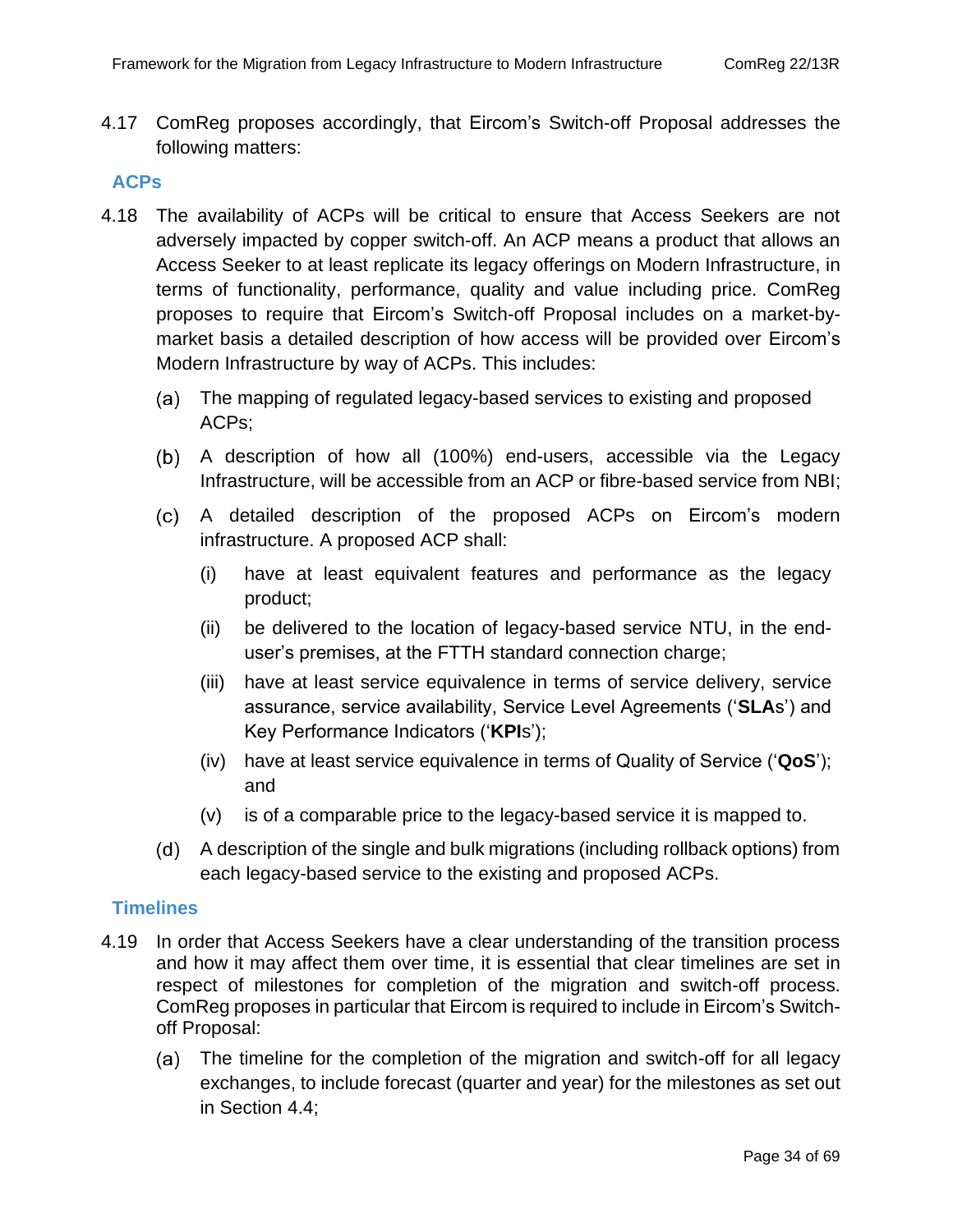4.17 ComReg proposes accordingly, that Eircom's Switch-off Proposal addresses the following matters:

### ACPs

4.18 The availability of ACPs will be critical to ensure that Access Seekers are not adversely impacted by copper switch-off. An ACP means a product that allows an Access Seeker to at least replicate its legacy offerings on Modern Infrastructure, in terms of functionality, performance, quality and value including price. ComReg proposes to require that Eircom's Switch-off Proposal includes on a market-by-market basis a detailed description of how access will be provided over Eircom's Modern Infrastructure by way of ACPs. This includes:

(a) The mapping of regulated legacy-based services to existing and proposed ACPs;

(b) A description of how all (100%) end-users, accessible via the Legacy Infrastructure, will be accessible from an ACP or fibre-based service from NBI;

(c) A detailed description of the proposed ACPs on Eircom's modern infrastructure. A proposed ACP shall:

(i) have at least equivalent features and performance as the legacy product;

(ii) be delivered to the location of legacy-based service NTU, in the end-user's premises, at the FTTH standard connection charge;

(iii) have at least service equivalence in terms of service delivery, service assurance, service availability, Service Level Agreements ('**SLA**s') and Key Performance Indicators ('**KPI**s');

(iv) have at least service equivalence in terms of Quality of Service ('**QoS**'); and

(v) is of a comparable price to the legacy-based service it is mapped to.

(d) A description of the single and bulk migrations (including rollback options) from each legacy-based service to the existing and proposed ACPs.

### Timelines

4.19 In order that Access Seekers have a clear understanding of the transition process and how it may affect them over time, it is essential that clear timelines are set in respect of milestones for completion of the migration and switch-off process. ComReg proposes in particular that Eircom is required to include in Eircom's Switch-off Proposal:

(a) The timeline for the completion of the migration and switch-off for all legacy exchanges, to include forecast (quarter and year) for the milestones as set out in Section 4.4;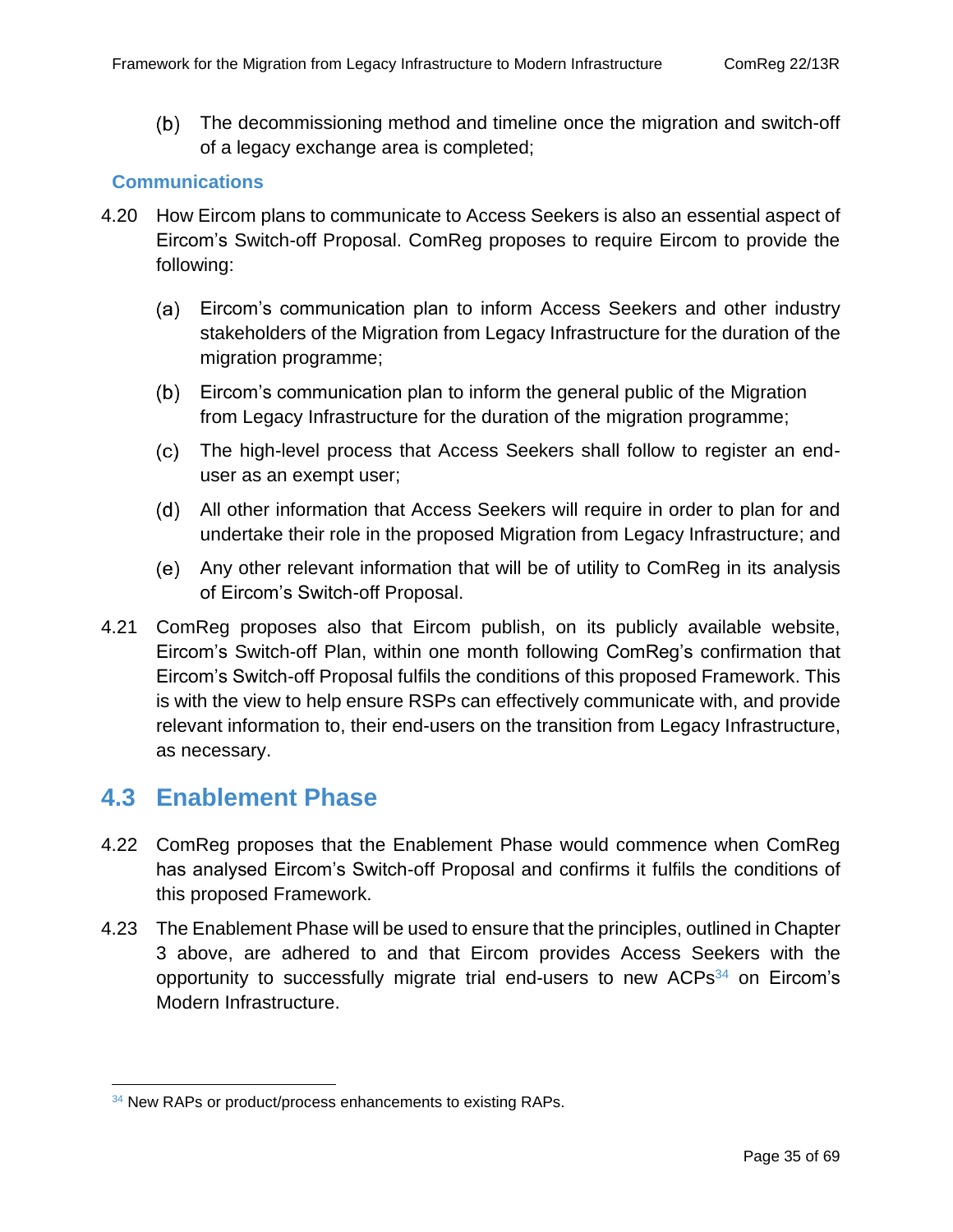(b) The decommissioning method and timeline once the migration and switch-off of a legacy exchange area is completed;

### Communications

4.20 How Eircom plans to communicate to Access Seekers is also an essential aspect of Eircom's Switch-off Proposal. ComReg proposes to require Eircom to provide the following:

(a) Eircom's communication plan to inform Access Seekers and other industry stakeholders of the Migration from Legacy Infrastructure for the duration of the migration programme;

(b) Eircom's communication plan to inform the general public of the Migration from Legacy Infrastructure for the duration of the migration programme;

(c) The high-level process that Access Seekers shall follow to register an end-user as an exempt user;

(d) All other information that Access Seekers will require in order to plan for and undertake their role in the proposed Migration from Legacy Infrastructure; and

(e) Any other relevant information that will be of utility to ComReg in its analysis of Eircom's Switch-off Proposal.

4.21 ComReg proposes also that Eircom publish, on its publicly available website, Eircom's Switch-off Plan, within one month following ComReg's confirmation that Eircom's Switch-off Proposal fulfils the conditions of this proposed Framework. This is with the view to help ensure RSPs can effectively communicate with, and provide relevant information to, their end-users on the transition from Legacy Infrastructure, as necessary.

## 4.3 Enablement Phase

4.22 ComReg proposes that the Enablement Phase would commence when ComReg has analysed Eircom's Switch-off Proposal and confirms it fulfils the conditions of this proposed Framework.

4.23 The Enablement Phase will be used to ensure that the principles, outlined in Chapter 3 above, are adhered to and that Eircom provides Access Seekers with the opportunity to successfully migrate trial end-users to new ACPs[34] on Eircom's Modern Infrastructure.

[34] New RAPs or product/process enhancements to existing RAPs.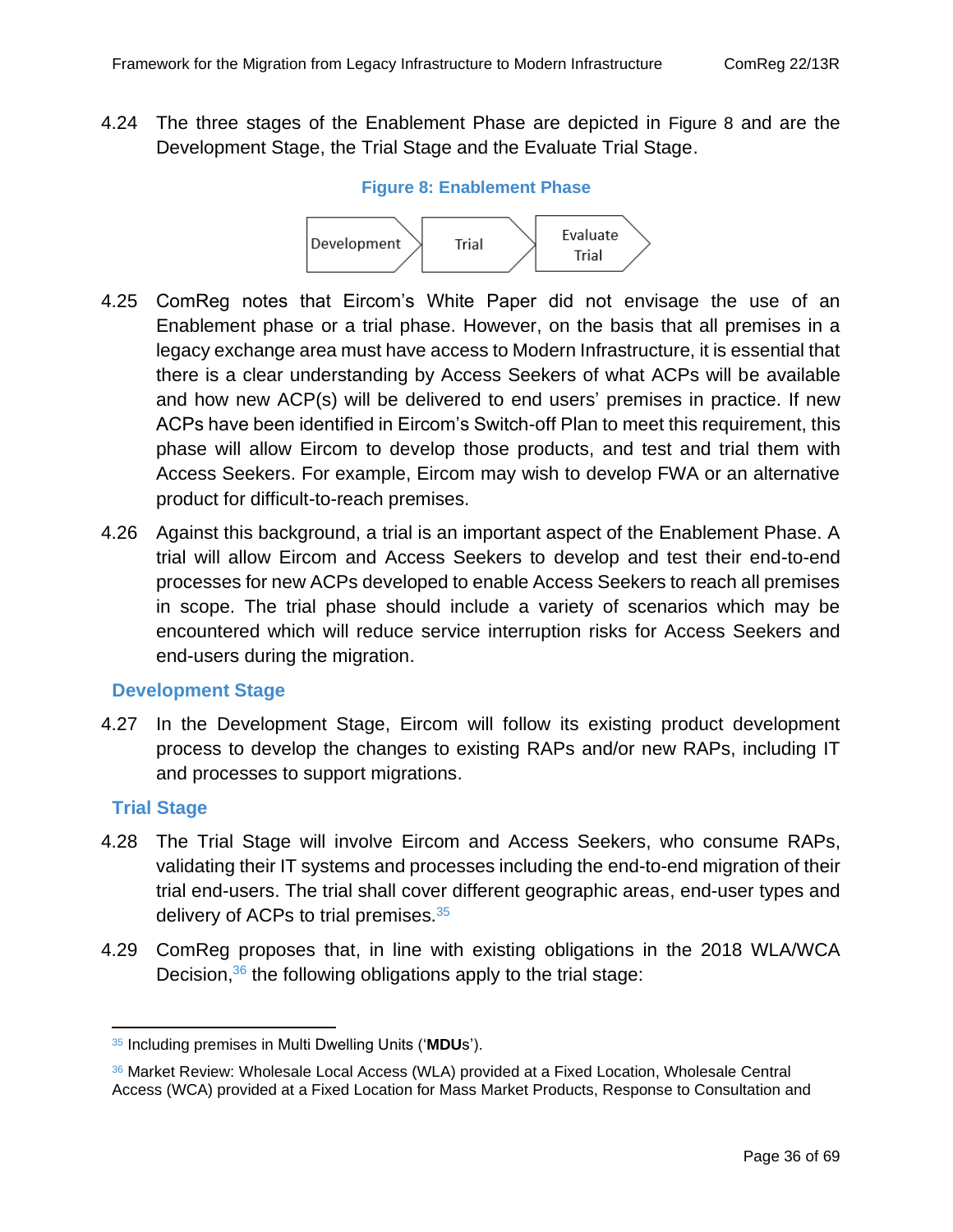4.24 The three stages of the Enablement Phase are depicted in Figure 8 and are the Development Stage, the Trial Stage and the Evaluate Trial Stage.

**Figure 8: Enablement Phase**

Development → Trial → Evaluate Trial

4.25 ComReg notes that Eircom's White Paper did not envisage the use of an Enablement phase or a trial phase. However, on the basis that all premises in a legacy exchange area must have access to Modern Infrastructure, it is essential that there is a clear understanding by Access Seekers of what ACPs will be available and how new ACP(s) will be delivered to end users' premises in practice. If new ACPs have been identified in Eircom's Switch-off Plan to meet this requirement, this phase will allow Eircom to develop those products, and test and trial them with Access Seekers. For example, Eircom may wish to develop FWA or an alternative product for difficult-to-reach premises.

4.26 Against this background, a trial is an important aspect of the Enablement Phase. A trial will allow Eircom and Access Seekers to develop and test their end-to-end processes for new ACPs developed to enable Access Seekers to reach all premises in scope. The trial phase should include a variety of scenarios which may be encountered which will reduce service interruption risks for Access Seekers and end-users during the migration.

### Development Stage

4.27 In the Development Stage, Eircom will follow its existing product development process to develop the changes to existing RAPs and/or new RAPs, including IT and processes to support migrations.

### Trial Stage

4.28 The Trial Stage will involve Eircom and Access Seekers, who consume RAPs, validating their IT systems and processes including the end-to-end migration of their trial end-users. The trial shall cover different geographic areas, end-user types and delivery of ACPs to trial premises.[35]

4.29 ComReg proposes that, in line with existing obligations in the 2018 WLA/WCA Decision,[36] the following obligations apply to the trial stage:

---

[35] Including premises in Multi Dwelling Units ('**MDU**s').

[36] Market Review: Wholesale Local Access (WLA) provided at a Fixed Location, Wholesale Central Access (WCA) provided at a Fixed Location for Mass Market Products, Response to Consultation and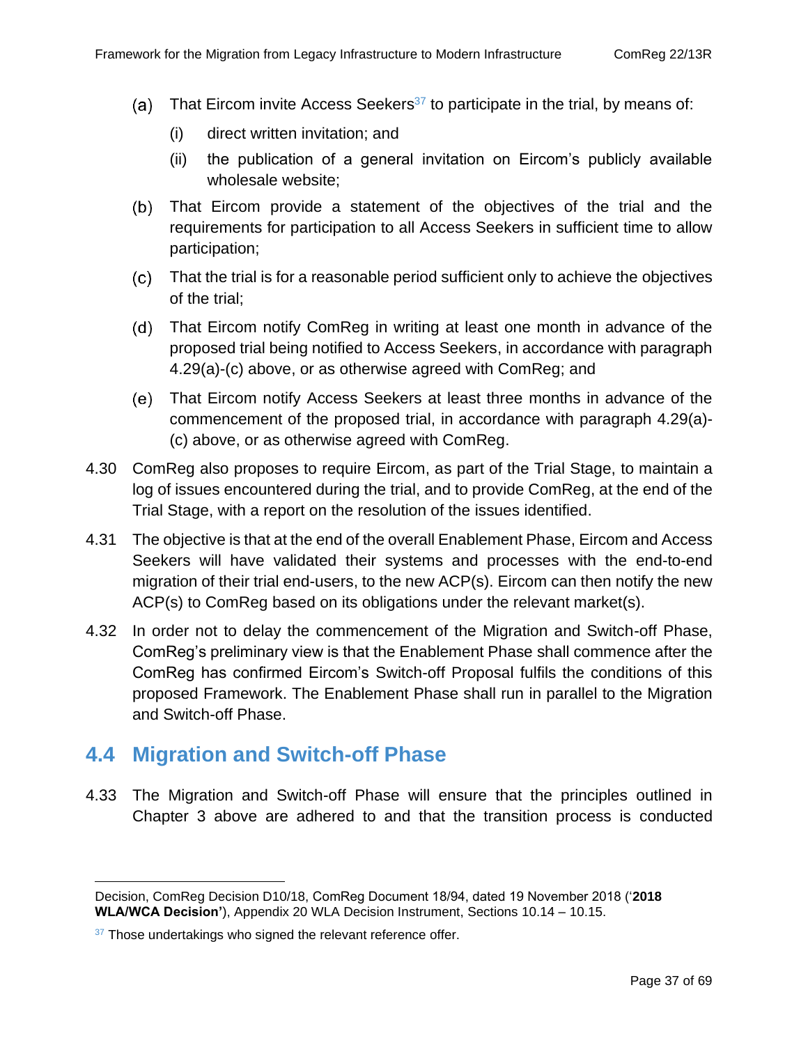(a) That Eircom invite Access Seekers[37] to participate in the trial, by means of:

   (i) direct written invitation; and

   (ii) the publication of a general invitation on Eircom's publicly available wholesale website;

(b) That Eircom provide a statement of the objectives of the trial and the requirements for participation to all Access Seekers in sufficient time to allow participation;

(c) That the trial is for a reasonable period sufficient only to achieve the objectives of the trial;

(d) That Eircom notify ComReg in writing at least one month in advance of the proposed trial being notified to Access Seekers, in accordance with paragraph 4.29(a)-(c) above, or as otherwise agreed with ComReg; and

(e) That Eircom notify Access Seekers at least three months in advance of the commencement of the proposed trial, in accordance with paragraph 4.29(a)-(c) above, or as otherwise agreed with ComReg.

4.30 ComReg also proposes to require Eircom, as part of the Trial Stage, to maintain a log of issues encountered during the trial, and to provide ComReg, at the end of the Trial Stage, with a report on the resolution of the issues identified.

4.31 The objective is that at the end of the overall Enablement Phase, Eircom and Access Seekers will have validated their systems and processes with the end-to-end migration of their trial end-users, to the new ACP(s). Eircom can then notify the new ACP(s) to ComReg based on its obligations under the relevant market(s).

4.32 In order not to delay the commencement of the Migration and Switch-off Phase, ComReg's preliminary view is that the Enablement Phase shall commence after the ComReg has confirmed Eircom's Switch-off Proposal fulfils the conditions of this proposed Framework. The Enablement Phase shall run in parallel to the Migration and Switch-off Phase.

## 4.4 Migration and Switch-off Phase

4.33 The Migration and Switch-off Phase will ensure that the principles outlined in Chapter 3 above are adhered to and that the transition process is conducted

---

Decision, ComReg Decision D10/18, ComReg Document 18/94, dated 19 November 2018 ('**2018 WLA/WCA Decision'**), Appendix 20 WLA Decision Instrument, Sections 10.14 – 10.15.

[37] Those undertakings who signed the relevant reference offer.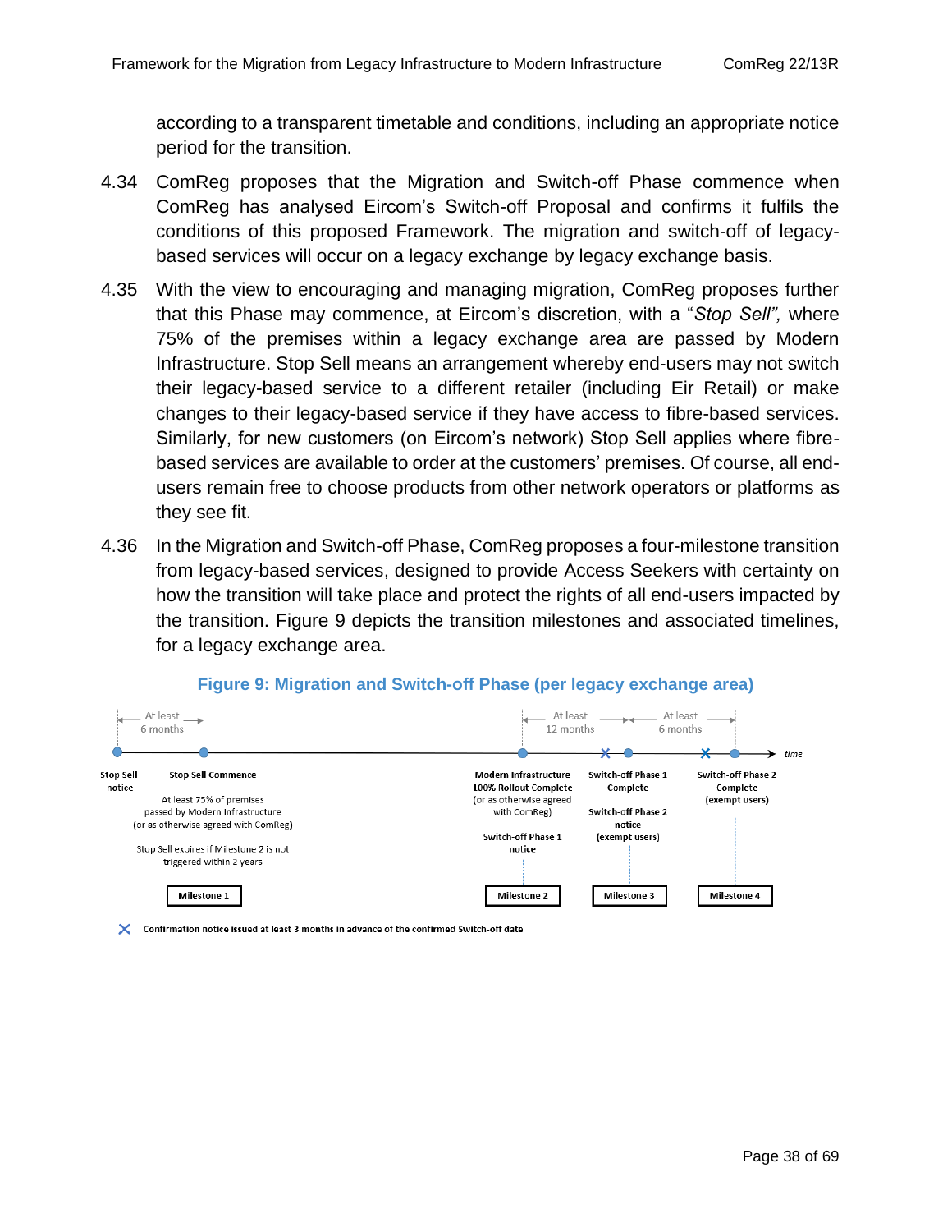according to a transparent timetable and conditions, including an appropriate notice period for the transition.

4.34 ComReg proposes that the Migration and Switch-off Phase commence when ComReg has analysed Eircom's Switch-off Proposal and confirms it fulfils the conditions of this proposed Framework. The migration and switch-off of legacy-based services will occur on a legacy exchange by legacy exchange basis.

4.35 With the view to encouraging and managing migration, ComReg proposes further that this Phase may commence, at Eircom's discretion, with a "*Stop Sell",* where 75% of the premises within a legacy exchange area are passed by Modern Infrastructure. Stop Sell means an arrangement whereby end-users may not switch their legacy-based service to a different retailer (including Eir Retail) or make changes to their legacy-based service if they have access to fibre-based services. Similarly, for new customers (on Eircom's network) Stop Sell applies where fibre-based services are available to order at the customers' premises. Of course, all end-users remain free to choose products from other network operators or platforms as they see fit.

4.36 In the Migration and Switch-off Phase, ComReg proposes a four-milestone transition from legacy-based services, designed to provide Access Seekers with certainty on how the transition will take place and protect the rights of all end-users impacted by the transition. Figure 9 depicts the transition milestones and associated timelines, for a legacy exchange area.

**Figure 9: Migration and Switch-off Phase (per legacy exchange area)**

| Milestone | Event | Details | Time to next point |
|---|---|---|---|
| — | Stop Sell notice | | At least 6 months |
| Milestone 1 | Stop Sell Commence | At least 75% of premises passed by Modern Infrastructure (or as otherwise agreed with ComReg). Stop Sell expires if Milestone 2 is not triggered within 2 years | |
| Milestone 2 | Modern Infrastructure 100% Rollout Complete (or as otherwise agreed with ComReg) | Switch-off Phase 1 notice | At least 12 months |
| Milestone 3 | Switch-off Phase 1 Complete | Switch-off Phase 2 notice (exempt users) | At least 6 months |
| Milestone 4 | Switch-off Phase 2 Complete (exempt users) | | |

✕ Confirmation notice issued at least 3 months in advance of the confirmed Switch-off date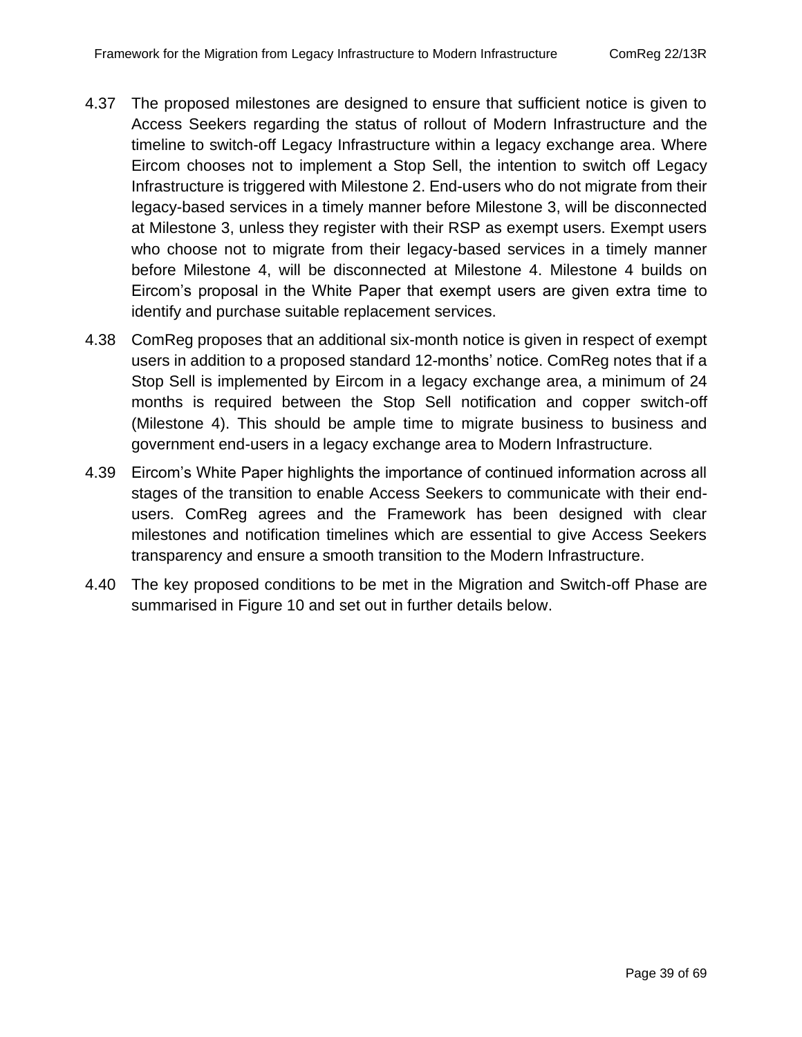4.37 The proposed milestones are designed to ensure that sufficient notice is given to Access Seekers regarding the status of rollout of Modern Infrastructure and the timeline to switch-off Legacy Infrastructure within a legacy exchange area. Where Eircom chooses not to implement a Stop Sell, the intention to switch off Legacy Infrastructure is triggered with Milestone 2. End-users who do not migrate from their legacy-based services in a timely manner before Milestone 3, will be disconnected at Milestone 3, unless they register with their RSP as exempt users. Exempt users who choose not to migrate from their legacy-based services in a timely manner before Milestone 4, will be disconnected at Milestone 4. Milestone 4 builds on Eircom's proposal in the White Paper that exempt users are given extra time to identify and purchase suitable replacement services.

4.38 ComReg proposes that an additional six-month notice is given in respect of exempt users in addition to a proposed standard 12-months' notice. ComReg notes that if a Stop Sell is implemented by Eircom in a legacy exchange area, a minimum of 24 months is required between the Stop Sell notification and copper switch-off (Milestone 4). This should be ample time to migrate business to business and government end-users in a legacy exchange area to Modern Infrastructure.

4.39 Eircom's White Paper highlights the importance of continued information across all stages of the transition to enable Access Seekers to communicate with their end-users. ComReg agrees and the Framework has been designed with clear milestones and notification timelines which are essential to give Access Seekers transparency and ensure a smooth transition to the Modern Infrastructure.

4.40 The key proposed conditions to be met in the Migration and Switch-off Phase are summarised in Figure 10 and set out in further details below.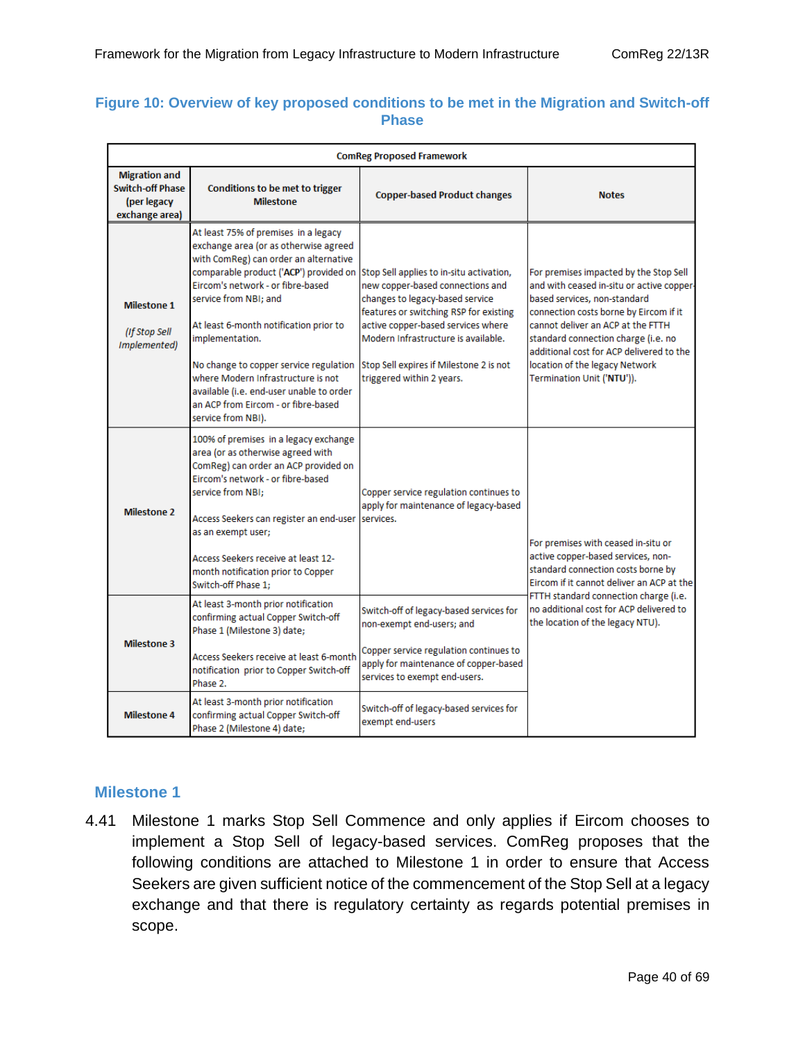### Figure 10: Overview of key proposed conditions to be met in the Migration and Switch-off Phase

| ComReg Proposed Framework | | | |
|---|---|---|---|
| **Migration and Switch-off Phase (per legacy exchange area)** | **Conditions to be met to trigger Milestone** | **Copper-based Product changes** | **Notes** |
| **Milestone 1** *(If Stop Sell Implemented)* | At least 75% of premises in a legacy exchange area (or as otherwise agreed with ComReg) can order an alternative comparable product ('**ACP**') provided on Eircom's network - or fibre-based service from NBI; and<br><br>At least 6-month notification prior to implementation.<br><br>No change to copper service regulation where Modern Infrastructure is not available (i.e. end-user unable to order an ACP from Eircom - or fibre-based service from NBI). | Stop Sell applies to in-situ activation, new copper-based connections and changes to legacy-based service features or switching RSP for existing active copper-based services where Modern Infrastructure is available.<br><br>Stop Sell expires if Milestone 2 is not triggered within 2 years. | For premises impacted by the Stop Sell and with ceased in-situ or active copper-based services, non-standard connection costs borne by Eircom if it cannot deliver an ACP at the FTTH standard connection charge (i.e. no additional cost for ACP delivered to the location of the legacy Network Termination Unit ('**NTU**')). |
| **Milestone 2** | 100% of premises in a legacy exchange area (or as otherwise agreed with ComReg) can order an ACP provided on Eircom's network - or fibre-based service from NBI;<br><br>Access Seekers can register an end-user as an exempt user;<br><br>Access Seekers receive at least 12-month notification prior to Copper Switch-off Phase 1; | Copper service regulation continues to apply for maintenance of legacy-based services. | For premises with ceased in-situ or active copper-based services, non-standard connection costs borne by Eircom if it cannot deliver an ACP at the FTTH standard connection charge (i.e. no additional cost for ACP delivered to the location of the legacy NTU). |
| **Milestone 3** | At least 3-month prior notification confirming actual Copper Switch-off Phase 1 (Milestone 3) date;<br><br>Access Seekers receive at least 6-month notification prior to Copper Switch-off Phase 2. | Switch-off of legacy-based services for non-exempt end-users; and<br><br>Copper service regulation continues to apply for maintenance of copper-based services to exempt end-users. | |
| **Milestone 4** | At least 3-month prior notification confirming actual Copper Switch-off Phase 2 (Milestone 4) date; | Switch-off of legacy-based services for exempt end-users | |

## Milestone 1

4.41 Milestone 1 marks Stop Sell Commence and only applies if Eircom chooses to implement a Stop Sell of legacy-based services. ComReg proposes that the following conditions are attached to Milestone 1 in order to ensure that Access Seekers are given sufficient notice of the commencement of the Stop Sell at a legacy exchange and that there is regulatory certainty as regards potential premises in scope.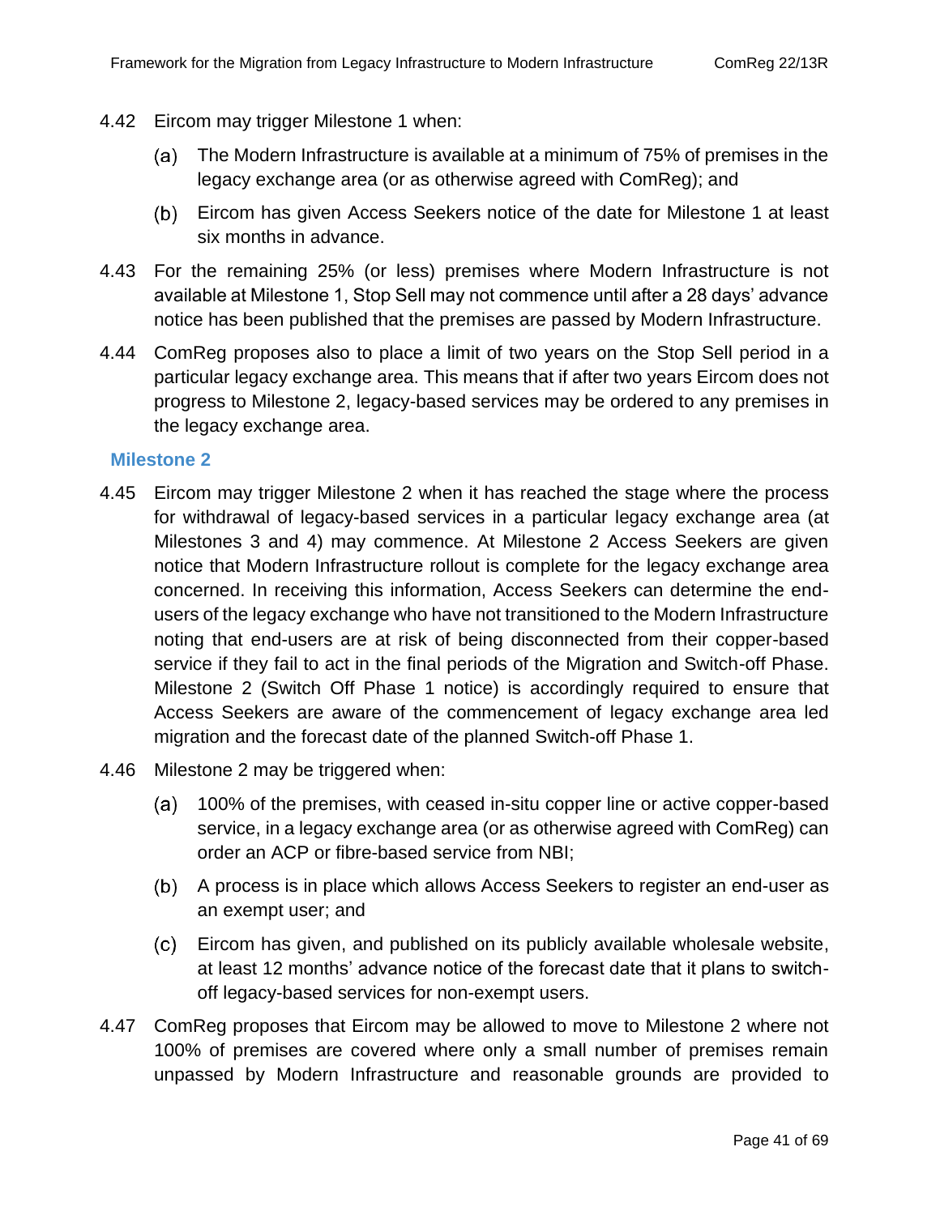4.42 Eircom may trigger Milestone 1 when:

(a) The Modern Infrastructure is available at a minimum of 75% of premises in the legacy exchange area (or as otherwise agreed with ComReg); and

(b) Eircom has given Access Seekers notice of the date for Milestone 1 at least six months in advance.

4.43 For the remaining 25% (or less) premises where Modern Infrastructure is not available at Milestone 1, Stop Sell may not commence until after a 28 days' advance notice has been published that the premises are passed by Modern Infrastructure.

4.44 ComReg proposes also to place a limit of two years on the Stop Sell period in a particular legacy exchange area. This means that if after two years Eircom does not progress to Milestone 2, legacy-based services may be ordered to any premises in the legacy exchange area.

### Milestone 2

4.45 Eircom may trigger Milestone 2 when it has reached the stage where the process for withdrawal of legacy-based services in a particular legacy exchange area (at Milestones 3 and 4) may commence. At Milestone 2 Access Seekers are given notice that Modern Infrastructure rollout is complete for the legacy exchange area concerned. In receiving this information, Access Seekers can determine the end-users of the legacy exchange who have not transitioned to the Modern Infrastructure noting that end-users are at risk of being disconnected from their copper-based service if they fail to act in the final periods of the Migration and Switch-off Phase. Milestone 2 (Switch Off Phase 1 notice) is accordingly required to ensure that Access Seekers are aware of the commencement of legacy exchange area led migration and the forecast date of the planned Switch-off Phase 1.

4.46 Milestone 2 may be triggered when:

(a) 100% of the premises, with ceased in-situ copper line or active copper-based service, in a legacy exchange area (or as otherwise agreed with ComReg) can order an ACP or fibre-based service from NBI;

(b) A process is in place which allows Access Seekers to register an end-user as an exempt user; and

(c) Eircom has given, and published on its publicly available wholesale website, at least 12 months' advance notice of the forecast date that it plans to switch-off legacy-based services for non-exempt users.

4.47 ComReg proposes that Eircom may be allowed to move to Milestone 2 where not 100% of premises are covered where only a small number of premises remain unpassed by Modern Infrastructure and reasonable grounds are provided to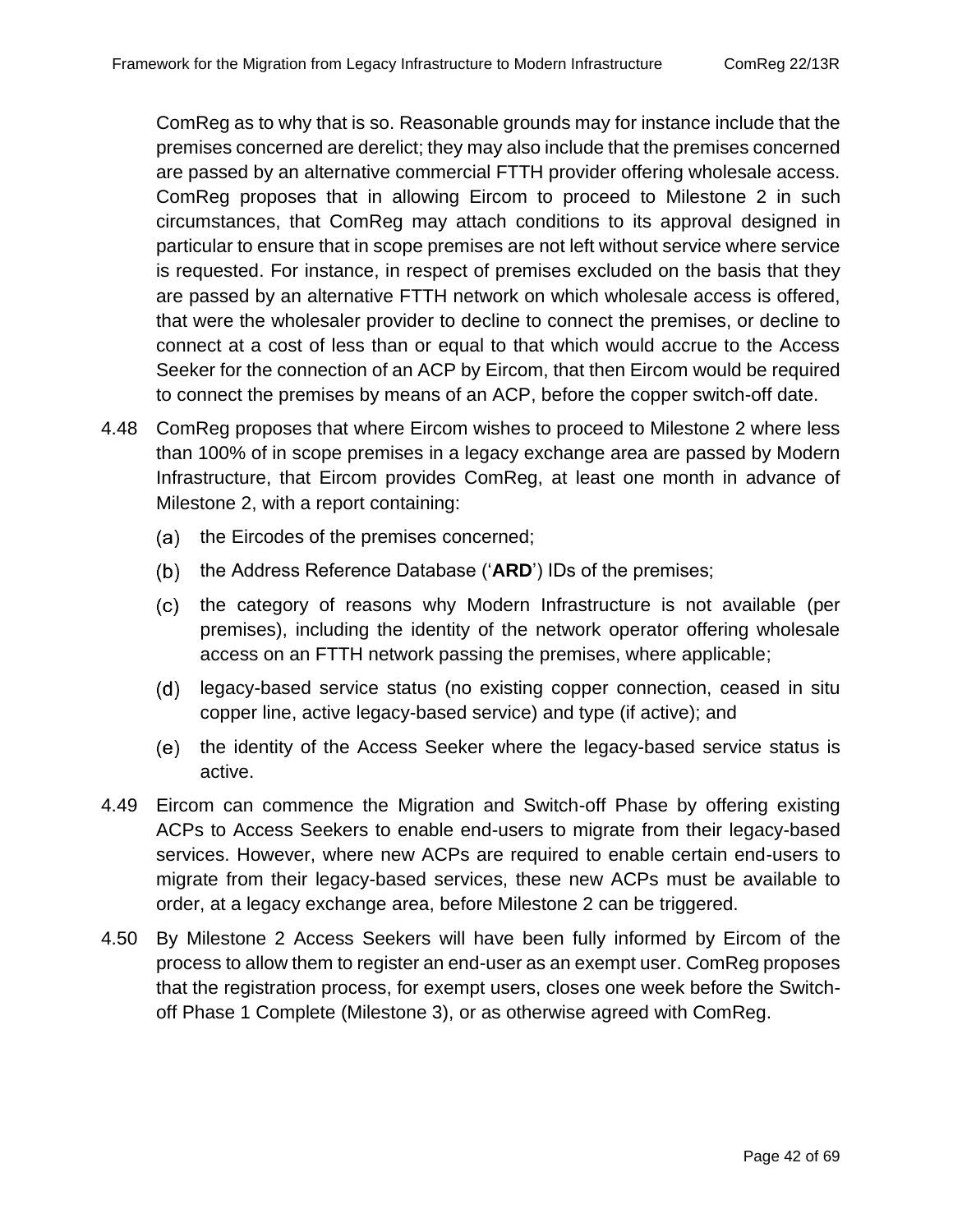ComReg as to why that is so. Reasonable grounds may for instance include that the premises concerned are derelict; they may also include that the premises concerned are passed by an alternative commercial FTTH provider offering wholesale access. ComReg proposes that in allowing Eircom to proceed to Milestone 2 in such circumstances, that ComReg may attach conditions to its approval designed in particular to ensure that in scope premises are not left without service where service is requested. For instance, in respect of premises excluded on the basis that they are passed by an alternative FTTH network on which wholesale access is offered, that were the wholesaler provider to decline to connect the premises, or decline to connect at a cost of less than or equal to that which would accrue to the Access Seeker for the connection of an ACP by Eircom, that then Eircom would be required to connect the premises by means of an ACP, before the copper switch-off date.

4.48 ComReg proposes that where Eircom wishes to proceed to Milestone 2 where less than 100% of in scope premises in a legacy exchange area are passed by Modern Infrastructure, that Eircom provides ComReg, at least one month in advance of Milestone 2, with a report containing:

(a) the Eircodes of the premises concerned;

(b) the Address Reference Database ('**ARD**') IDs of the premises;

(c) the category of reasons why Modern Infrastructure is not available (per premises), including the identity of the network operator offering wholesale access on an FTTH network passing the premises, where applicable;

(d) legacy-based service status (no existing copper connection, ceased in situ copper line, active legacy-based service) and type (if active); and

(e) the identity of the Access Seeker where the legacy-based service status is active.

4.49 Eircom can commence the Migration and Switch-off Phase by offering existing ACPs to Access Seekers to enable end-users to migrate from their legacy-based services. However, where new ACPs are required to enable certain end-users to migrate from their legacy-based services, these new ACPs must be available to order, at a legacy exchange area, before Milestone 2 can be triggered.

4.50 By Milestone 2 Access Seekers will have been fully informed by Eircom of the process to allow them to register an end-user as an exempt user. ComReg proposes that the registration process, for exempt users, closes one week before the Switch-off Phase 1 Complete (Milestone 3), or as otherwise agreed with ComReg.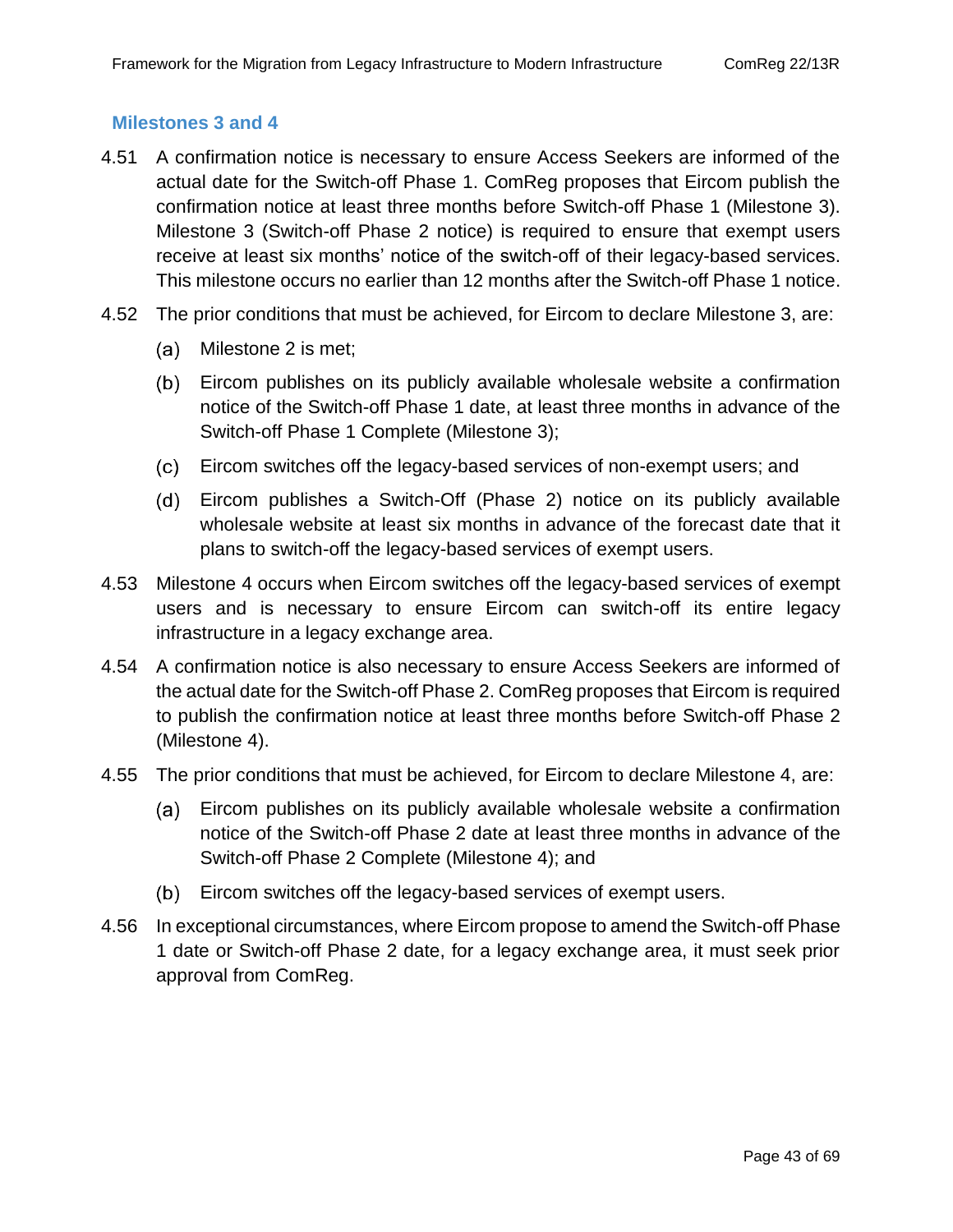### Milestones 3 and 4

4.51 A confirmation notice is necessary to ensure Access Seekers are informed of the actual date for the Switch-off Phase 1. ComReg proposes that Eircom publish the confirmation notice at least three months before Switch-off Phase 1 (Milestone 3). Milestone 3 (Switch-off Phase 2 notice) is required to ensure that exempt users receive at least six months' notice of the switch-off of their legacy-based services. This milestone occurs no earlier than 12 months after the Switch-off Phase 1 notice.

4.52 The prior conditions that must be achieved, for Eircom to declare Milestone 3, are:

(a) Milestone 2 is met;

(b) Eircom publishes on its publicly available wholesale website a confirmation notice of the Switch-off Phase 1 date, at least three months in advance of the Switch-off Phase 1 Complete (Milestone 3);

(c) Eircom switches off the legacy-based services of non-exempt users; and

(d) Eircom publishes a Switch-Off (Phase 2) notice on its publicly available wholesale website at least six months in advance of the forecast date that it plans to switch-off the legacy-based services of exempt users.

4.53 Milestone 4 occurs when Eircom switches off the legacy-based services of exempt users and is necessary to ensure Eircom can switch-off its entire legacy infrastructure in a legacy exchange area.

4.54 A confirmation notice is also necessary to ensure Access Seekers are informed of the actual date for the Switch-off Phase 2. ComReg proposes that Eircom is required to publish the confirmation notice at least three months before Switch-off Phase 2 (Milestone 4).

4.55 The prior conditions that must be achieved, for Eircom to declare Milestone 4, are:

(a) Eircom publishes on its publicly available wholesale website a confirmation notice of the Switch-off Phase 2 date at least three months in advance of the Switch-off Phase 2 Complete (Milestone 4); and

(b) Eircom switches off the legacy-based services of exempt users.

4.56 In exceptional circumstances, where Eircom propose to amend the Switch-off Phase 1 date or Switch-off Phase 2 date, for a legacy exchange area, it must seek prior approval from ComReg.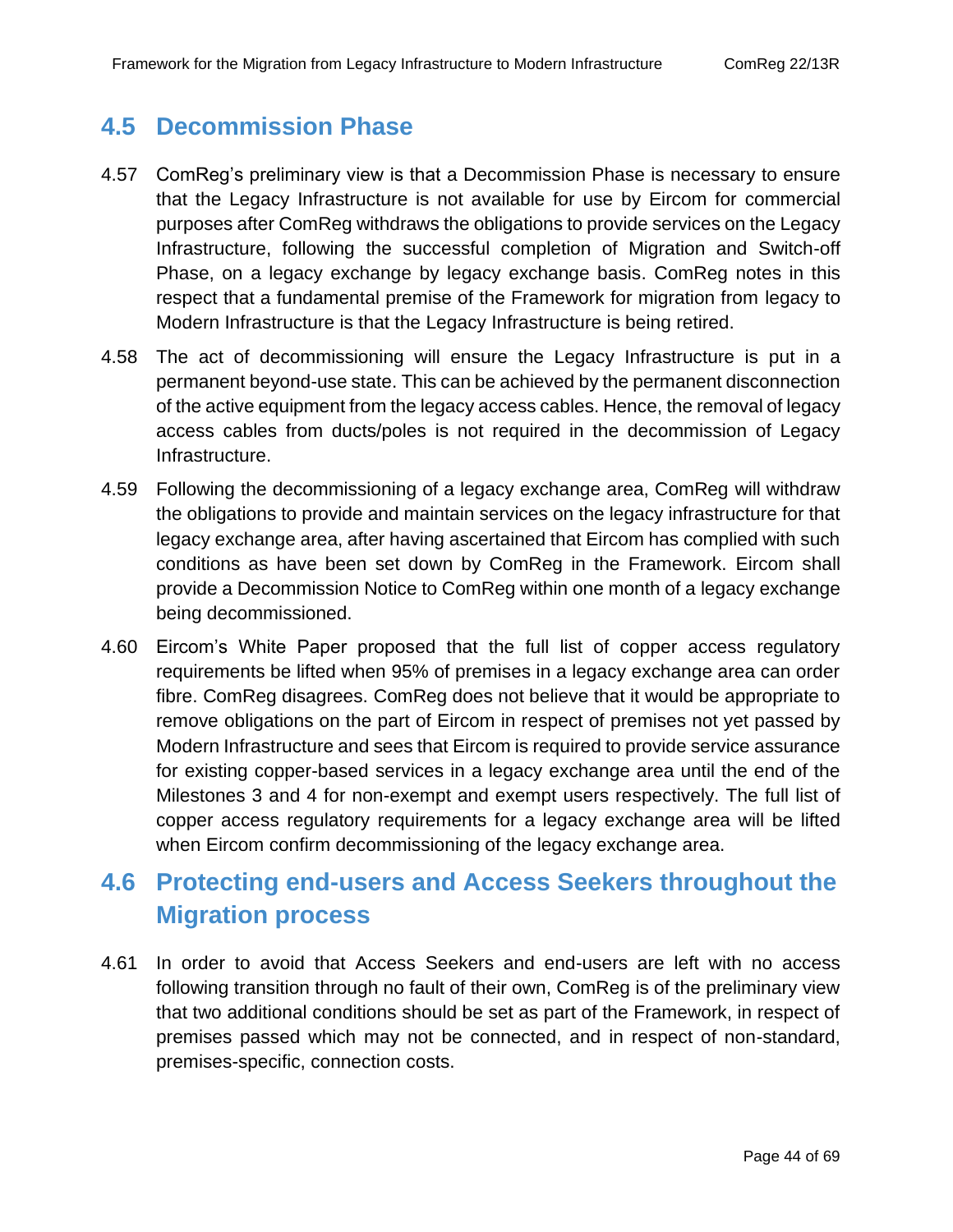## 4.5 Decommission Phase

4.57 ComReg's preliminary view is that a Decommission Phase is necessary to ensure that the Legacy Infrastructure is not available for use by Eircom for commercial purposes after ComReg withdraws the obligations to provide services on the Legacy Infrastructure, following the successful completion of Migration and Switch-off Phase, on a legacy exchange by legacy exchange basis. ComReg notes in this respect that a fundamental premise of the Framework for migration from legacy to Modern Infrastructure is that the Legacy Infrastructure is being retired.

4.58 The act of decommissioning will ensure the Legacy Infrastructure is put in a permanent beyond-use state. This can be achieved by the permanent disconnection of the active equipment from the legacy access cables. Hence, the removal of legacy access cables from ducts/poles is not required in the decommission of Legacy Infrastructure.

4.59 Following the decommissioning of a legacy exchange area, ComReg will withdraw the obligations to provide and maintain services on the legacy infrastructure for that legacy exchange area, after having ascertained that Eircom has complied with such conditions as have been set down by ComReg in the Framework. Eircom shall provide a Decommission Notice to ComReg within one month of a legacy exchange being decommissioned.

4.60 Eircom's White Paper proposed that the full list of copper access regulatory requirements be lifted when 95% of premises in a legacy exchange area can order fibre. ComReg disagrees. ComReg does not believe that it would be appropriate to remove obligations on the part of Eircom in respect of premises not yet passed by Modern Infrastructure and sees that Eircom is required to provide service assurance for existing copper-based services in a legacy exchange area until the end of the Milestones 3 and 4 for non-exempt and exempt users respectively. The full list of copper access regulatory requirements for a legacy exchange area will be lifted when Eircom confirm decommissioning of the legacy exchange area.

## 4.6 Protecting end-users and Access Seekers throughout the Migration process

4.61 In order to avoid that Access Seekers and end-users are left with no access following transition through no fault of their own, ComReg is of the preliminary view that two additional conditions should be set as part of the Framework, in respect of premises passed which may not be connected, and in respect of non-standard, premises-specific, connection costs.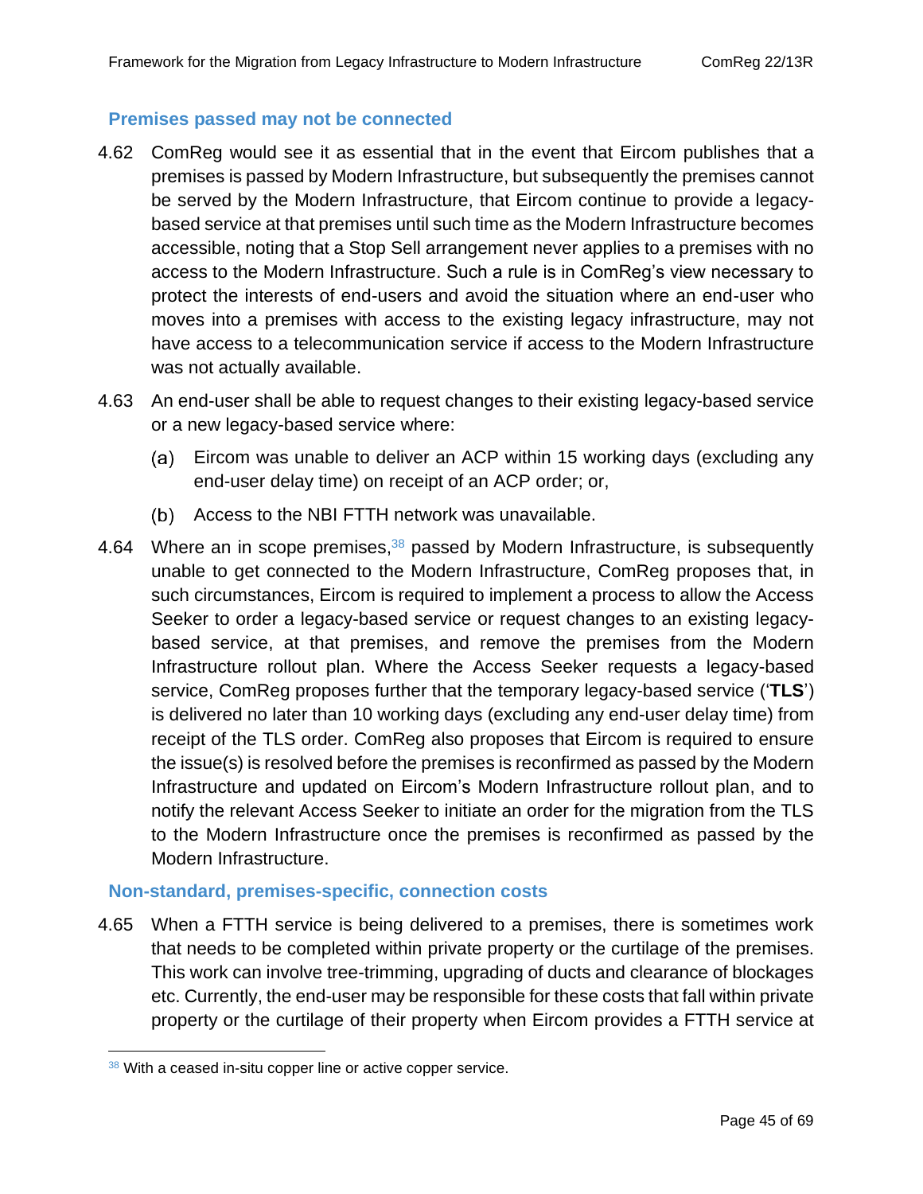### Premises passed may not be connected

4.62 ComReg would see it as essential that in the event that Eircom publishes that a premises is passed by Modern Infrastructure, but subsequently the premises cannot be served by the Modern Infrastructure, that Eircom continue to provide a legacy-based service at that premises until such time as the Modern Infrastructure becomes accessible, noting that a Stop Sell arrangement never applies to a premises with no access to the Modern Infrastructure. Such a rule is in ComReg's view necessary to protect the interests of end-users and avoid the situation where an end-user who moves into a premises with access to the existing legacy infrastructure, may not have access to a telecommunication service if access to the Modern Infrastructure was not actually available.

4.63 An end-user shall be able to request changes to their existing legacy-based service or a new legacy-based service where:

(a) Eircom was unable to deliver an ACP within 15 working days (excluding any end-user delay time) on receipt of an ACP order; or,

(b) Access to the NBI FTTH network was unavailable.

4.64 Where an in scope premises,[38] passed by Modern Infrastructure, is subsequently unable to get connected to the Modern Infrastructure, ComReg proposes that, in such circumstances, Eircom is required to implement a process to allow the Access Seeker to order a legacy-based service or request changes to an existing legacy-based service, at that premises, and remove the premises from the Modern Infrastructure rollout plan. Where the Access Seeker requests a legacy-based service, ComReg proposes further that the temporary legacy-based service ('**TLS**') is delivered no later than 10 working days (excluding any end-user delay time) from receipt of the TLS order. ComReg also proposes that Eircom is required to ensure the issue(s) is resolved before the premises is reconfirmed as passed by the Modern Infrastructure and updated on Eircom's Modern Infrastructure rollout plan, and to notify the relevant Access Seeker to initiate an order for the migration from the TLS to the Modern Infrastructure once the premises is reconfirmed as passed by the Modern Infrastructure.

### Non-standard, premises-specific, connection costs

4.65 When a FTTH service is being delivered to a premises, there is sometimes work that needs to be completed within private property or the curtilage of the premises. This work can involve tree-trimming, upgrading of ducts and clearance of blockages etc. Currently, the end-user may be responsible for these costs that fall within private property or the curtilage of their property when Eircom provides a FTTH service at

---

[38] With a ceased in-situ copper line or active copper service.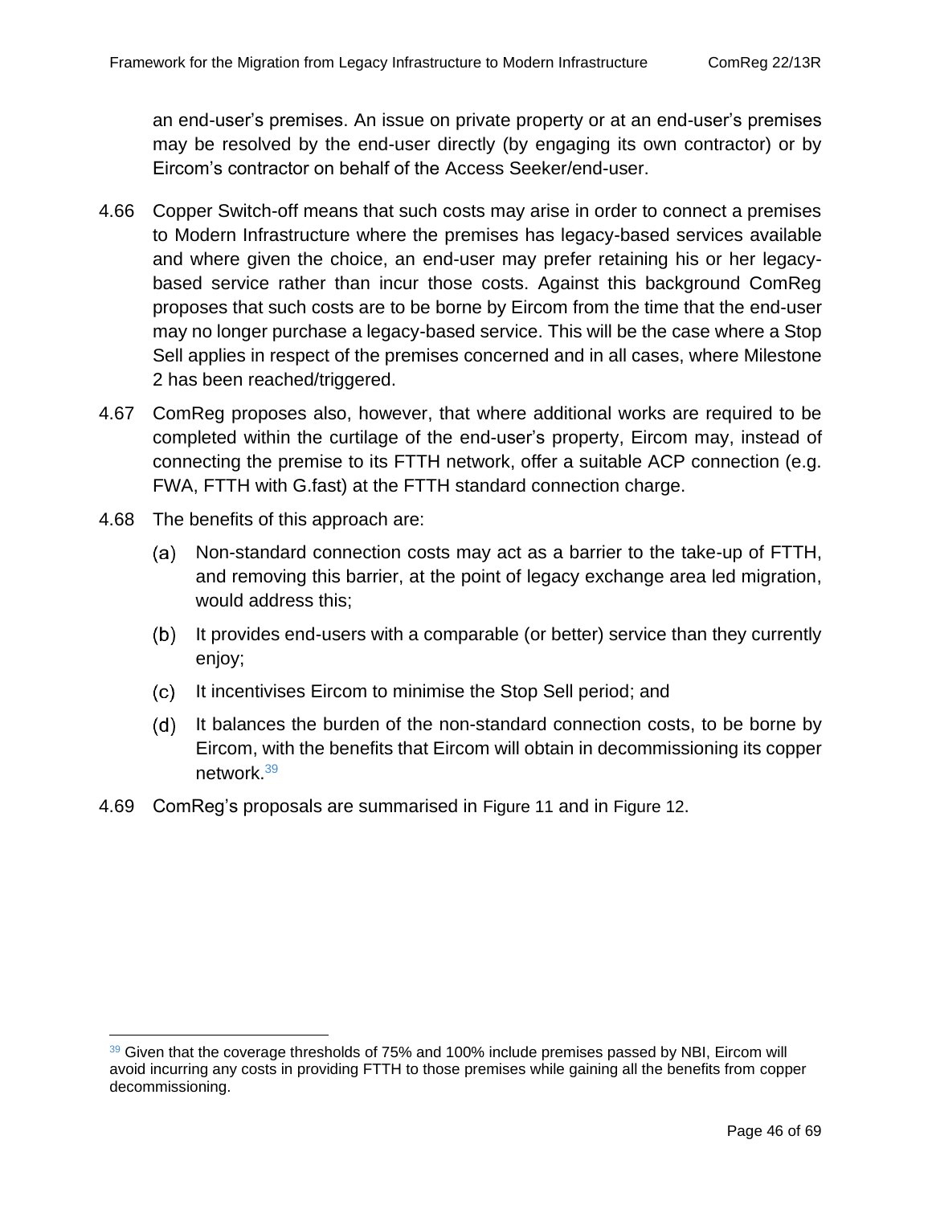an end-user's premises. An issue on private property or at an end-user's premises may be resolved by the end-user directly (by engaging its own contractor) or by Eircom's contractor on behalf of the Access Seeker/end-user.

4.66 Copper Switch-off means that such costs may arise in order to connect a premises to Modern Infrastructure where the premises has legacy-based services available and where given the choice, an end-user may prefer retaining his or her legacy-based service rather than incur those costs. Against this background ComReg proposes that such costs are to be borne by Eircom from the time that the end-user may no longer purchase a legacy-based service. This will be the case where a Stop Sell applies in respect of the premises concerned and in all cases, where Milestone 2 has been reached/triggered.

4.67 ComReg proposes also, however, that where additional works are required to be completed within the curtilage of the end-user's property, Eircom may, instead of connecting the premise to its FTTH network, offer a suitable ACP connection (e.g. FWA, FTTH with G.fast) at the FTTH standard connection charge.

4.68 The benefits of this approach are:

(a) Non-standard connection costs may act as a barrier to the take-up of FTTH, and removing this barrier, at the point of legacy exchange area led migration, would address this;

(b) It provides end-users with a comparable (or better) service than they currently enjoy;

(c) It incentivises Eircom to minimise the Stop Sell period; and

(d) It balances the burden of the non-standard connection costs, to be borne by Eircom, with the benefits that Eircom will obtain in decommissioning its copper network.[39]

4.69 ComReg's proposals are summarised in Figure 11 and in Figure 12.

[39] Given that the coverage thresholds of 75% and 100% include premises passed by NBI, Eircom will avoid incurring any costs in providing FTTH to those premises while gaining all the benefits from copper decommissioning.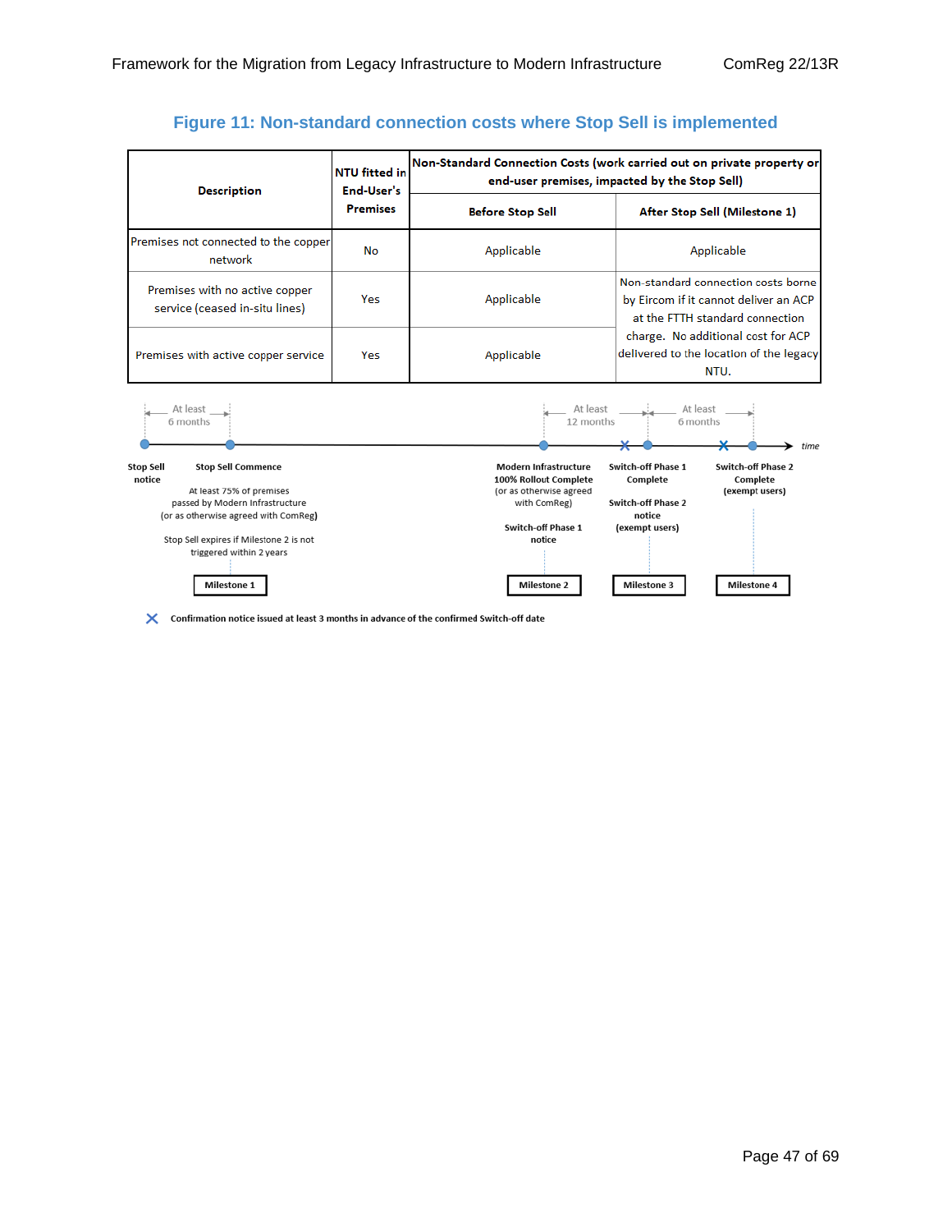**Figure 11: Non-standard connection costs where Stop Sell is implemented**

| Description | NTU fitted in End-User's Premises | Non-Standard Connection Costs (work carried out on private property or end-user premises, impacted by the Stop Sell) | |
|---|---|---|---|
| | | Before Stop Sell | After Stop Sell (Milestone 1) |
| Premises not connected to the copper network | No | Applicable | Applicable |
| Premises with no active copper service (ceased in-situ lines) | Yes | Applicable | Non-standard connection costs borne by Eircom if it cannot deliver an ACP at the FTTH standard connection charge. No additional cost for ACP delivered to the location of the legacy NTU. |
| Premises with active copper service | Yes | Applicable | |

Timeline (time):

- **Stop Sell notice** — At least 6 months — **Stop Sell Commence** (**Milestone 1**)
  - At least 75% of premises passed by Modern Infrastructure (or as otherwise agreed with ComReg)
  - Stop Sell expires if Milestone 2 is not triggered within 2 years
- **Modern Infrastructure 100% Rollout Complete** (or as otherwise agreed with ComReg); **Switch-off Phase 1 notice** (**Milestone 2**)
- At least 12 months — **Switch-off Phase 1 Complete**; **Switch-off Phase 2 notice (exempt users)** (**Milestone 3**)
- At least 6 months — **Switch-off Phase 2 Complete (exempt users)** (**Milestone 4**)

✕ Confirmation notice issued at least 3 months in advance of the confirmed Switch-off date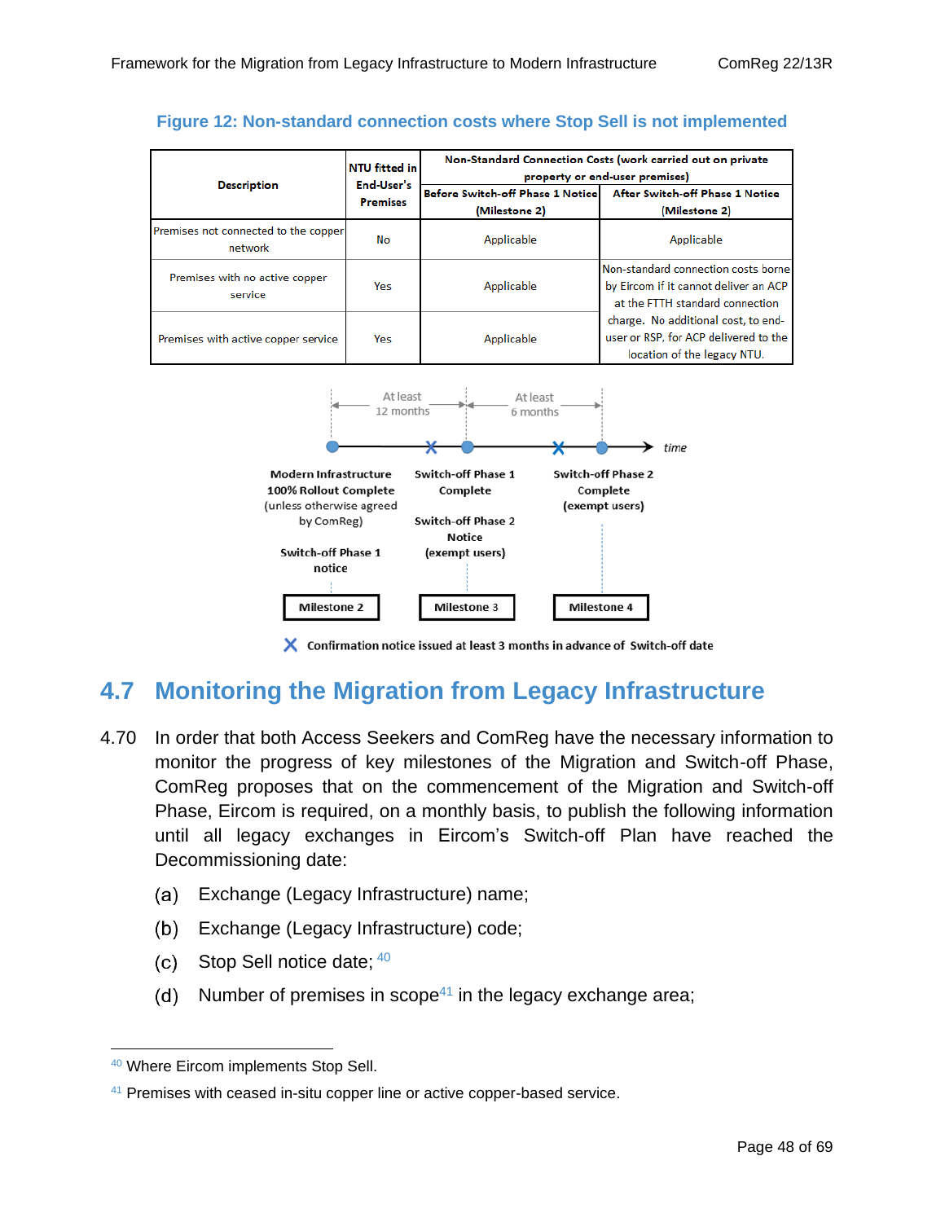Figure 12: Non-standard connection costs where Stop Sell is not implemented

| Description | NTU fitted in End-User's Premises | Non-Standard Connection Costs (work carried out on private property or end-user premises) | |
|---|---|---|---|
| | | Before Switch-off Phase 1 Notice (Milestone 2) | After Switch-off Phase 1 Notice (Milestone 2) |
| Premises not connected to the copper network | No | Applicable | Applicable |
| Premises with no active copper service | Yes | Applicable | Non-standard connection costs borne by Eircom if it cannot deliver an ACP at the FTTH standard connection charge. No additional cost, to end-user or RSP, for ACP delivered to the location of the legacy NTU. |
| Premises with active copper service | Yes | Applicable | |

At least 12 months | At least 6 months | time

Modern Infrastructure 100% Rollout Complete (unless otherwise agreed by ComReg)

Switch-off Phase 1 notice

Milestone 2

Switch-off Phase 1 Complete

Switch-off Phase 2 Notice (exempt users)

Milestone 3

Switch-off Phase 2 Complete (exempt users)

Milestone 4

X Confirmation notice issued at least 3 months in advance of Switch-off date

## 4.7 Monitoring the Migration from Legacy Infrastructure

4.70 In order that both Access Seekers and ComReg have the necessary information to monitor the progress of key milestones of the Migration and Switch-off Phase, ComReg proposes that on the commencement of the Migration and Switch-off Phase, Eircom is required, on a monthly basis, to publish the following information until all legacy exchanges in Eircom's Switch-off Plan have reached the Decommissioning date:

(a) Exchange (Legacy Infrastructure) name;

(b) Exchange (Legacy Infrastructure) code;

(c) Stop Sell notice date; [40]

(d) Number of premises in scope[41] in the legacy exchange area;

[40] Where Eircom implements Stop Sell.

[41] Premises with ceased in-situ copper line or active copper-based service.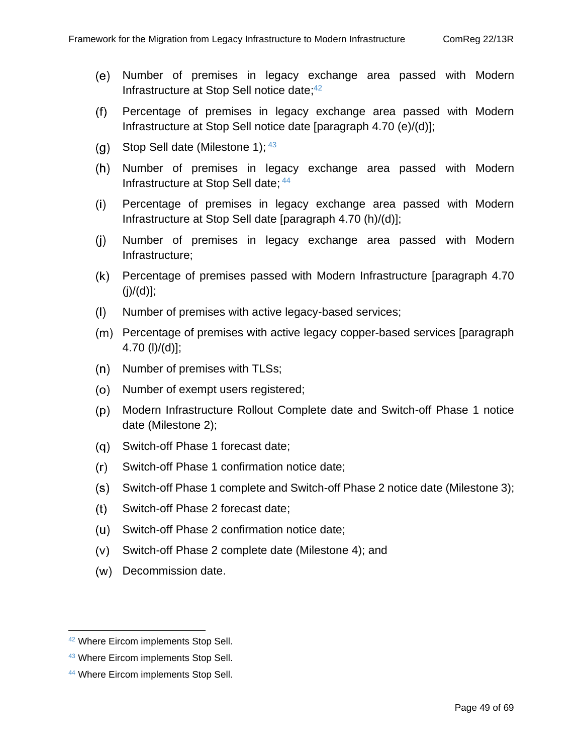(e) Number of premises in legacy exchange area passed with Modern Infrastructure at Stop Sell notice date;[42]

(f) Percentage of premises in legacy exchange area passed with Modern Infrastructure at Stop Sell notice date [paragraph 4.70 (e)/(d)];

(g) Stop Sell date (Milestone 1);[43]

(h) Number of premises in legacy exchange area passed with Modern Infrastructure at Stop Sell date;[44]

(i) Percentage of premises in legacy exchange area passed with Modern Infrastructure at Stop Sell date [paragraph 4.70 (h)/(d)];

(j) Number of premises in legacy exchange area passed with Modern Infrastructure;

(k) Percentage of premises passed with Modern Infrastructure [paragraph 4.70 (j)/(d)];

(l) Number of premises with active legacy-based services;

(m) Percentage of premises with active legacy copper-based services [paragraph 4.70 (l)/(d)];

(n) Number of premises with TLSs;

(o) Number of exempt users registered;

(p) Modern Infrastructure Rollout Complete date and Switch-off Phase 1 notice date (Milestone 2);

(q) Switch-off Phase 1 forecast date;

(r) Switch-off Phase 1 confirmation notice date;

(s) Switch-off Phase 1 complete and Switch-off Phase 2 notice date (Milestone 3);

(t) Switch-off Phase 2 forecast date;

(u) Switch-off Phase 2 confirmation notice date;

(v) Switch-off Phase 2 complete date (Milestone 4); and

(w) Decommission date.

---

[42] Where Eircom implements Stop Sell.

[43] Where Eircom implements Stop Sell.

[44] Where Eircom implements Stop Sell.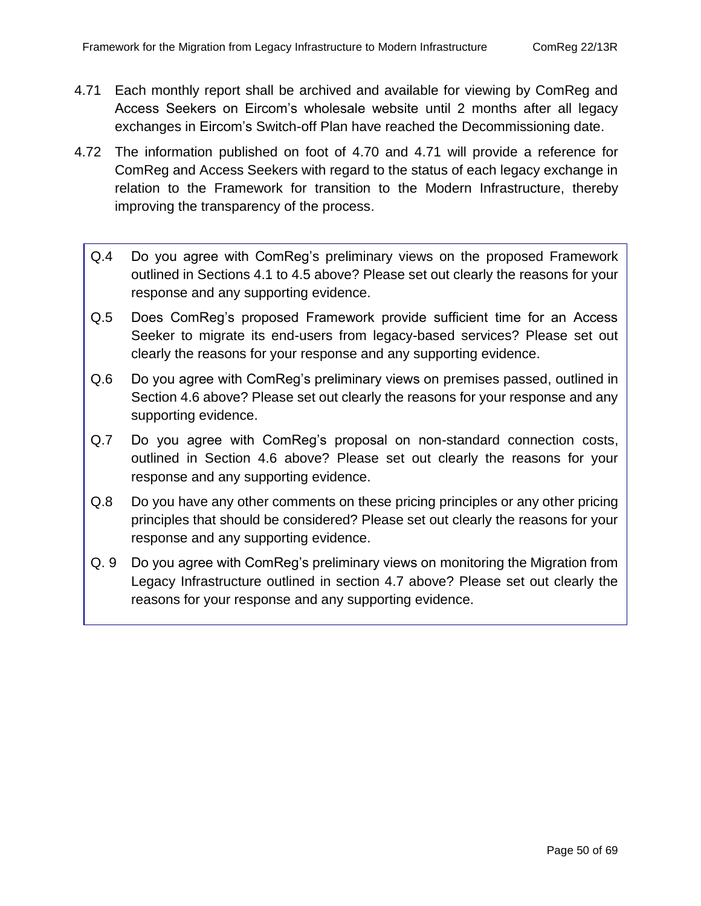4.71 Each monthly report shall be archived and available for viewing by ComReg and Access Seekers on Eircom's wholesale website until 2 months after all legacy exchanges in Eircom's Switch-off Plan have reached the Decommissioning date.

4.72 The information published on foot of 4.70 and 4.71 will provide a reference for ComReg and Access Seekers with regard to the status of each legacy exchange in relation to the Framework for transition to the Modern Infrastructure, thereby improving the transparency of the process.

> Q.4 Do you agree with ComReg's preliminary views on the proposed Framework outlined in Sections 4.1 to 4.5 above? Please set out clearly the reasons for your response and any supporting evidence.
>
> Q.5 Does ComReg's proposed Framework provide sufficient time for an Access Seeker to migrate its end-users from legacy-based services? Please set out clearly the reasons for your response and any supporting evidence.
>
> Q.6 Do you agree with ComReg's preliminary views on premises passed, outlined in Section 4.6 above? Please set out clearly the reasons for your response and any supporting evidence.
>
> Q.7 Do you agree with ComReg's proposal on non-standard connection costs, outlined in Section 4.6 above? Please set out clearly the reasons for your response and any supporting evidence.
>
> Q.8 Do you have any other comments on these pricing principles or any other pricing principles that should be considered? Please set out clearly the reasons for your response and any supporting evidence.
>
> Q. 9 Do you agree with ComReg's preliminary views on monitoring the Migration from Legacy Infrastructure outlined in section 4.7 above? Please set out clearly the reasons for your response and any supporting evidence.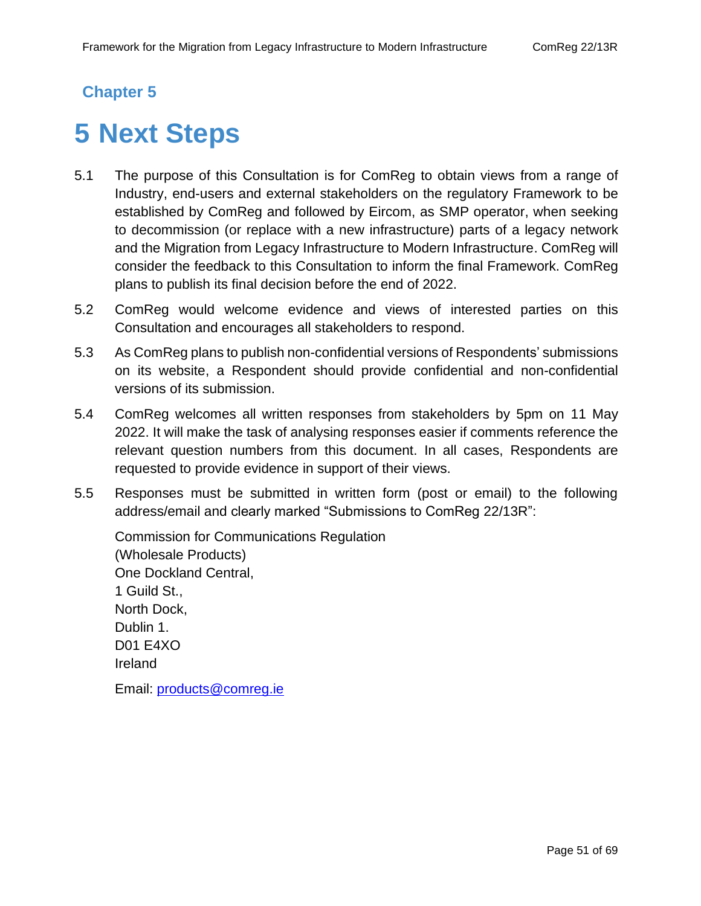## Chapter 5

# 5 Next Steps

5.1 The purpose of this Consultation is for ComReg to obtain views from a range of Industry, end-users and external stakeholders on the regulatory Framework to be established by ComReg and followed by Eircom, as SMP operator, when seeking to decommission (or replace with a new infrastructure) parts of a legacy network and the Migration from Legacy Infrastructure to Modern Infrastructure. ComReg will consider the feedback to this Consultation to inform the final Framework. ComReg plans to publish its final decision before the end of 2022.

5.2 ComReg would welcome evidence and views of interested parties on this Consultation and encourages all stakeholders to respond.

5.3 As ComReg plans to publish non-confidential versions of Respondents' submissions on its website, a Respondent should provide confidential and non-confidential versions of its submission.

5.4 ComReg welcomes all written responses from stakeholders by 5pm on 11 May 2022. It will make the task of analysing responses easier if comments reference the relevant question numbers from this document. In all cases, Respondents are requested to provide evidence in support of their views.

5.5 Responses must be submitted in written form (post or email) to the following address/email and clearly marked "Submissions to ComReg 22/13R":

Commission for Communications Regulation
(Wholesale Products)
One Dockland Central,
1 Guild St.,
North Dock,
Dublin 1.
D01 E4XO
Ireland

Email: products@comreg.ie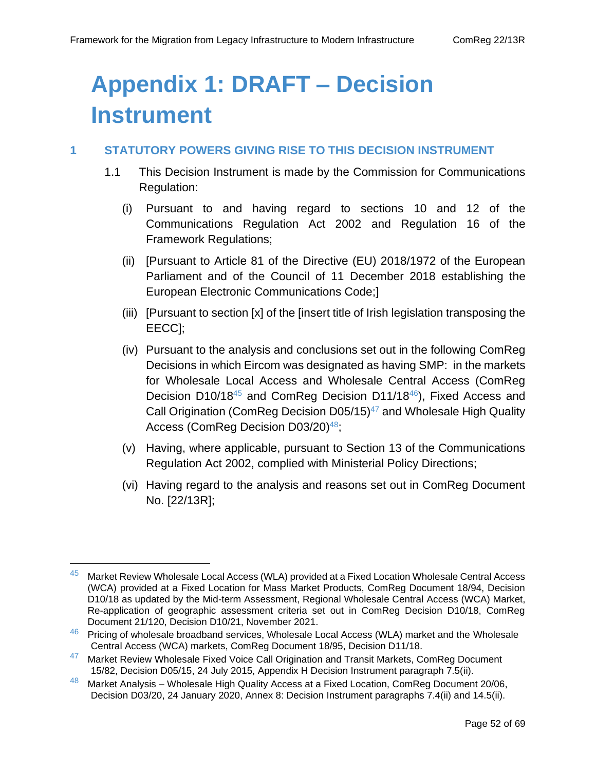# Appendix 1: DRAFT – Decision Instrument

## 1 STATUTORY POWERS GIVING RISE TO THIS DECISION INSTRUMENT

1.1 This Decision Instrument is made by the Commission for Communications Regulation:

(i) Pursuant to and having regard to sections 10 and 12 of the Communications Regulation Act 2002 and Regulation 16 of the Framework Regulations;

(ii) [Pursuant to Article 81 of the Directive (EU) 2018/1972 of the European Parliament and of the Council of 11 December 2018 establishing the European Electronic Communications Code;]

(iii) [Pursuant to section [x] of the [insert title of Irish legislation transposing the EECC];

(iv) Pursuant to the analysis and conclusions set out in the following ComReg Decisions in which Eircom was designated as having SMP: in the markets for Wholesale Local Access and Wholesale Central Access (ComReg Decision D10/18[45] and ComReg Decision D11/18[46]), Fixed Access and Call Origination (ComReg Decision D05/15)[47] and Wholesale High Quality Access (ComReg Decision D03/20)[48];

(v) Having, where applicable, pursuant to Section 13 of the Communications Regulation Act 2002, complied with Ministerial Policy Directions;

(vi) Having regard to the analysis and reasons set out in ComReg Document No. [22/13R];

---

[45] Market Review Wholesale Local Access (WLA) provided at a Fixed Location Wholesale Central Access (WCA) provided at a Fixed Location for Mass Market Products, ComReg Document 18/94, Decision D10/18 as updated by the Mid-term Assessment, Regional Wholesale Central Access (WCA) Market, Re-application of geographic assessment criteria set out in ComReg Decision D10/18, ComReg Document 21/120, Decision D10/21, November 2021.

[46] Pricing of wholesale broadband services, Wholesale Local Access (WLA) market and the Wholesale Central Access (WCA) markets, ComReg Document 18/95, Decision D11/18.

[47] Market Review Wholesale Fixed Voice Call Origination and Transit Markets, ComReg Document 15/82, Decision D05/15, 24 July 2015, Appendix H Decision Instrument paragraph 7.5(ii).

[48] Market Analysis – Wholesale High Quality Access at a Fixed Location, ComReg Document 20/06, Decision D03/20, 24 January 2020, Annex 8: Decision Instrument paragraphs 7.4(ii) and 14.5(ii).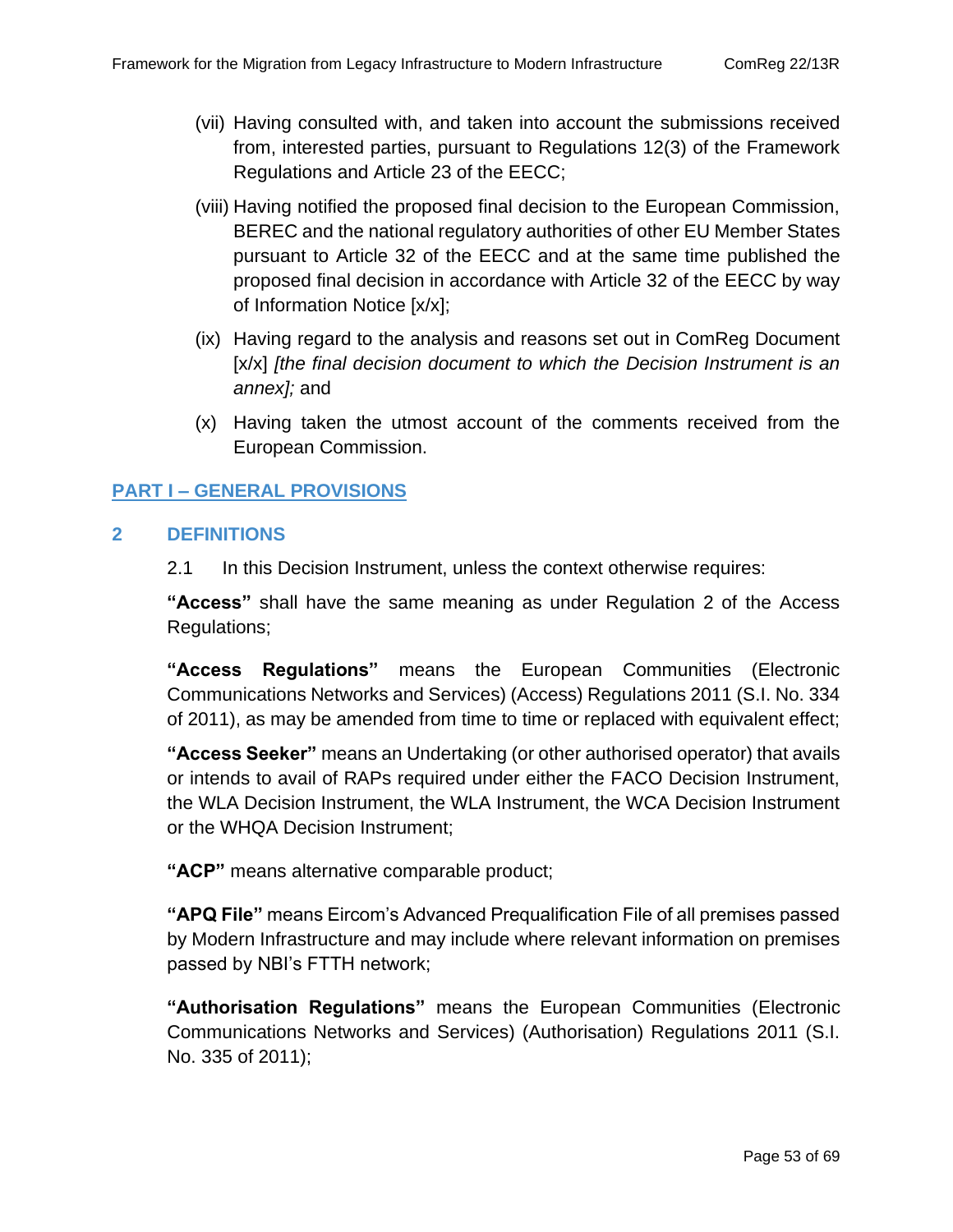(vii) Having consulted with, and taken into account the submissions received from, interested parties, pursuant to Regulations 12(3) of the Framework Regulations and Article 23 of the EECC;

(viii) Having notified the proposed final decision to the European Commission, BEREC and the national regulatory authorities of other EU Member States pursuant to Article 32 of the EECC and at the same time published the proposed final decision in accordance with Article 32 of the EECC by way of Information Notice [x/x];

(ix) Having regard to the analysis and reasons set out in ComReg Document [x/x] *[the final decision document to which the Decision Instrument is an annex];* and

(x) Having taken the utmost account of the comments received from the European Commission.

## PART I – GENERAL PROVISIONS

## 2 DEFINITIONS

2.1 In this Decision Instrument, unless the context otherwise requires:

**"Access"** shall have the same meaning as under Regulation 2 of the Access Regulations;

**"Access Regulations"** means the European Communities (Electronic Communications Networks and Services) (Access) Regulations 2011 (S.I. No. 334 of 2011), as may be amended from time to time or replaced with equivalent effect;

**"Access Seeker"** means an Undertaking (or other authorised operator) that avails or intends to avail of RAPs required under either the FACO Decision Instrument, the WLA Decision Instrument, the WLA Instrument, the WCA Decision Instrument or the WHQA Decision Instrument;

**"ACP"** means alternative comparable product;

**"APQ File"** means Eircom's Advanced Prequalification File of all premises passed by Modern Infrastructure and may include where relevant information on premises passed by NBI's FTTH network;

**"Authorisation Regulations"** means the European Communities (Electronic Communications Networks and Services) (Authorisation) Regulations 2011 (S.I. No. 335 of 2011);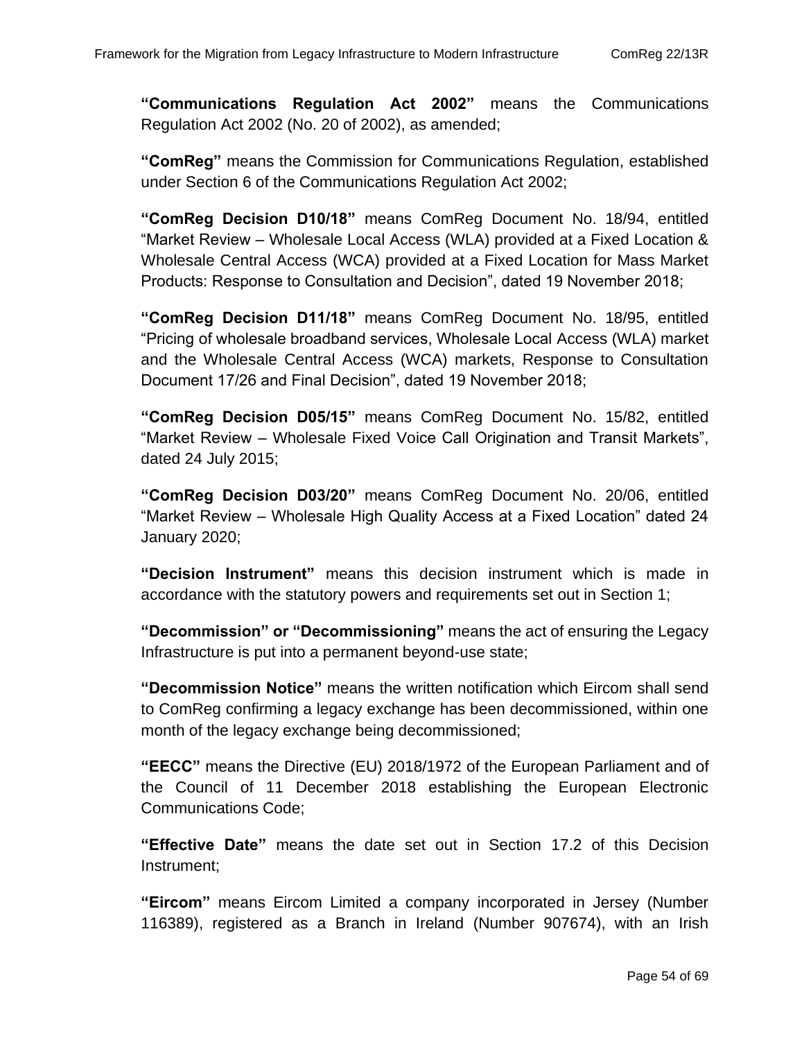**"Communications Regulation Act 2002"** means the Communications Regulation Act 2002 (No. 20 of 2002), as amended;

**"ComReg"** means the Commission for Communications Regulation, established under Section 6 of the Communications Regulation Act 2002;

**"ComReg Decision D10/18"** means ComReg Document No. 18/94, entitled "Market Review – Wholesale Local Access (WLA) provided at a Fixed Location & Wholesale Central Access (WCA) provided at a Fixed Location for Mass Market Products: Response to Consultation and Decision", dated 19 November 2018;

**"ComReg Decision D11/18"** means ComReg Document No. 18/95, entitled "Pricing of wholesale broadband services, Wholesale Local Access (WLA) market and the Wholesale Central Access (WCA) markets, Response to Consultation Document 17/26 and Final Decision", dated 19 November 2018;

**"ComReg Decision D05/15"** means ComReg Document No. 15/82, entitled "Market Review – Wholesale Fixed Voice Call Origination and Transit Markets", dated 24 July 2015;

**"ComReg Decision D03/20"** means ComReg Document No. 20/06, entitled "Market Review – Wholesale High Quality Access at a Fixed Location" dated 24 January 2020;

**"Decision Instrument"** means this decision instrument which is made in accordance with the statutory powers and requirements set out in Section 1;

**"Decommission" or "Decommissioning"** means the act of ensuring the Legacy Infrastructure is put into a permanent beyond-use state;

**"Decommission Notice"** means the written notification which Eircom shall send to ComReg confirming a legacy exchange has been decommissioned, within one month of the legacy exchange being decommissioned;

**"EECC"** means the Directive (EU) 2018/1972 of the European Parliament and of the Council of 11 December 2018 establishing the European Electronic Communications Code;

**"Effective Date"** means the date set out in Section 17.2 of this Decision Instrument;

**"Eircom"** means Eircom Limited a company incorporated in Jersey (Number 116389), registered as a Branch in Ireland (Number 907674), with an Irish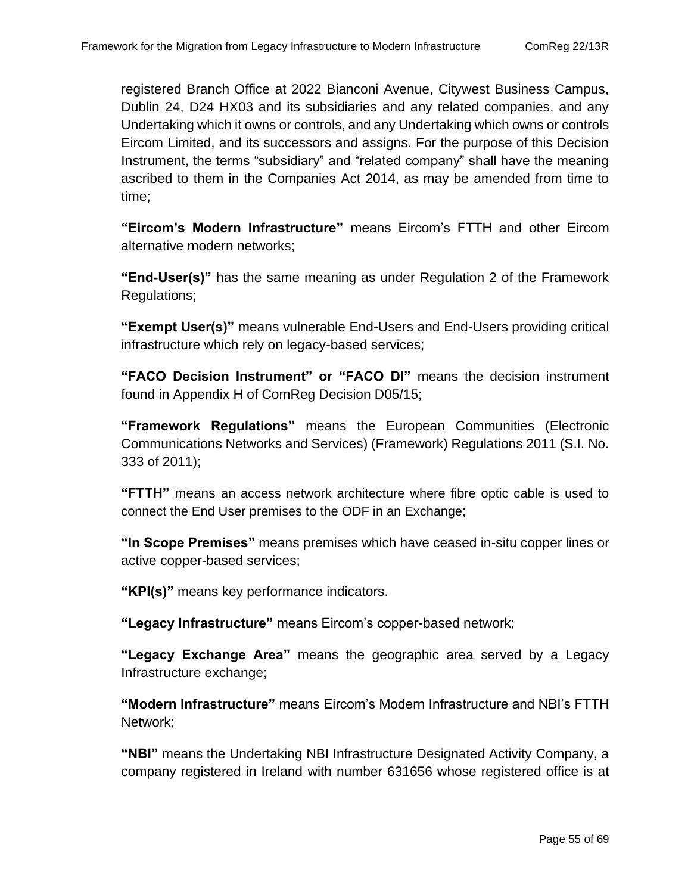registered Branch Office at 2022 Bianconi Avenue, Citywest Business Campus, Dublin 24, D24 HX03 and its subsidiaries and any related companies, and any Undertaking which it owns or controls, and any Undertaking which owns or controls Eircom Limited, and its successors and assigns. For the purpose of this Decision Instrument, the terms "subsidiary" and "related company" shall have the meaning ascribed to them in the Companies Act 2014, as may be amended from time to time;

**"Eircom's Modern Infrastructure"** means Eircom's FTTH and other Eircom alternative modern networks;

**"End-User(s)"** has the same meaning as under Regulation 2 of the Framework Regulations;

**"Exempt User(s)"** means vulnerable End-Users and End-Users providing critical infrastructure which rely on legacy-based services;

**"FACO Decision Instrument" or "FACO DI"** means the decision instrument found in Appendix H of ComReg Decision D05/15;

**"Framework Regulations"** means the European Communities (Electronic Communications Networks and Services) (Framework) Regulations 2011 (S.I. No. 333 of 2011);

**"FTTH"** means an access network architecture where fibre optic cable is used to connect the End User premises to the ODF in an Exchange;

**"In Scope Premises"** means premises which have ceased in-situ copper lines or active copper-based services;

**"KPI(s)"** means key performance indicators.

**"Legacy Infrastructure"** means Eircom's copper-based network;

**"Legacy Exchange Area"** means the geographic area served by a Legacy Infrastructure exchange;

**"Modern Infrastructure"** means Eircom's Modern Infrastructure and NBI's FTTH Network;

**"NBI"** means the Undertaking NBI Infrastructure Designated Activity Company, a company registered in Ireland with number 631656 whose registered office is at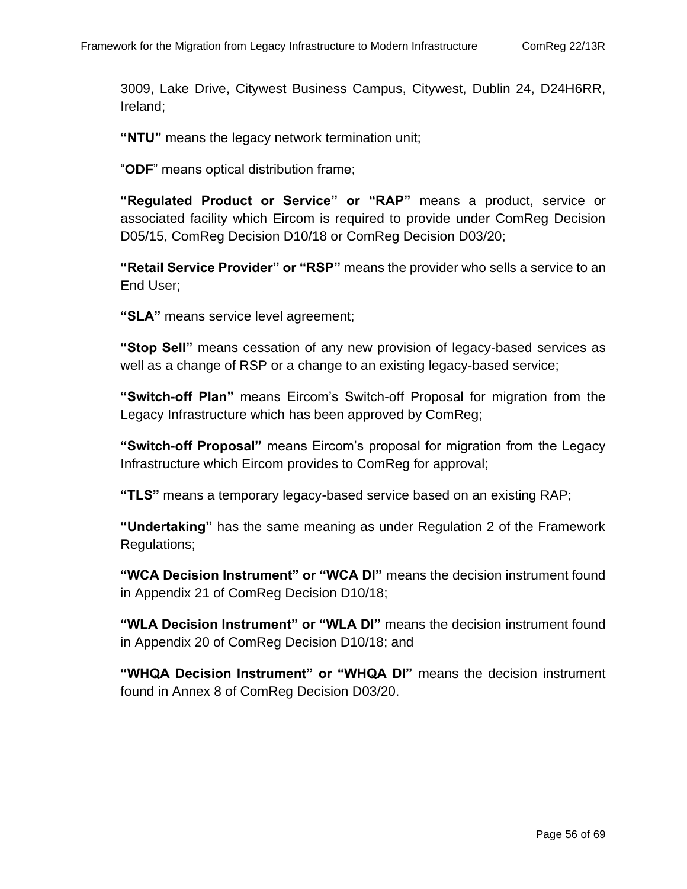3009, Lake Drive, Citywest Business Campus, Citywest, Dublin 24, D24H6RR, Ireland;

**"NTU"** means the legacy network termination unit;

"**ODF**" means optical distribution frame;

**"Regulated Product or Service" or "RAP"** means a product, service or associated facility which Eircom is required to provide under ComReg Decision D05/15, ComReg Decision D10/18 or ComReg Decision D03/20;

**"Retail Service Provider" or "RSP"** means the provider who sells a service to an End User;

**"SLA"** means service level agreement;

**"Stop Sell"** means cessation of any new provision of legacy-based services as well as a change of RSP or a change to an existing legacy-based service;

**"Switch-off Plan"** means Eircom's Switch-off Proposal for migration from the Legacy Infrastructure which has been approved by ComReg;

**"Switch-off Proposal"** means Eircom's proposal for migration from the Legacy Infrastructure which Eircom provides to ComReg for approval;

**"TLS"** means a temporary legacy-based service based on an existing RAP;

**"Undertaking"** has the same meaning as under Regulation 2 of the Framework Regulations;

**"WCA Decision Instrument" or "WCA DI"** means the decision instrument found in Appendix 21 of ComReg Decision D10/18;

**"WLA Decision Instrument" or "WLA DI"** means the decision instrument found in Appendix 20 of ComReg Decision D10/18; and

**"WHQA Decision Instrument" or "WHQA DI"** means the decision instrument found in Annex 8 of ComReg Decision D03/20.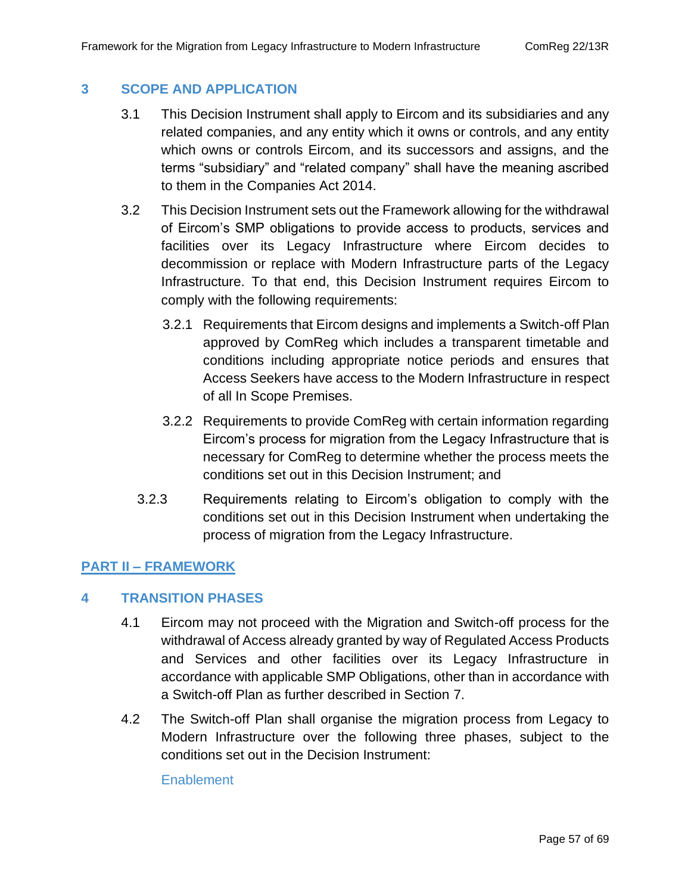## 3 SCOPE AND APPLICATION

3.1 This Decision Instrument shall apply to Eircom and its subsidiaries and any related companies, and any entity which it owns or controls, and any entity which owns or controls Eircom, and its successors and assigns, and the terms "subsidiary" and "related company" shall have the meaning ascribed to them in the Companies Act 2014.

3.2 This Decision Instrument sets out the Framework allowing for the withdrawal of Eircom's SMP obligations to provide access to products, services and facilities over its Legacy Infrastructure where Eircom decides to decommission or replace with Modern Infrastructure parts of the Legacy Infrastructure. To that end, this Decision Instrument requires Eircom to comply with the following requirements:

3.2.1 Requirements that Eircom designs and implements a Switch-off Plan approved by ComReg which includes a transparent timetable and conditions including appropriate notice periods and ensures that Access Seekers have access to the Modern Infrastructure in respect of all In Scope Premises.

3.2.2 Requirements to provide ComReg with certain information regarding Eircom's process for migration from the Legacy Infrastructure that is necessary for ComReg to determine whether the process meets the conditions set out in this Decision Instrument; and

3.2.3 Requirements relating to Eircom's obligation to comply with the conditions set out in this Decision Instrument when undertaking the process of migration from the Legacy Infrastructure.

# PART II – FRAMEWORK

## 4 TRANSITION PHASES

4.1 Eircom may not proceed with the Migration and Switch-off process for the withdrawal of Access already granted by way of Regulated Access Products and Services and other facilities over its Legacy Infrastructure in accordance with applicable SMP Obligations, other than in accordance with a Switch-off Plan as further described in Section 7.

4.2 The Switch-off Plan shall organise the migration process from Legacy to Modern Infrastructure over the following three phases, subject to the conditions set out in the Decision Instrument:

### Enablement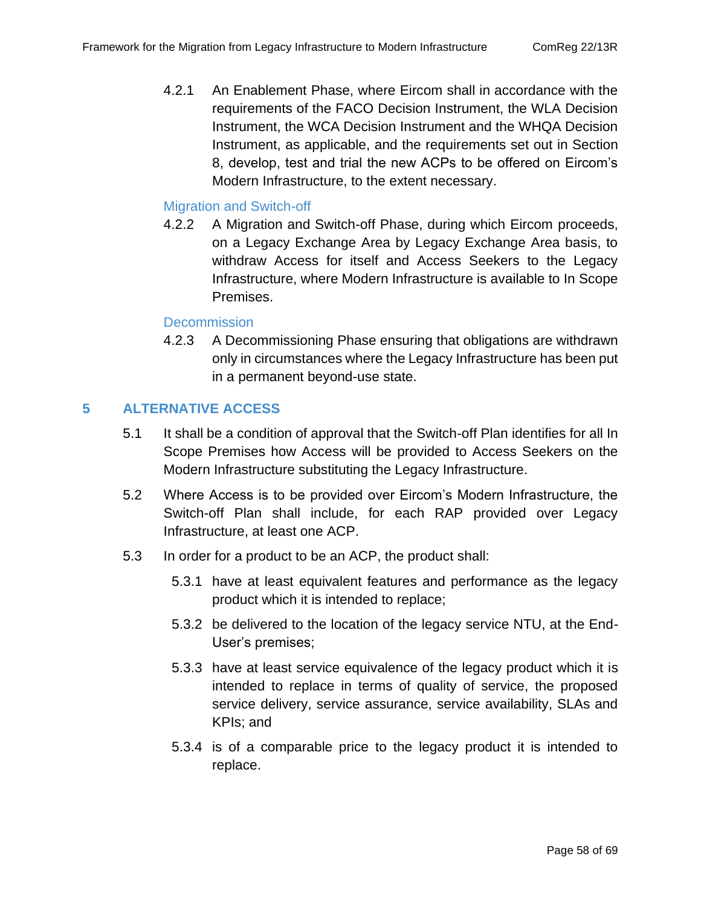4.2.1 An Enablement Phase, where Eircom shall in accordance with the requirements of the FACO Decision Instrument, the WLA Decision Instrument, the WCA Decision Instrument and the WHQA Decision Instrument, as applicable, and the requirements set out in Section 8, develop, test and trial the new ACPs to be offered on Eircom's Modern Infrastructure, to the extent necessary.

### Migration and Switch-off

4.2.2 A Migration and Switch-off Phase, during which Eircom proceeds, on a Legacy Exchange Area by Legacy Exchange Area basis, to withdraw Access for itself and Access Seekers to the Legacy Infrastructure, where Modern Infrastructure is available to In Scope Premises.

### Decommission

4.2.3 A Decommissioning Phase ensuring that obligations are withdrawn only in circumstances where the Legacy Infrastructure has been put in a permanent beyond-use state.

## 5 ALTERNATIVE ACCESS

5.1 It shall be a condition of approval that the Switch-off Plan identifies for all In Scope Premises how Access will be provided to Access Seekers on the Modern Infrastructure substituting the Legacy Infrastructure.

5.2 Where Access is to be provided over Eircom's Modern Infrastructure, the Switch-off Plan shall include, for each RAP provided over Legacy Infrastructure, at least one ACP.

5.3 In order for a product to be an ACP, the product shall:

5.3.1 have at least equivalent features and performance as the legacy product which it is intended to replace;

5.3.2 be delivered to the location of the legacy service NTU, at the End-User's premises;

5.3.3 have at least service equivalence of the legacy product which it is intended to replace in terms of quality of service, the proposed service delivery, service assurance, service availability, SLAs and KPIs; and

5.3.4 is of a comparable price to the legacy product it is intended to replace.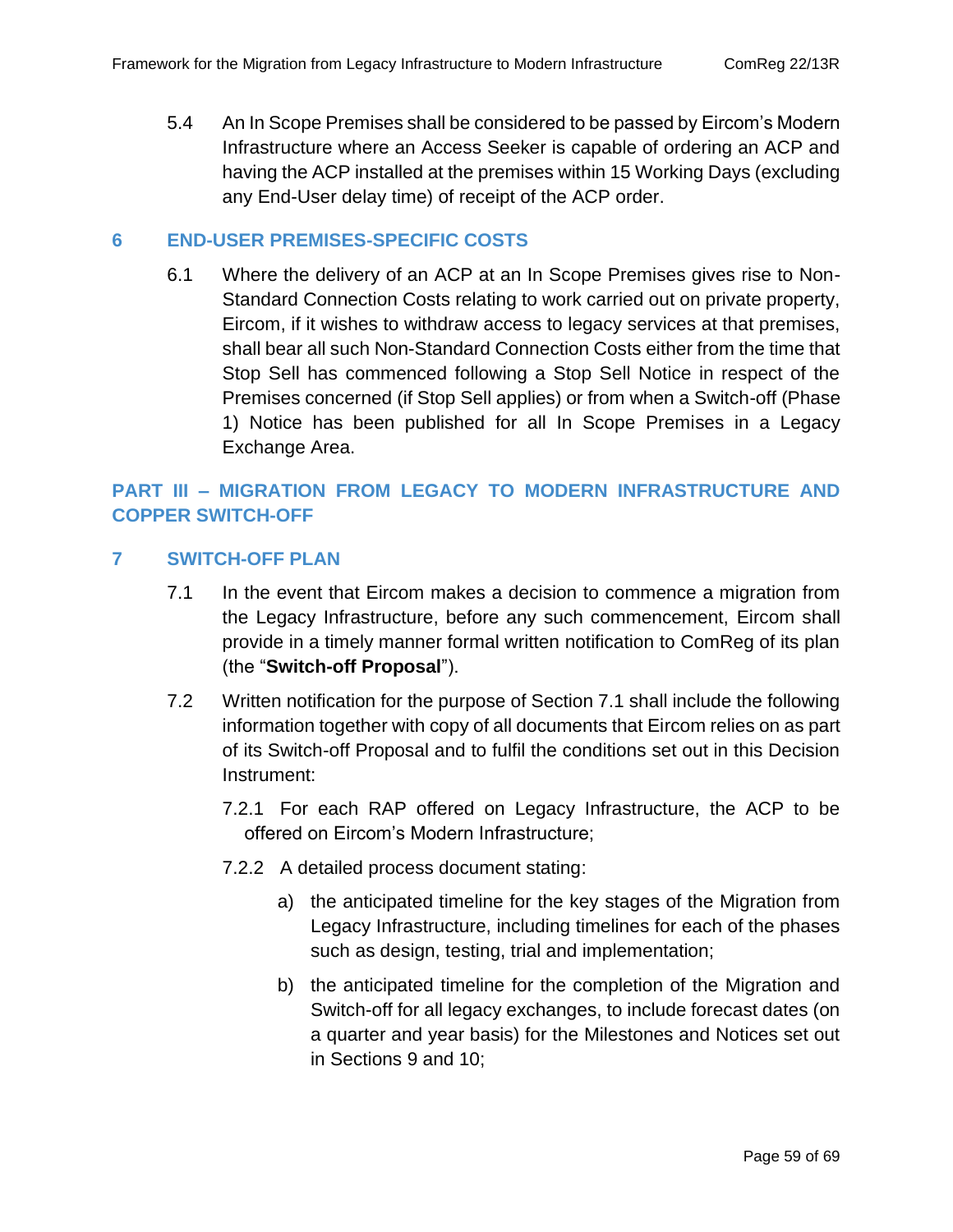5.4 An In Scope Premises shall be considered to be passed by Eircom's Modern Infrastructure where an Access Seeker is capable of ordering an ACP and having the ACP installed at the premises within 15 Working Days (excluding any End-User delay time) of receipt of the ACP order.

## 6 END-USER PREMISES-SPECIFIC COSTS

6.1 Where the delivery of an ACP at an In Scope Premises gives rise to Non-Standard Connection Costs relating to work carried out on private property, Eircom, if it wishes to withdraw access to legacy services at that premises, shall bear all such Non-Standard Connection Costs either from the time that Stop Sell has commenced following a Stop Sell Notice in respect of the Premises concerned (if Stop Sell applies) or from when a Switch-off (Phase 1) Notice has been published for all In Scope Premises in a Legacy Exchange Area.

# PART III – MIGRATION FROM LEGACY TO MODERN INFRASTRUCTURE AND COPPER SWITCH-OFF

## 7 SWITCH-OFF PLAN

7.1 In the event that Eircom makes a decision to commence a migration from the Legacy Infrastructure, before any such commencement, Eircom shall provide in a timely manner formal written notification to ComReg of its plan (the "**Switch-off Proposal**").

7.2 Written notification for the purpose of Section 7.1 shall include the following information together with copy of all documents that Eircom relies on as part of its Switch-off Proposal and to fulfil the conditions set out in this Decision Instrument:

7.2.1 For each RAP offered on Legacy Infrastructure, the ACP to be offered on Eircom's Modern Infrastructure;

7.2.2 A detailed process document stating:

a) the anticipated timeline for the key stages of the Migration from Legacy Infrastructure, including timelines for each of the phases such as design, testing, trial and implementation;

b) the anticipated timeline for the completion of the Migration and Switch-off for all legacy exchanges, to include forecast dates (on a quarter and year basis) for the Milestones and Notices set out in Sections 9 and 10;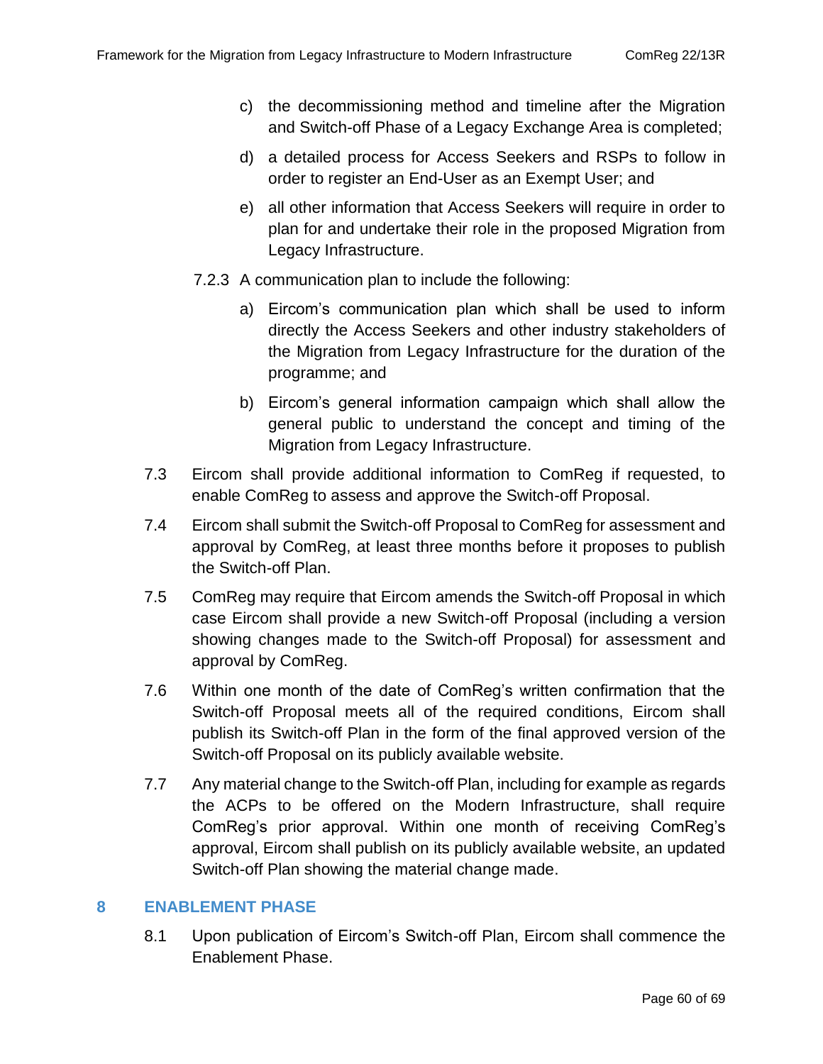c) the decommissioning method and timeline after the Migration and Switch-off Phase of a Legacy Exchange Area is completed;

d) a detailed process for Access Seekers and RSPs to follow in order to register an End-User as an Exempt User; and

e) all other information that Access Seekers will require in order to plan for and undertake their role in the proposed Migration from Legacy Infrastructure.

7.2.3 A communication plan to include the following:

a) Eircom's communication plan which shall be used to inform directly the Access Seekers and other industry stakeholders of the Migration from Legacy Infrastructure for the duration of the programme; and

b) Eircom's general information campaign which shall allow the general public to understand the concept and timing of the Migration from Legacy Infrastructure.

7.3 Eircom shall provide additional information to ComReg if requested, to enable ComReg to assess and approve the Switch-off Proposal.

7.4 Eircom shall submit the Switch-off Proposal to ComReg for assessment and approval by ComReg, at least three months before it proposes to publish the Switch-off Plan.

7.5 ComReg may require that Eircom amends the Switch-off Proposal in which case Eircom shall provide a new Switch-off Proposal (including a version showing changes made to the Switch-off Proposal) for assessment and approval by ComReg.

7.6 Within one month of the date of ComReg's written confirmation that the Switch-off Proposal meets all of the required conditions, Eircom shall publish its Switch-off Plan in the form of the final approved version of the Switch-off Proposal on its publicly available website.

7.7 Any material change to the Switch-off Plan, including for example as regards the ACPs to be offered on the Modern Infrastructure, shall require ComReg's prior approval. Within one month of receiving ComReg's approval, Eircom shall publish on its publicly available website, an updated Switch-off Plan showing the material change made.

## 8 ENABLEMENT PHASE

8.1 Upon publication of Eircom's Switch-off Plan, Eircom shall commence the Enablement Phase.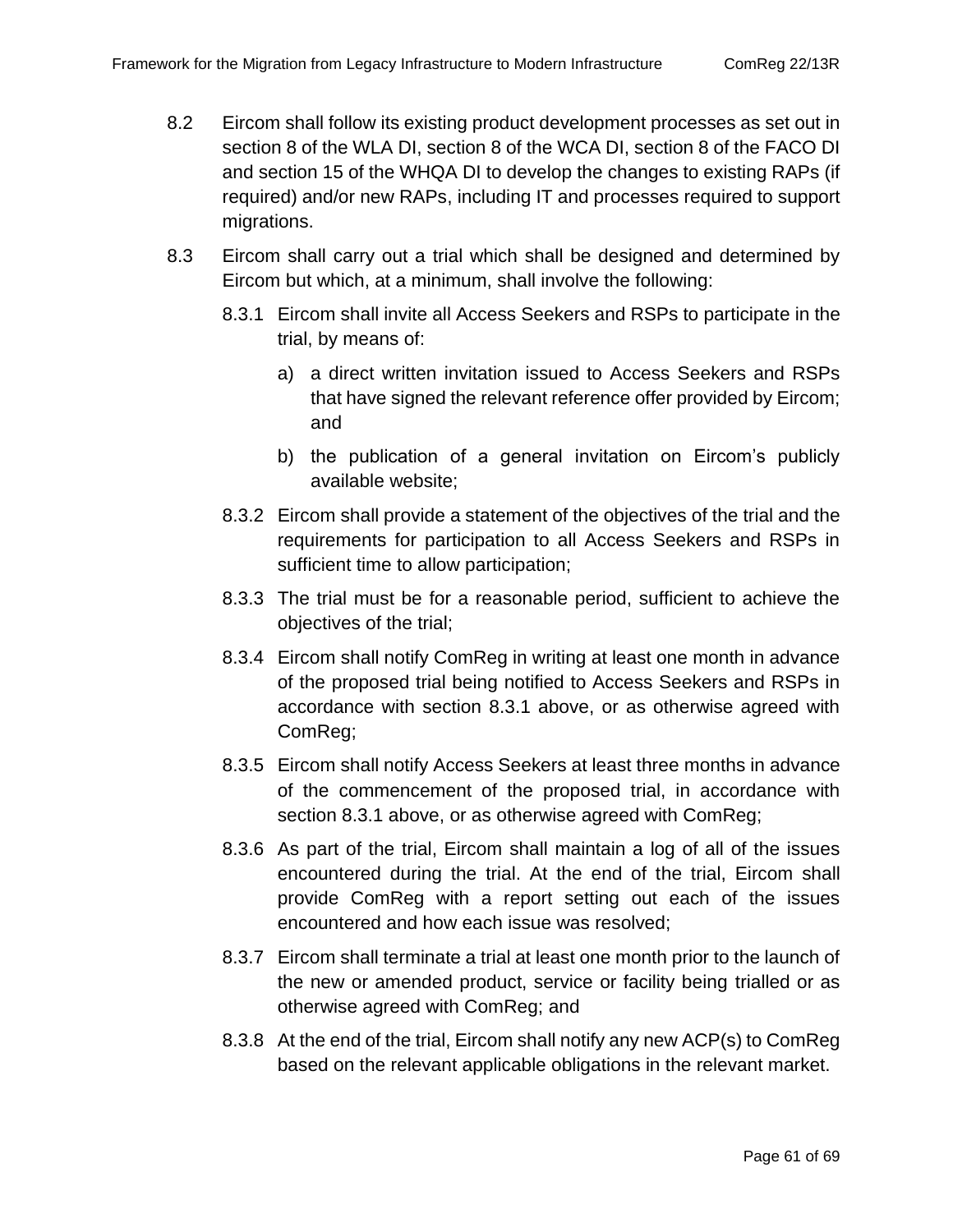8.2 Eircom shall follow its existing product development processes as set out in section 8 of the WLA DI, section 8 of the WCA DI, section 8 of the FACO DI and section 15 of the WHQA DI to develop the changes to existing RAPs (if required) and/or new RAPs, including IT and processes required to support migrations.

8.3 Eircom shall carry out a trial which shall be designed and determined by Eircom but which, at a minimum, shall involve the following:

8.3.1 Eircom shall invite all Access Seekers and RSPs to participate in the trial, by means of:

a) a direct written invitation issued to Access Seekers and RSPs that have signed the relevant reference offer provided by Eircom; and

b) the publication of a general invitation on Eircom's publicly available website;

8.3.2 Eircom shall provide a statement of the objectives of the trial and the requirements for participation to all Access Seekers and RSPs in sufficient time to allow participation;

8.3.3 The trial must be for a reasonable period, sufficient to achieve the objectives of the trial;

8.3.4 Eircom shall notify ComReg in writing at least one month in advance of the proposed trial being notified to Access Seekers and RSPs in accordance with section 8.3.1 above, or as otherwise agreed with ComReg;

8.3.5 Eircom shall notify Access Seekers at least three months in advance of the commencement of the proposed trial, in accordance with section 8.3.1 above, or as otherwise agreed with ComReg;

8.3.6 As part of the trial, Eircom shall maintain a log of all of the issues encountered during the trial. At the end of the trial, Eircom shall provide ComReg with a report setting out each of the issues encountered and how each issue was resolved;

8.3.7 Eircom shall terminate a trial at least one month prior to the launch of the new or amended product, service or facility being trialled or as otherwise agreed with ComReg; and

8.3.8 At the end of the trial, Eircom shall notify any new ACP(s) to ComReg based on the relevant applicable obligations in the relevant market.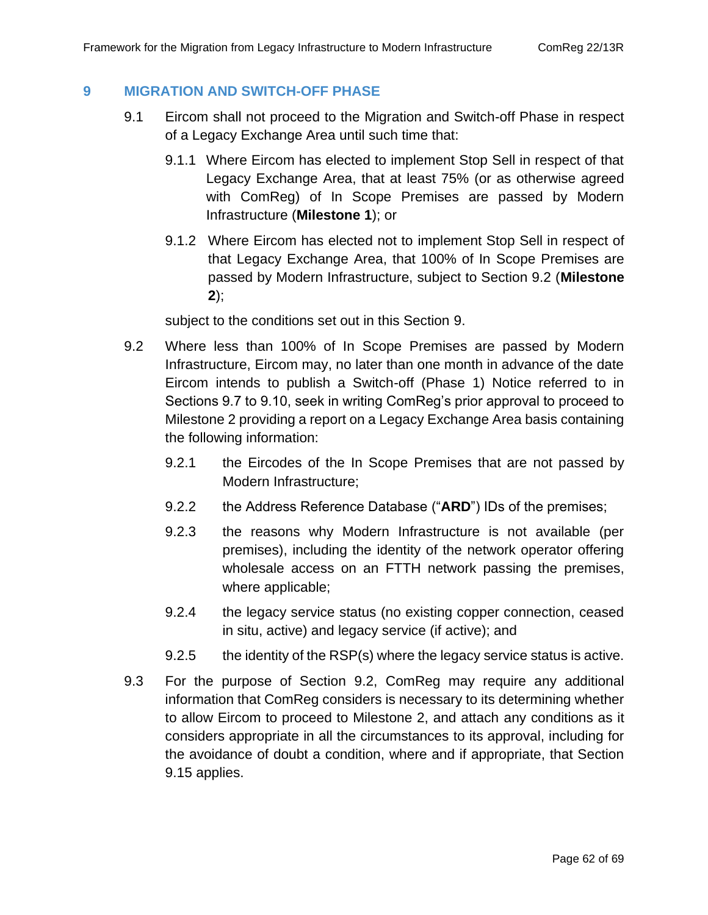## 9 MIGRATION AND SWITCH-OFF PHASE

9.1 Eircom shall not proceed to the Migration and Switch-off Phase in respect of a Legacy Exchange Area until such time that:

9.1.1 Where Eircom has elected to implement Stop Sell in respect of that Legacy Exchange Area, that at least 75% (or as otherwise agreed with ComReg) of In Scope Premises are passed by Modern Infrastructure (**Milestone 1**); or

9.1.2 Where Eircom has elected not to implement Stop Sell in respect of that Legacy Exchange Area, that 100% of In Scope Premises are passed by Modern Infrastructure, subject to Section 9.2 (**Milestone 2**);

subject to the conditions set out in this Section 9.

9.2 Where less than 100% of In Scope Premises are passed by Modern Infrastructure, Eircom may, no later than one month in advance of the date Eircom intends to publish a Switch-off (Phase 1) Notice referred to in Sections 9.7 to 9.10, seek in writing ComReg's prior approval to proceed to Milestone 2 providing a report on a Legacy Exchange Area basis containing the following information:

9.2.1 the Eircodes of the In Scope Premises that are not passed by Modern Infrastructure;

9.2.2 the Address Reference Database ("**ARD**") IDs of the premises;

9.2.3 the reasons why Modern Infrastructure is not available (per premises), including the identity of the network operator offering wholesale access on an FTTH network passing the premises, where applicable;

9.2.4 the legacy service status (no existing copper connection, ceased in situ, active) and legacy service (if active); and

9.2.5 the identity of the RSP(s) where the legacy service status is active.

9.3 For the purpose of Section 9.2, ComReg may require any additional information that ComReg considers is necessary to its determining whether to allow Eircom to proceed to Milestone 2, and attach any conditions as it considers appropriate in all the circumstances to its approval, including for the avoidance of doubt a condition, where and if appropriate, that Section 9.15 applies.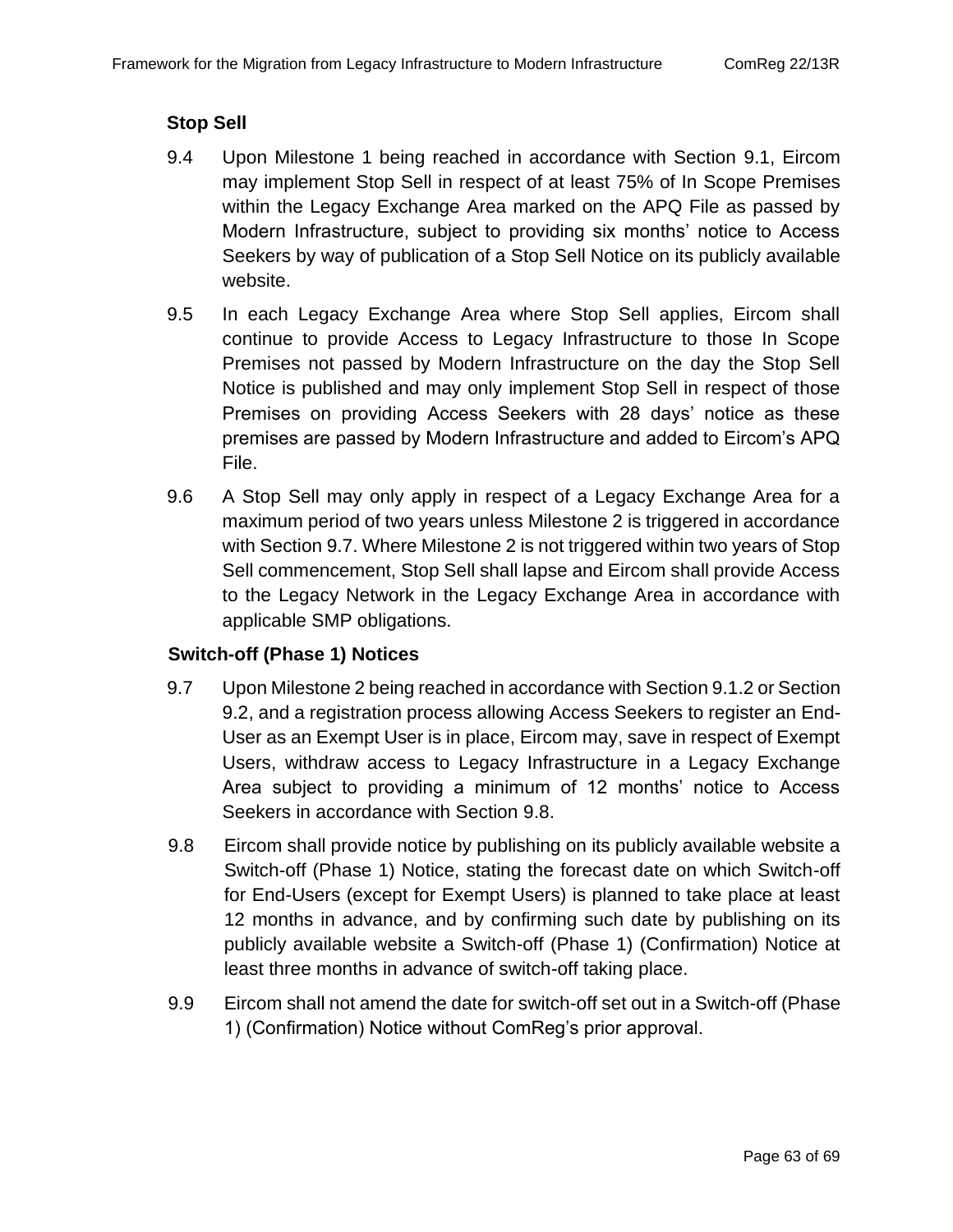### Stop Sell

9.4 Upon Milestone 1 being reached in accordance with Section 9.1, Eircom may implement Stop Sell in respect of at least 75% of In Scope Premises within the Legacy Exchange Area marked on the APQ File as passed by Modern Infrastructure, subject to providing six months' notice to Access Seekers by way of publication of a Stop Sell Notice on its publicly available website.

9.5 In each Legacy Exchange Area where Stop Sell applies, Eircom shall continue to provide Access to Legacy Infrastructure to those In Scope Premises not passed by Modern Infrastructure on the day the Stop Sell Notice is published and may only implement Stop Sell in respect of those Premises on providing Access Seekers with 28 days' notice as these premises are passed by Modern Infrastructure and added to Eircom's APQ File.

9.6 A Stop Sell may only apply in respect of a Legacy Exchange Area for a maximum period of two years unless Milestone 2 is triggered in accordance with Section 9.7. Where Milestone 2 is not triggered within two years of Stop Sell commencement, Stop Sell shall lapse and Eircom shall provide Access to the Legacy Network in the Legacy Exchange Area in accordance with applicable SMP obligations.

### Switch-off (Phase 1) Notices

9.7 Upon Milestone 2 being reached in accordance with Section 9.1.2 or Section 9.2, and a registration process allowing Access Seekers to register an End-User as an Exempt User is in place, Eircom may, save in respect of Exempt Users, withdraw access to Legacy Infrastructure in a Legacy Exchange Area subject to providing a minimum of 12 months' notice to Access Seekers in accordance with Section 9.8.

9.8 Eircom shall provide notice by publishing on its publicly available website a Switch-off (Phase 1) Notice, stating the forecast date on which Switch-off for End-Users (except for Exempt Users) is planned to take place at least 12 months in advance, and by confirming such date by publishing on its publicly available website a Switch-off (Phase 1) (Confirmation) Notice at least three months in advance of switch-off taking place.

9.9 Eircom shall not amend the date for switch-off set out in a Switch-off (Phase 1) (Confirmation) Notice without ComReg's prior approval.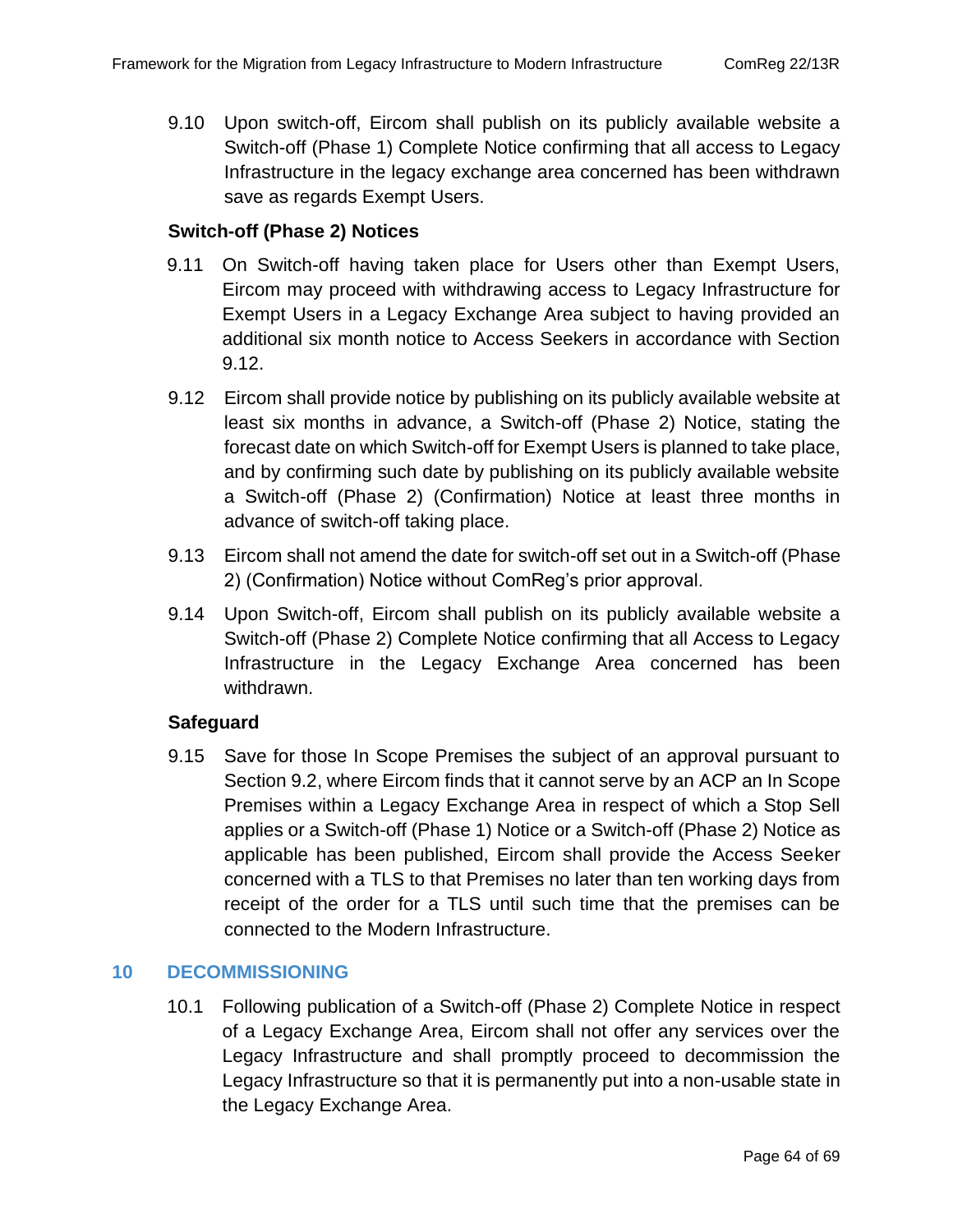9.10 Upon switch-off, Eircom shall publish on its publicly available website a Switch-off (Phase 1) Complete Notice confirming that all access to Legacy Infrastructure in the legacy exchange area concerned has been withdrawn save as regards Exempt Users.

**Switch-off (Phase 2) Notices**

9.11 On Switch-off having taken place for Users other than Exempt Users, Eircom may proceed with withdrawing access to Legacy Infrastructure for Exempt Users in a Legacy Exchange Area subject to having provided an additional six month notice to Access Seekers in accordance with Section 9.12.

9.12 Eircom shall provide notice by publishing on its publicly available website at least six months in advance, a Switch-off (Phase 2) Notice, stating the forecast date on which Switch-off for Exempt Users is planned to take place, and by confirming such date by publishing on its publicly available website a Switch-off (Phase 2) (Confirmation) Notice at least three months in advance of switch-off taking place.

9.13 Eircom shall not amend the date for switch-off set out in a Switch-off (Phase 2) (Confirmation) Notice without ComReg's prior approval.

9.14 Upon Switch-off, Eircom shall publish on its publicly available website a Switch-off (Phase 2) Complete Notice confirming that all Access to Legacy Infrastructure in the Legacy Exchange Area concerned has been withdrawn.

**Safeguard**

9.15 Save for those In Scope Premises the subject of an approval pursuant to Section 9.2, where Eircom finds that it cannot serve by an ACP an In Scope Premises within a Legacy Exchange Area in respect of which a Stop Sell applies or a Switch-off (Phase 1) Notice or a Switch-off (Phase 2) Notice as applicable has been published, Eircom shall provide the Access Seeker concerned with a TLS to that Premises no later than ten working days from receipt of the order for a TLS until such time that the premises can be connected to the Modern Infrastructure.

## 10 DECOMMISSIONING

10.1 Following publication of a Switch-off (Phase 2) Complete Notice in respect of a Legacy Exchange Area, Eircom shall not offer any services over the Legacy Infrastructure and shall promptly proceed to decommission the Legacy Infrastructure so that it is permanently put into a non-usable state in the Legacy Exchange Area.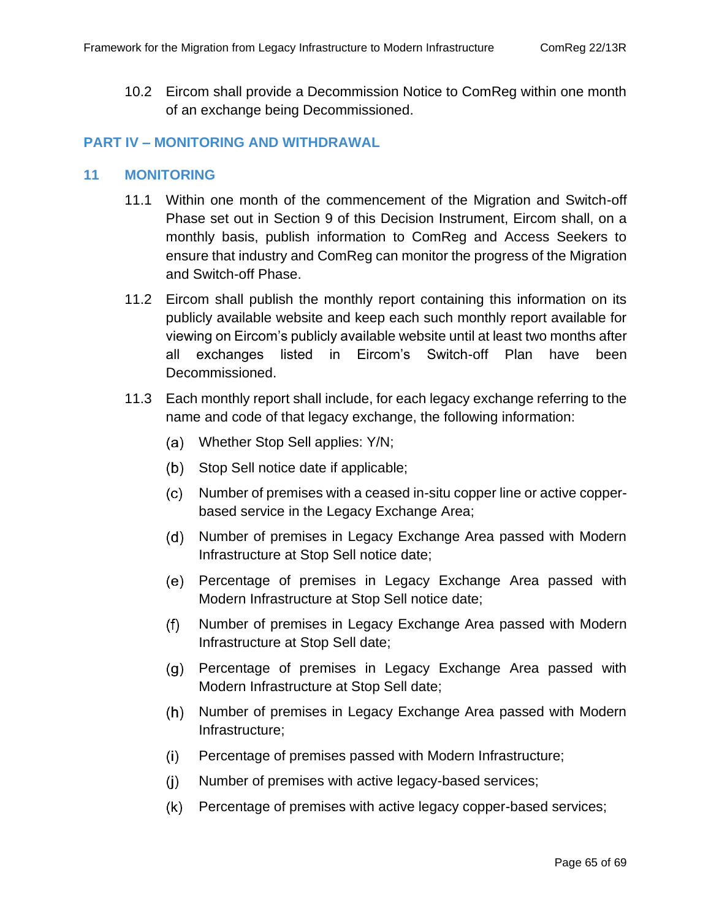10.2 Eircom shall provide a Decommission Notice to ComReg within one month of an exchange being Decommissioned.

## PART IV – MONITORING AND WITHDRAWAL

### 11 MONITORING

11.1 Within one month of the commencement of the Migration and Switch-off Phase set out in Section 9 of this Decision Instrument, Eircom shall, on a monthly basis, publish information to ComReg and Access Seekers to ensure that industry and ComReg can monitor the progress of the Migration and Switch-off Phase.

11.2 Eircom shall publish the monthly report containing this information on its publicly available website and keep each such monthly report available for viewing on Eircom's publicly available website until at least two months after all exchanges listed in Eircom's Switch-off Plan have been Decommissioned.

11.3 Each monthly report shall include, for each legacy exchange referring to the name and code of that legacy exchange, the following information:

(a) Whether Stop Sell applies: Y/N;

(b) Stop Sell notice date if applicable;

(c) Number of premises with a ceased in-situ copper line or active copper-based service in the Legacy Exchange Area;

(d) Number of premises in Legacy Exchange Area passed with Modern Infrastructure at Stop Sell notice date;

(e) Percentage of premises in Legacy Exchange Area passed with Modern Infrastructure at Stop Sell notice date;

(f) Number of premises in Legacy Exchange Area passed with Modern Infrastructure at Stop Sell date;

(g) Percentage of premises in Legacy Exchange Area passed with Modern Infrastructure at Stop Sell date;

(h) Number of premises in Legacy Exchange Area passed with Modern Infrastructure;

(i) Percentage of premises passed with Modern Infrastructure;

(j) Number of premises with active legacy-based services;

(k) Percentage of premises with active legacy copper-based services;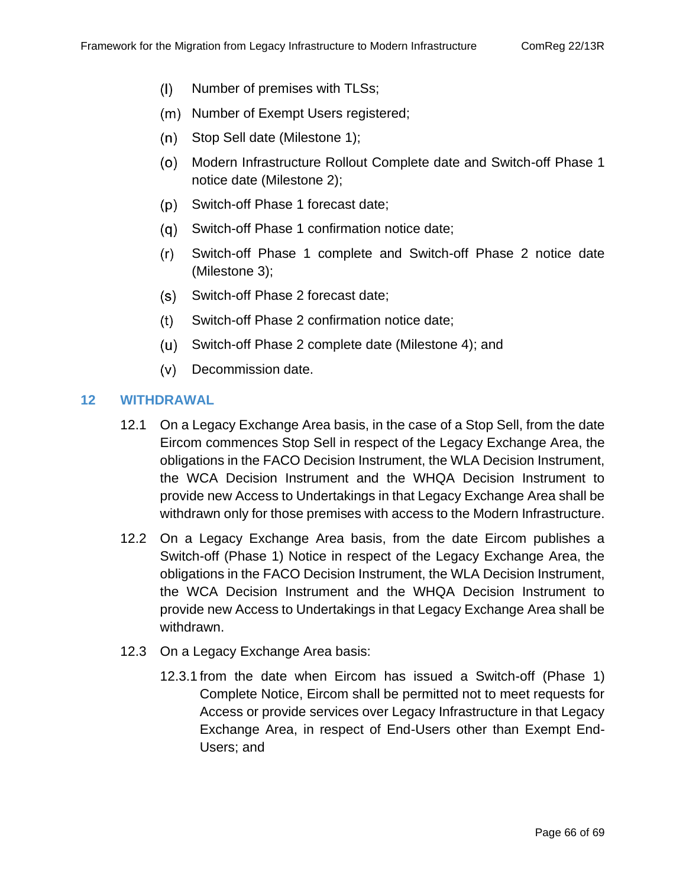(l) Number of premises with TLSs;

(m) Number of Exempt Users registered;

(n) Stop Sell date (Milestone 1);

(o) Modern Infrastructure Rollout Complete date and Switch-off Phase 1 notice date (Milestone 2);

(p) Switch-off Phase 1 forecast date;

(q) Switch-off Phase 1 confirmation notice date;

(r) Switch-off Phase 1 complete and Switch-off Phase 2 notice date (Milestone 3);

(s) Switch-off Phase 2 forecast date;

(t) Switch-off Phase 2 confirmation notice date;

(u) Switch-off Phase 2 complete date (Milestone 4); and

(v) Decommission date.

## 12 WITHDRAWAL

12.1 On a Legacy Exchange Area basis, in the case of a Stop Sell, from the date Eircom commences Stop Sell in respect of the Legacy Exchange Area, the obligations in the FACO Decision Instrument, the WLA Decision Instrument, the WCA Decision Instrument and the WHQA Decision Instrument to provide new Access to Undertakings in that Legacy Exchange Area shall be withdrawn only for those premises with access to the Modern Infrastructure.

12.2 On a Legacy Exchange Area basis, from the date Eircom publishes a Switch-off (Phase 1) Notice in respect of the Legacy Exchange Area, the obligations in the FACO Decision Instrument, the WLA Decision Instrument, the WCA Decision Instrument and the WHQA Decision Instrument to provide new Access to Undertakings in that Legacy Exchange Area shall be withdrawn.

12.3 On a Legacy Exchange Area basis:

12.3.1 from the date when Eircom has issued a Switch-off (Phase 1) Complete Notice, Eircom shall be permitted not to meet requests for Access or provide services over Legacy Infrastructure in that Legacy Exchange Area, in respect of End-Users other than Exempt End-Users; and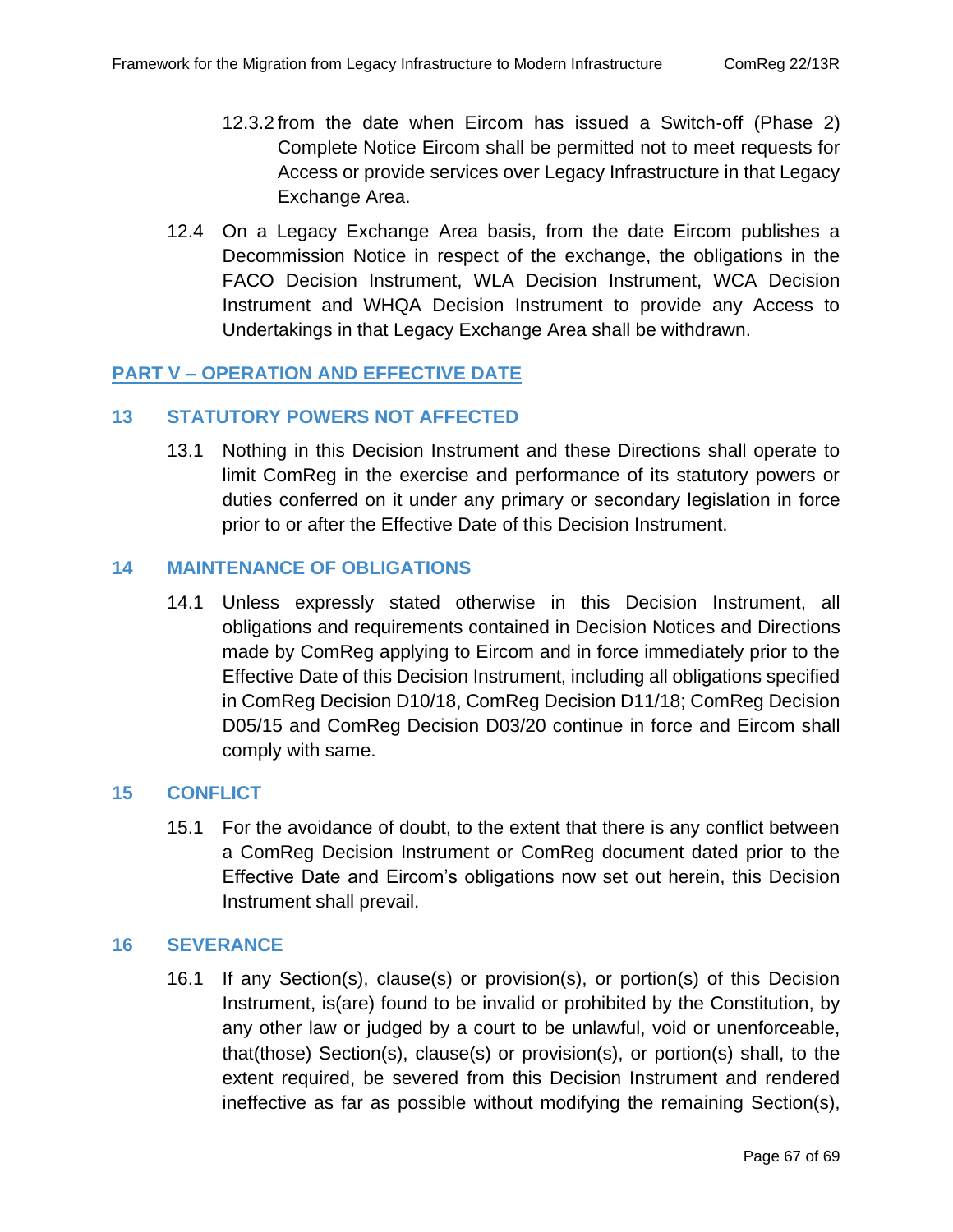12.3.2 from the date when Eircom has issued a Switch-off (Phase 2) Complete Notice Eircom shall be permitted not to meet requests for Access or provide services over Legacy Infrastructure in that Legacy Exchange Area.

12.4 On a Legacy Exchange Area basis, from the date Eircom publishes a Decommission Notice in respect of the exchange, the obligations in the FACO Decision Instrument, WLA Decision Instrument, WCA Decision Instrument and WHQA Decision Instrument to provide any Access to Undertakings in that Legacy Exchange Area shall be withdrawn.

## PART V – OPERATION AND EFFECTIVE DATE

### 13 STATUTORY POWERS NOT AFFECTED

13.1 Nothing in this Decision Instrument and these Directions shall operate to limit ComReg in the exercise and performance of its statutory powers or duties conferred on it under any primary or secondary legislation in force prior to or after the Effective Date of this Decision Instrument.

### 14 MAINTENANCE OF OBLIGATIONS

14.1 Unless expressly stated otherwise in this Decision Instrument, all obligations and requirements contained in Decision Notices and Directions made by ComReg applying to Eircom and in force immediately prior to the Effective Date of this Decision Instrument, including all obligations specified in ComReg Decision D10/18, ComReg Decision D11/18; ComReg Decision D05/15 and ComReg Decision D03/20 continue in force and Eircom shall comply with same.

### 15 CONFLICT

15.1 For the avoidance of doubt, to the extent that there is any conflict between a ComReg Decision Instrument or ComReg document dated prior to the Effective Date and Eircom's obligations now set out herein, this Decision Instrument shall prevail.

### 16 SEVERANCE

16.1 If any Section(s), clause(s) or provision(s), or portion(s) of this Decision Instrument, is(are) found to be invalid or prohibited by the Constitution, by any other law or judged by a court to be unlawful, void or unenforceable, that(those) Section(s), clause(s) or provision(s), or portion(s) shall, to the extent required, be severed from this Decision Instrument and rendered ineffective as far as possible without modifying the remaining Section(s),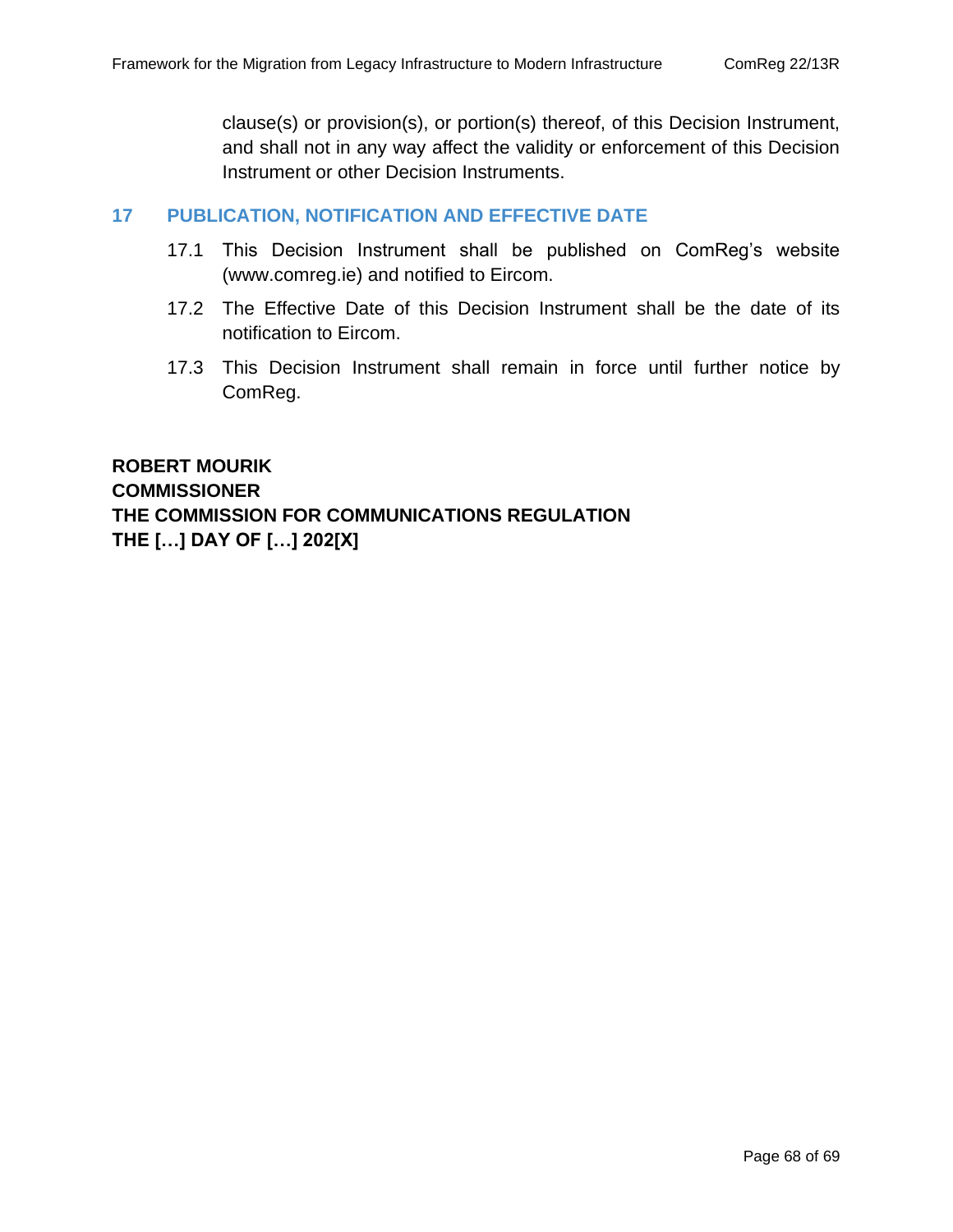clause(s) or provision(s), or portion(s) thereof, of this Decision Instrument, and shall not in any way affect the validity or enforcement of this Decision Instrument or other Decision Instruments.

## 17 PUBLICATION, NOTIFICATION AND EFFECTIVE DATE

17.1 This Decision Instrument shall be published on ComReg's website (www.comreg.ie) and notified to Eircom.

17.2 The Effective Date of this Decision Instrument shall be the date of its notification to Eircom.

17.3 This Decision Instrument shall remain in force until further notice by ComReg.

**ROBERT MOURIK**
**COMMISSIONER**
**THE COMMISSION FOR COMMUNICATIONS REGULATION**
**THE […] DAY OF […] 202[X]**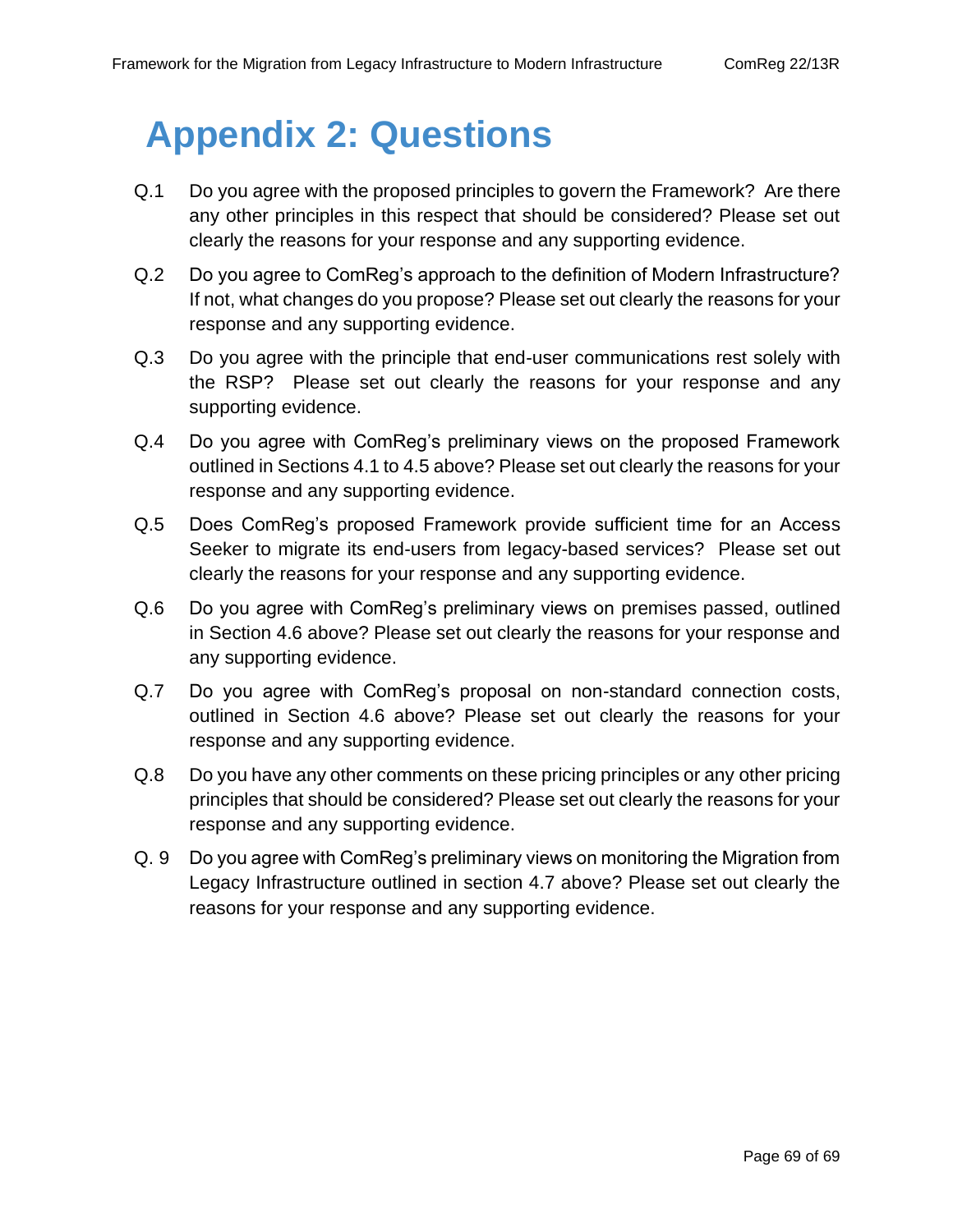# Appendix 2: Questions

Q.1 Do you agree with the proposed principles to govern the Framework? Are there any other principles in this respect that should be considered? Please set out clearly the reasons for your response and any supporting evidence.

Q.2 Do you agree to ComReg's approach to the definition of Modern Infrastructure? If not, what changes do you propose? Please set out clearly the reasons for your response and any supporting evidence.

Q.3 Do you agree with the principle that end-user communications rest solely with the RSP? Please set out clearly the reasons for your response and any supporting evidence.

Q.4 Do you agree with ComReg's preliminary views on the proposed Framework outlined in Sections 4.1 to 4.5 above? Please set out clearly the reasons for your response and any supporting evidence.

Q.5 Does ComReg's proposed Framework provide sufficient time for an Access Seeker to migrate its end-users from legacy-based services? Please set out clearly the reasons for your response and any supporting evidence.

Q.6 Do you agree with ComReg's preliminary views on premises passed, outlined in Section 4.6 above? Please set out clearly the reasons for your response and any supporting evidence.

Q.7 Do you agree with ComReg's proposal on non-standard connection costs, outlined in Section 4.6 above? Please set out clearly the reasons for your response and any supporting evidence.

Q.8 Do you have any other comments on these pricing principles or any other pricing principles that should be considered? Please set out clearly the reasons for your response and any supporting evidence.

Q. 9 Do you agree with ComReg's preliminary views on monitoring the Migration from Legacy Infrastructure outlined in section 4.7 above? Please set out clearly the reasons for your response and any supporting evidence.